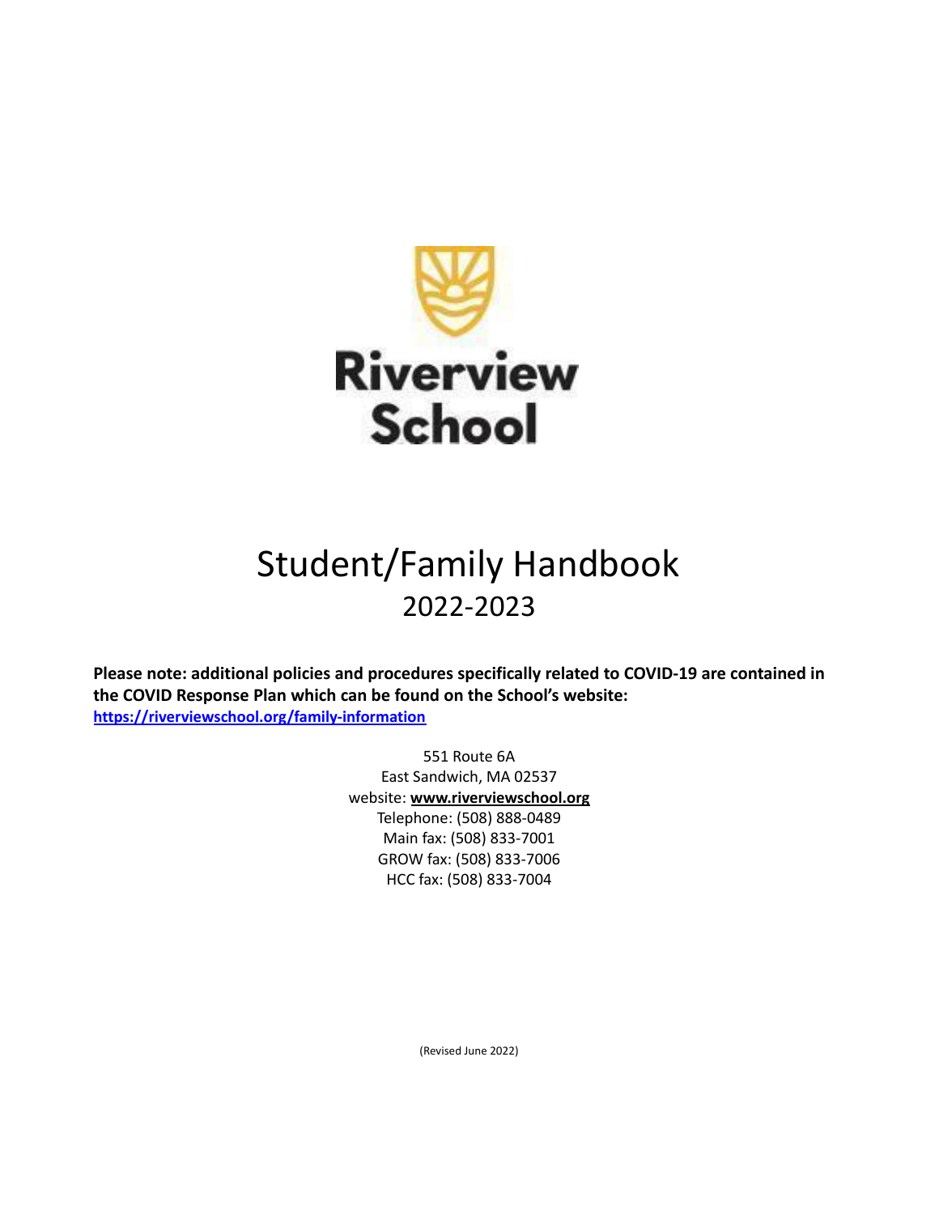Riverview School

# Student/Family Handbook

## 2022-2023

**Please note: additional policies and procedures specifically related to COVID-19 are contained in the COVID Response Plan which can be found on the School's website: https://riverviewschool.org/family-information**

551 Route 6A
East Sandwich, MA 02537
website: **www.riverviewschool.org**
Telephone: (508) 888-0489
Main fax: (508) 833-7001
GROW fax: (508) 833-7006
HCC fax: (508) 833-7004

(Revised June 2022)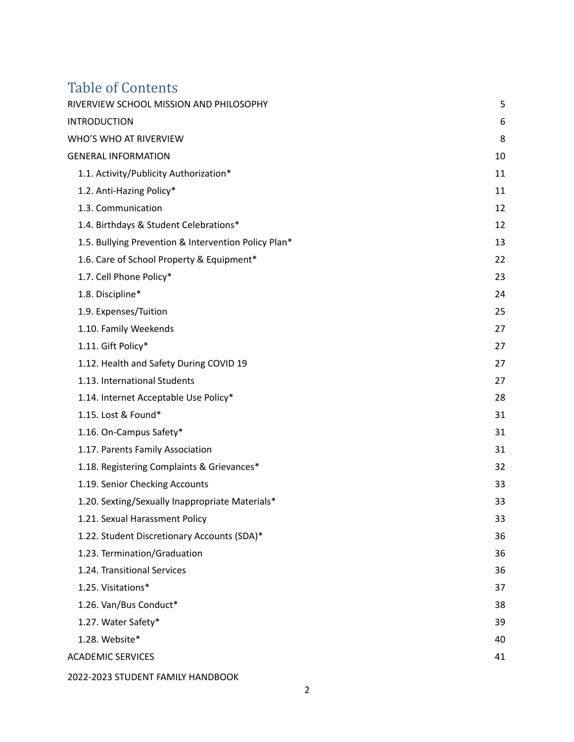# Table of Contents

| | |
|---|---|
| RIVERVIEW SCHOOL MISSION AND PHILOSOPHY | 5 |
| INTRODUCTION | 6 |
| WHO'S WHO AT RIVERVIEW | 8 |
| GENERAL INFORMATION | 10 |
| 1.1. Activity/Publicity Authorization* | 11 |
| 1.2. Anti-Hazing Policy* | 11 |
| 1.3. Communication | 12 |
| 1.4. Birthdays & Student Celebrations* | 12 |
| 1.5. Bullying Prevention & Intervention Policy Plan* | 13 |
| 1.6. Care of School Property & Equipment* | 22 |
| 1.7. Cell Phone Policy* | 23 |
| 1.8. Discipline* | 24 |
| 1.9. Expenses/Tuition | 25 |
| 1.10. Family Weekends | 27 |
| 1.11. Gift Policy* | 27 |
| 1.12. Health and Safety During COVID 19 | 27 |
| 1.13. International Students | 27 |
| 1.14. Internet Acceptable Use Policy* | 28 |
| 1.15. Lost & Found* | 31 |
| 1.16. On-Campus Safety* | 31 |
| 1.17. Parents Family Association | 31 |
| 1.18. Registering Complaints & Grievances* | 32 |
| 1.19. Senior Checking Accounts | 33 |
| 1.20. Sexting/Sexually Inappropriate Materials* | 33 |
| 1.21. Sexual Harassment Policy | 33 |
| 1.22. Student Discretionary Accounts (SDA)* | 36 |
| 1.23. Termination/Graduation | 36 |
| 1.24. Transitional Services | 36 |
| 1.25. Visitations* | 37 |
| 1.26. Van/Bus Conduct* | 38 |
| 1.27. Water Safety* | 39 |
| 1.28. Website* | 40 |
| ACADEMIC SERVICES | 41 |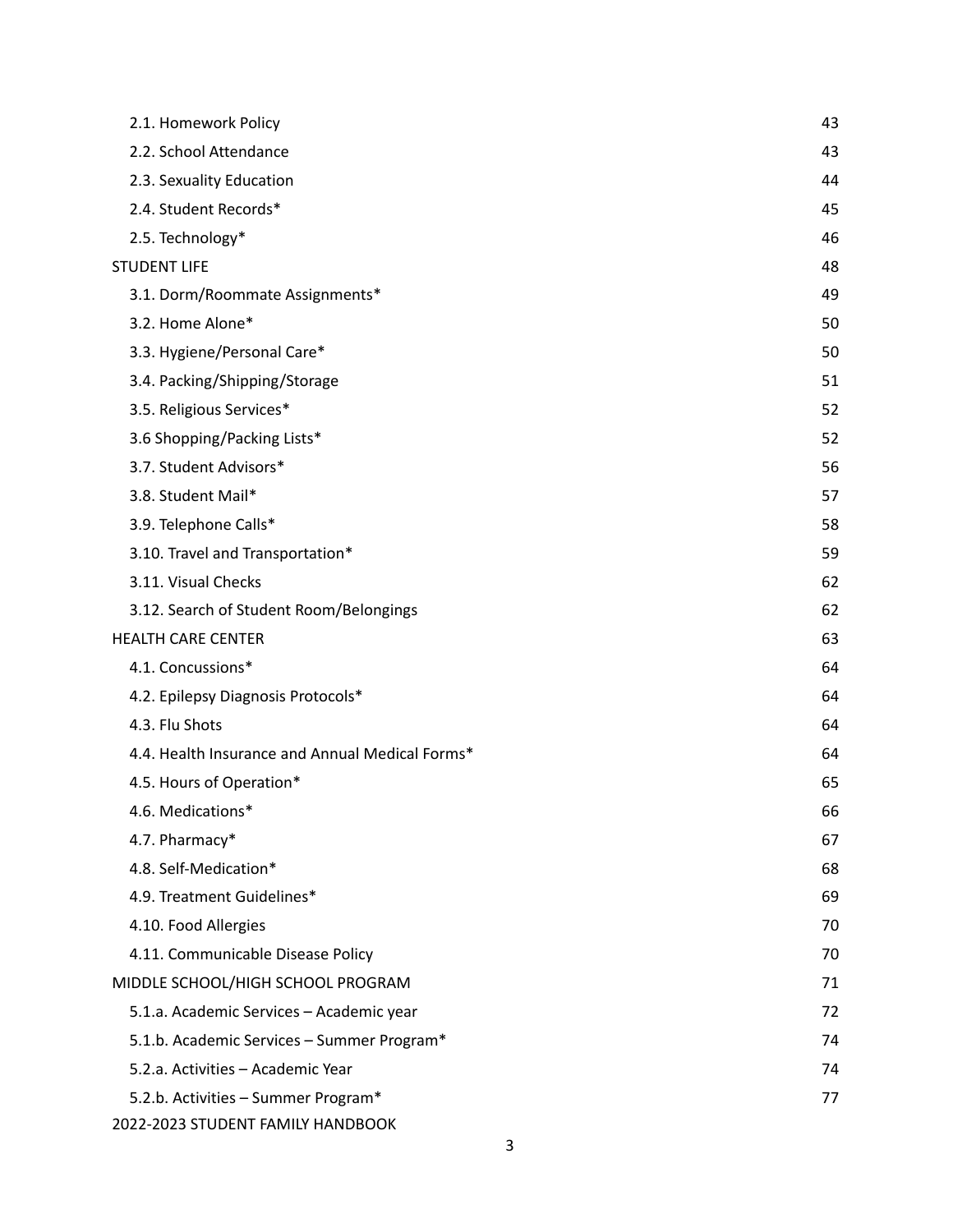| | |
|---|---|
| 2.1. Homework Policy | 43 |
| 2.2. School Attendance | 43 |
| 2.3. Sexuality Education | 44 |
| 2.4. Student Records* | 45 |
| 2.5. Technology* | 46 |
| STUDENT LIFE | 48 |
| 3.1. Dorm/Roommate Assignments* | 49 |
| 3.2. Home Alone* | 50 |
| 3.3. Hygiene/Personal Care* | 50 |
| 3.4. Packing/Shipping/Storage | 51 |
| 3.5. Religious Services* | 52 |
| 3.6 Shopping/Packing Lists* | 52 |
| 3.7. Student Advisors* | 56 |
| 3.8. Student Mail* | 57 |
| 3.9. Telephone Calls* | 58 |
| 3.10. Travel and Transportation* | 59 |
| 3.11. Visual Checks | 62 |
| 3.12. Search of Student Room/Belongings | 62 |
| HEALTH CARE CENTER | 63 |
| 4.1. Concussions* | 64 |
| 4.2. Epilepsy Diagnosis Protocols* | 64 |
| 4.3. Flu Shots | 64 |
| 4.4. Health Insurance and Annual Medical Forms* | 64 |
| 4.5. Hours of Operation* | 65 |
| 4.6. Medications* | 66 |
| 4.7. Pharmacy* | 67 |
| 4.8. Self-Medication* | 68 |
| 4.9. Treatment Guidelines* | 69 |
| 4.10. Food Allergies | 70 |
| 4.11. Communicable Disease Policy | 70 |
| MIDDLE SCHOOL/HIGH SCHOOL PROGRAM | 71 |
| 5.1.a. Academic Services – Academic year | 72 |
| 5.1.b. Academic Services – Summer Program* | 74 |
| 5.2.a. Activities – Academic Year | 74 |
| 5.2.b. Activities – Summer Program* | 77 |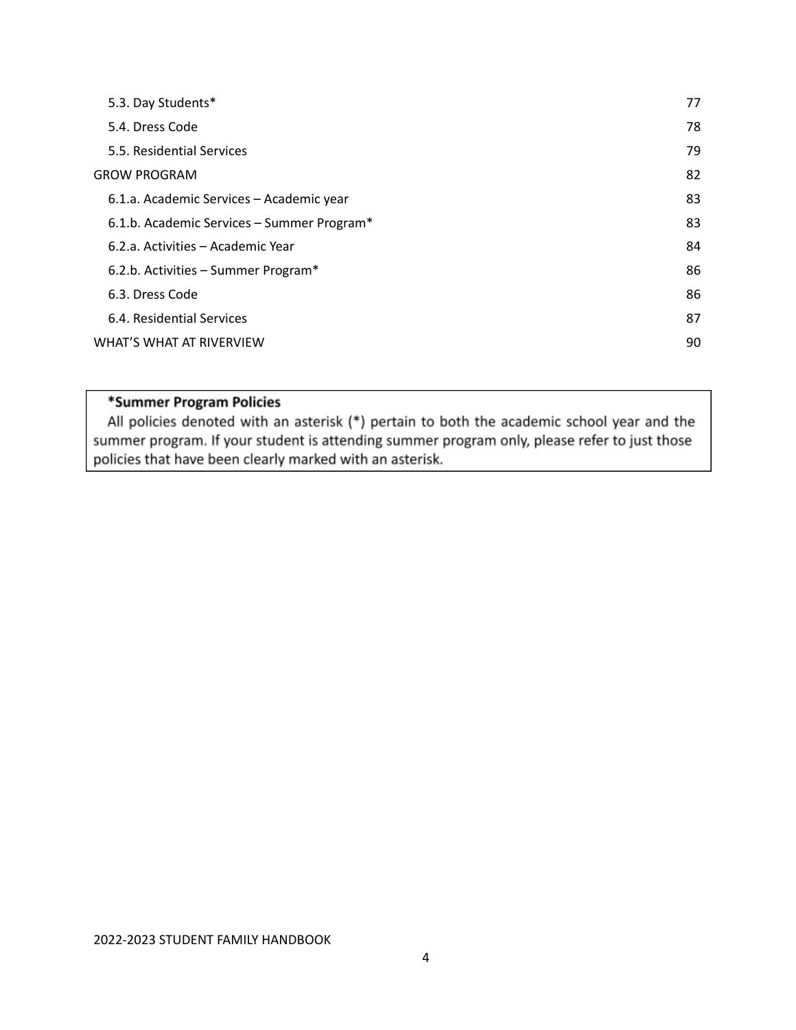| | |
|---|---|
| 5.3. Day Students* | 77 |
| 5.4. Dress Code | 78 |
| 5.5. Residential Services | 79 |
| GROW PROGRAM | 82 |
| 6.1.a. Academic Services – Academic year | 83 |
| 6.1.b. Academic Services – Summer Program* | 83 |
| 6.2.a. Activities – Academic Year | 84 |
| 6.2.b. Activities – Summer Program* | 86 |
| 6.3. Dress Code | 86 |
| 6.4. Residential Services | 87 |
| WHAT'S WHAT AT RIVERVIEW | 90 |

**\*Summer Program Policies**

All policies denoted with an asterisk (*) pertain to both the academic school year and the summer program. If your student is attending summer program only, please refer to just those policies that have been clearly marked with an asterisk.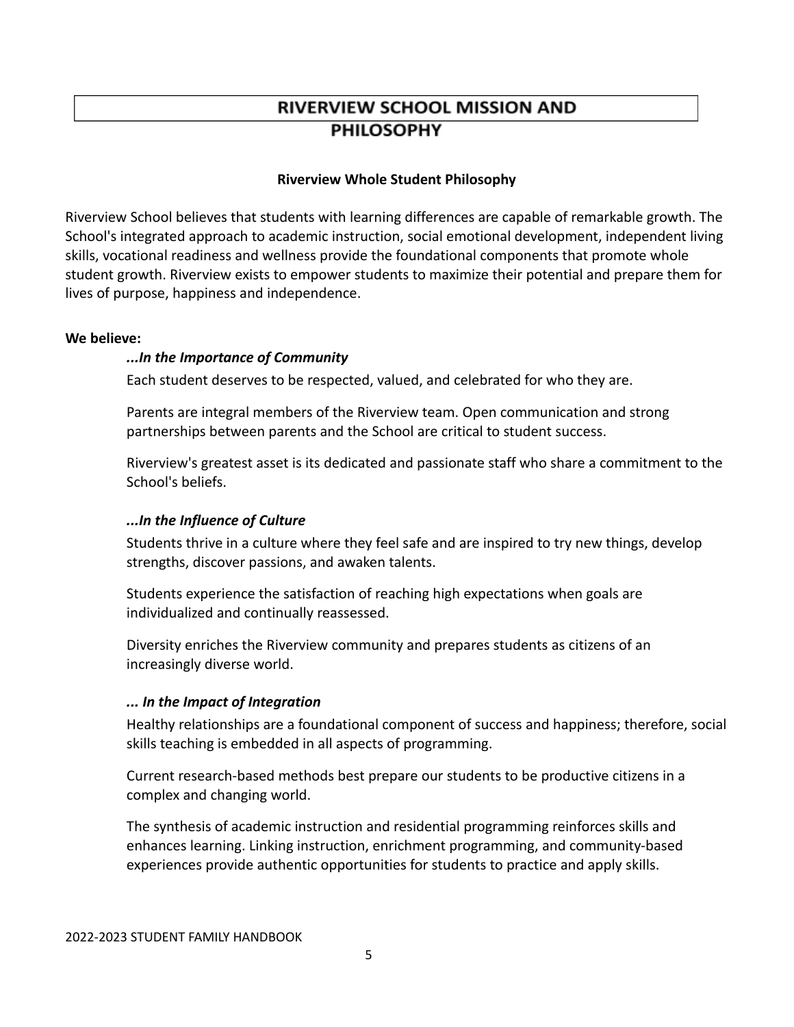# RIVERVIEW SCHOOL MISSION AND PHILOSOPHY

**Riverview Whole Student Philosophy**

Riverview School believes that students with learning differences are capable of remarkable growth. The School's integrated approach to academic instruction, social emotional development, independent living skills, vocational readiness and wellness provide the foundational components that promote whole student growth. Riverview exists to empower students to maximize their potential and prepare them for lives of purpose, happiness and independence.

**We believe:**

***...In the Importance of Community***

Each student deserves to be respected, valued, and celebrated for who they are.

Parents are integral members of the Riverview team. Open communication and strong partnerships between parents and the School are critical to student success.

Riverview's greatest asset is its dedicated and passionate staff who share a commitment to the School's beliefs.

***...In the Influence of Culture***

Students thrive in a culture where they feel safe and are inspired to try new things, develop strengths, discover passions, and awaken talents.

Students experience the satisfaction of reaching high expectations when goals are individualized and continually reassessed.

Diversity enriches the Riverview community and prepares students as citizens of an increasingly diverse world.

***... In the Impact of Integration***

Healthy relationships are a foundational component of success and happiness; therefore, social skills teaching is embedded in all aspects of programming.

Current research-based methods best prepare our students to be productive citizens in a complex and changing world.

The synthesis of academic instruction and residential programming reinforces skills and enhances learning. Linking instruction, enrichment programming, and community-based experiences provide authentic opportunities for students to practice and apply skills.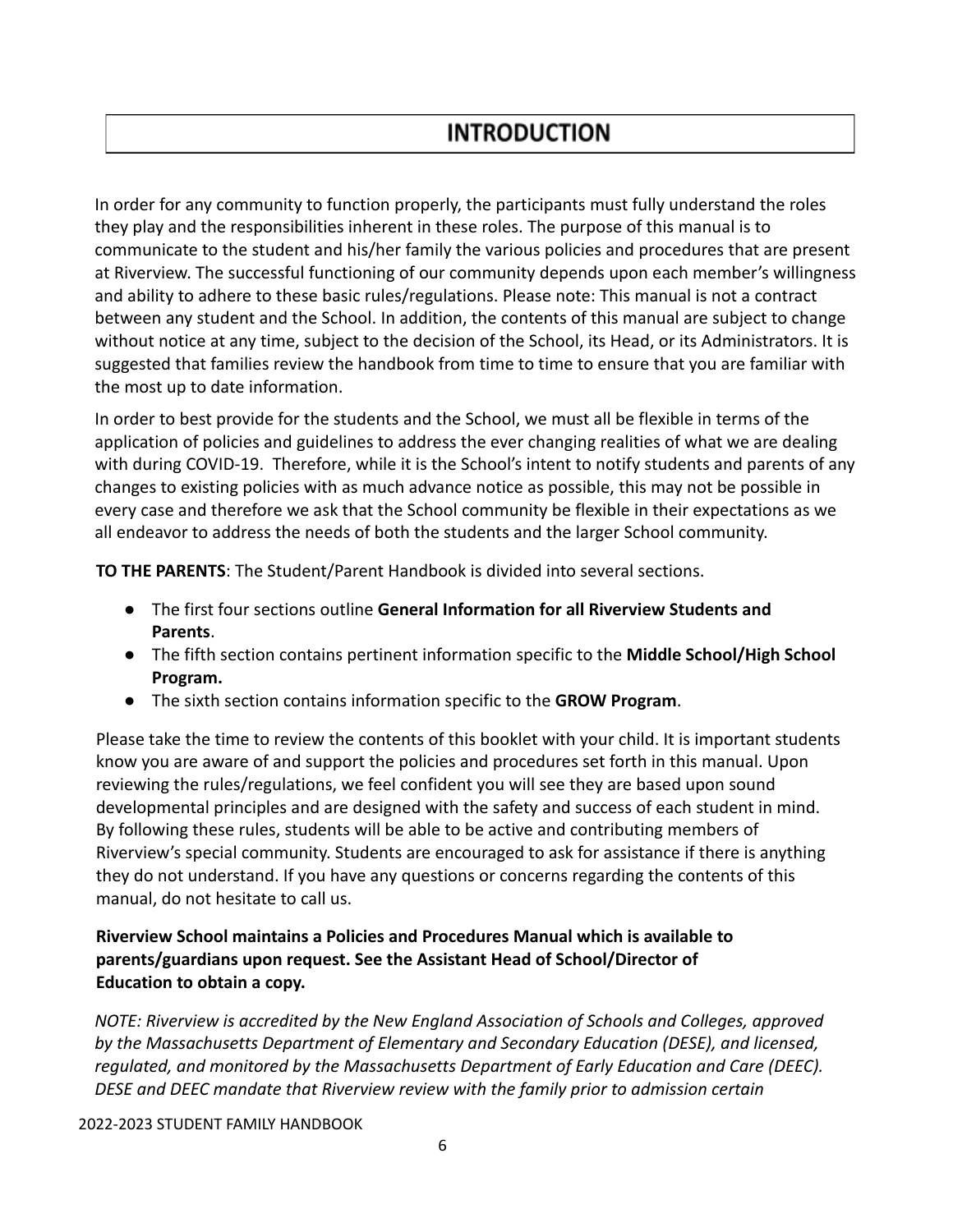# INTRODUCTION

In order for any community to function properly, the participants must fully understand the roles they play and the responsibilities inherent in these roles. The purpose of this manual is to communicate to the student and his/her family the various policies and procedures that are present at Riverview. The successful functioning of our community depends upon each member's willingness and ability to adhere to these basic rules/regulations. Please note: This manual is not a contract between any student and the School. In addition, the contents of this manual are subject to change without notice at any time, subject to the decision of the School, its Head, or its Administrators. It is suggested that families review the handbook from time to time to ensure that you are familiar with the most up to date information.

In order to best provide for the students and the School, we must all be flexible in terms of the application of policies and guidelines to address the ever changing realities of what we are dealing with during COVID-19. Therefore, while it is the School's intent to notify students and parents of any changes to existing policies with as much advance notice as possible, this may not be possible in every case and therefore we ask that the School community be flexible in their expectations as we all endeavor to address the needs of both the students and the larger School community.

**TO THE PARENTS**: The Student/Parent Handbook is divided into several sections.

- The first four sections outline **General Information for all Riverview Students and Parents**.
- The fifth section contains pertinent information specific to the **Middle School/High School Program.**
- The sixth section contains information specific to the **GROW Program**.

Please take the time to review the contents of this booklet with your child. It is important students know you are aware of and support the policies and procedures set forth in this manual. Upon reviewing the rules/regulations, we feel confident you will see they are based upon sound developmental principles and are designed with the safety and success of each student in mind. By following these rules, students will be able to be active and contributing members of Riverview's special community. Students are encouraged to ask for assistance if there is anything they do not understand. If you have any questions or concerns regarding the contents of this manual, do not hesitate to call us.

**Riverview School maintains a Policies and Procedures Manual which is available to parents/guardians upon request. See the Assistant Head of School/Director of Education to obtain a copy.**

*NOTE: Riverview is accredited by the New England Association of Schools and Colleges, approved by the Massachusetts Department of Elementary and Secondary Education (DESE), and licensed, regulated, and monitored by the Massachusetts Department of Early Education and Care (DEEC). DESE and DEEC mandate that Riverview review with the family prior to admission certain*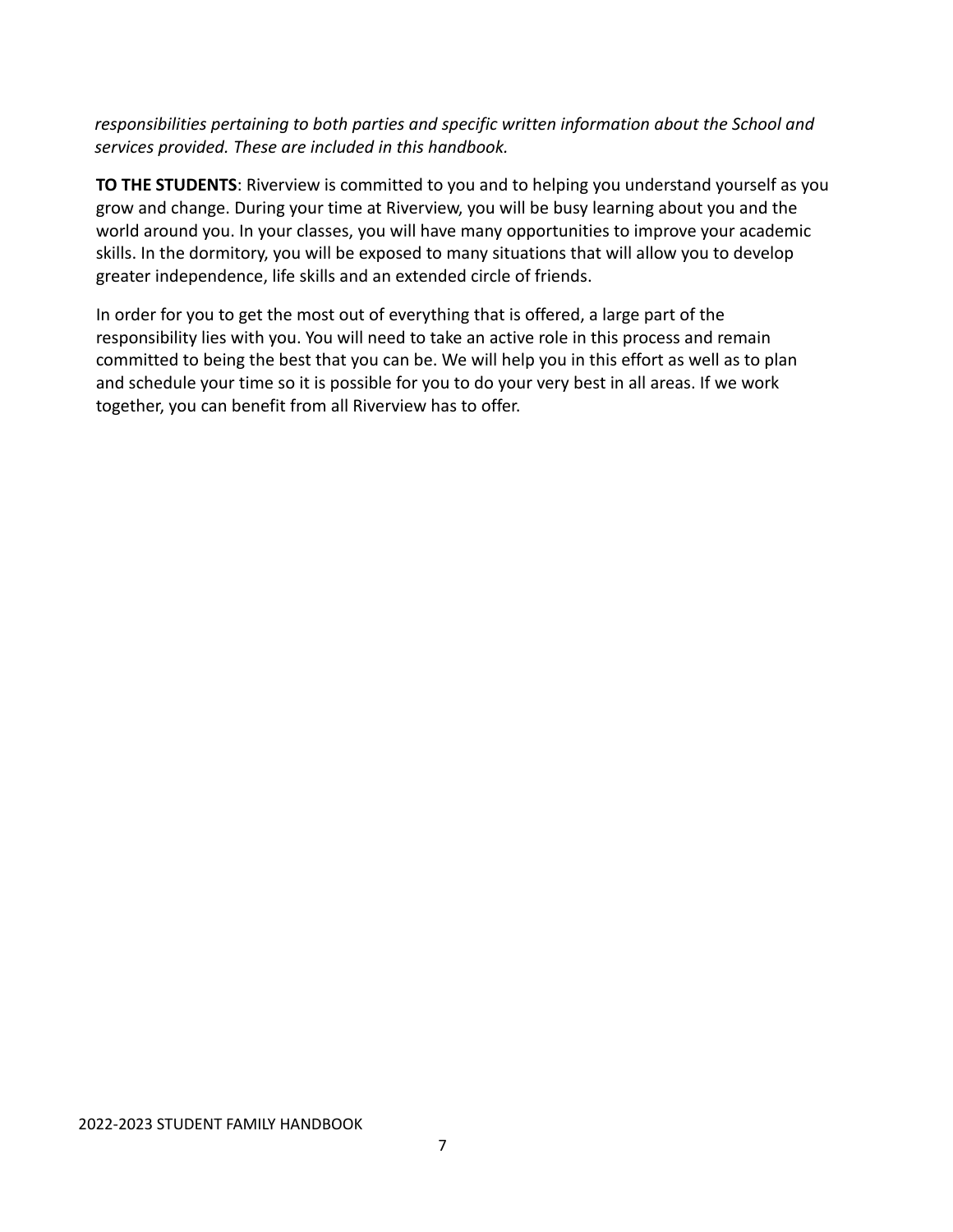*responsibilities pertaining to both parties and specific written information about the School and services provided. These are included in this handbook.*

**TO THE STUDENTS**: Riverview is committed to you and to helping you understand yourself as you grow and change. During your time at Riverview, you will be busy learning about you and the world around you. In your classes, you will have many opportunities to improve your academic skills. In the dormitory, you will be exposed to many situations that will allow you to develop greater independence, life skills and an extended circle of friends.

In order for you to get the most out of everything that is offered, a large part of the responsibility lies with you. You will need to take an active role in this process and remain committed to being the best that you can be. We will help you in this effort as well as to plan and schedule your time so it is possible for you to do your very best in all areas. If we work together, you can benefit from all Riverview has to offer.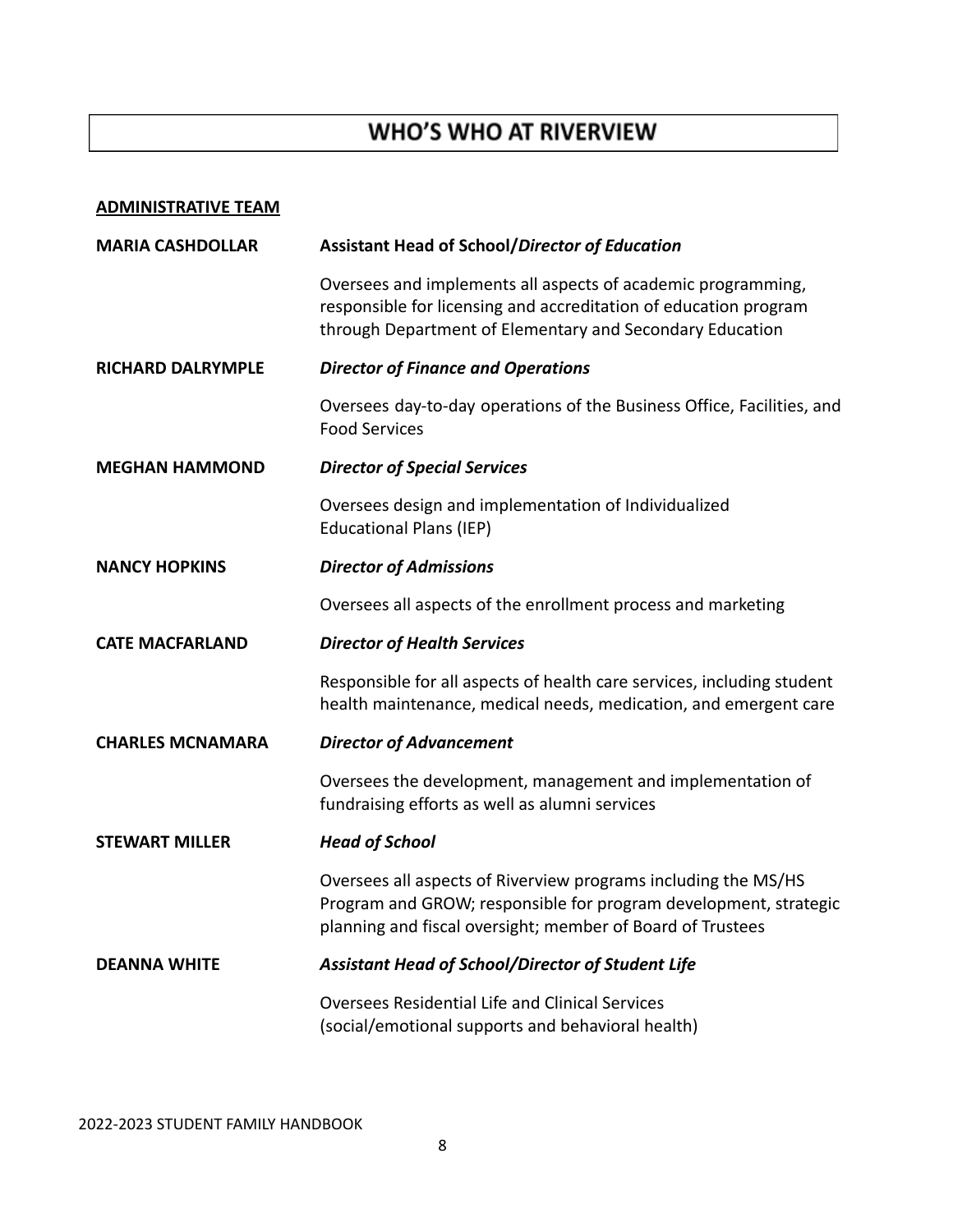# WHO'S WHO AT RIVERVIEW

**ADMINISTRATIVE TEAM**

**MARIA CASHDOLLAR** — **Assistant Head of School/*Director of Education***

Oversees and implements all aspects of academic programming, responsible for licensing and accreditation of education program through Department of Elementary and Secondary Education

**RICHARD DALRYMPLE** — ***Director of Finance and Operations***

Oversees day-to-day operations of the Business Office, Facilities, and Food Services

**MEGHAN HAMMOND** — ***Director of Special Services***

Oversees design and implementation of Individualized Educational Plans (IEP)

**NANCY HOPKINS** — ***Director of Admissions***

Oversees all aspects of the enrollment process and marketing

**CATE MACFARLAND** — ***Director of Health Services***

Responsible for all aspects of health care services, including student health maintenance, medical needs, medication, and emergent care

**CHARLES MCNAMARA** — ***Director of Advancement***

Oversees the development, management and implementation of fundraising efforts as well as alumni services

**STEWART MILLER** — ***Head of School***

Oversees all aspects of Riverview programs including the MS/HS Program and GROW; responsible for program development, strategic planning and fiscal oversight; member of Board of Trustees

**DEANNA WHITE** — ***Assistant Head of School/Director of Student Life***

Oversees Residential Life and Clinical Services (social/emotional supports and behavioral health)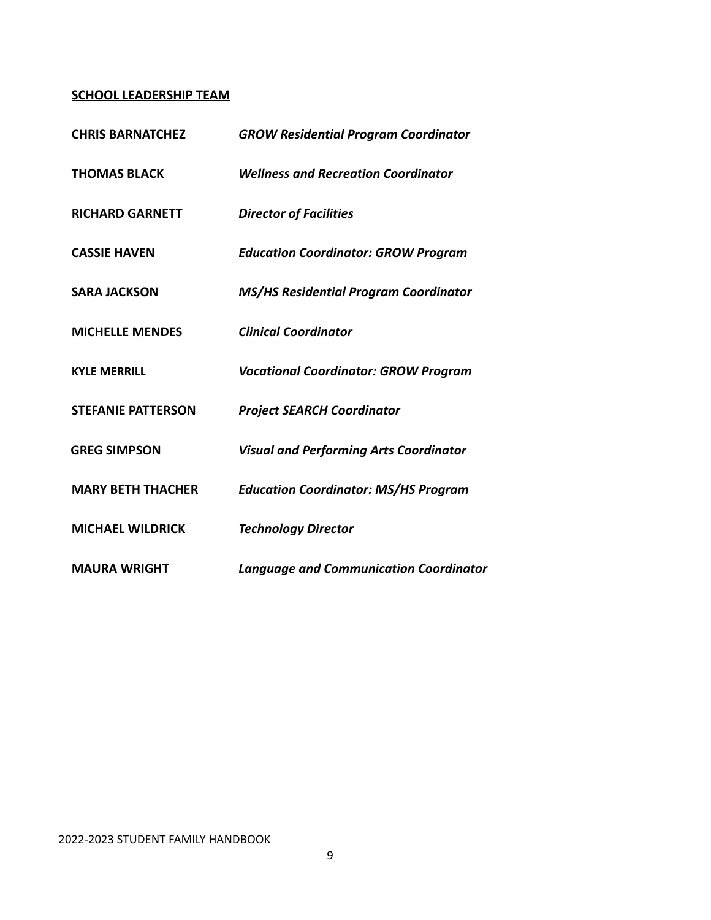**SCHOOL LEADERSHIP TEAM**

| | |
|---|---|
| **CHRIS BARNATCHEZ** | ***GROW Residential Program Coordinator*** |
| **THOMAS BLACK** | ***Wellness and Recreation Coordinator*** |
| **RICHARD GARNETT** | ***Director of Facilities*** |
| **CASSIE HAVEN** | ***Education Coordinator: GROW Program*** |
| **SARA JACKSON** | ***MS/HS Residential Program Coordinator*** |
| **MICHELLE MENDES** | ***Clinical Coordinator*** |
| **KYLE MERRILL** | ***Vocational Coordinator: GROW Program*** |
| **STEFANIE PATTERSON** | ***Project SEARCH Coordinator*** |
| **GREG SIMPSON** | ***Visual and Performing Arts Coordinator*** |
| **MARY BETH THACHER** | ***Education Coordinator: MS/HS Program*** |
| **MICHAEL WILDRICK** | ***Technology Director*** |
| **MAURA WRIGHT** | ***Language and Communication Coordinator*** |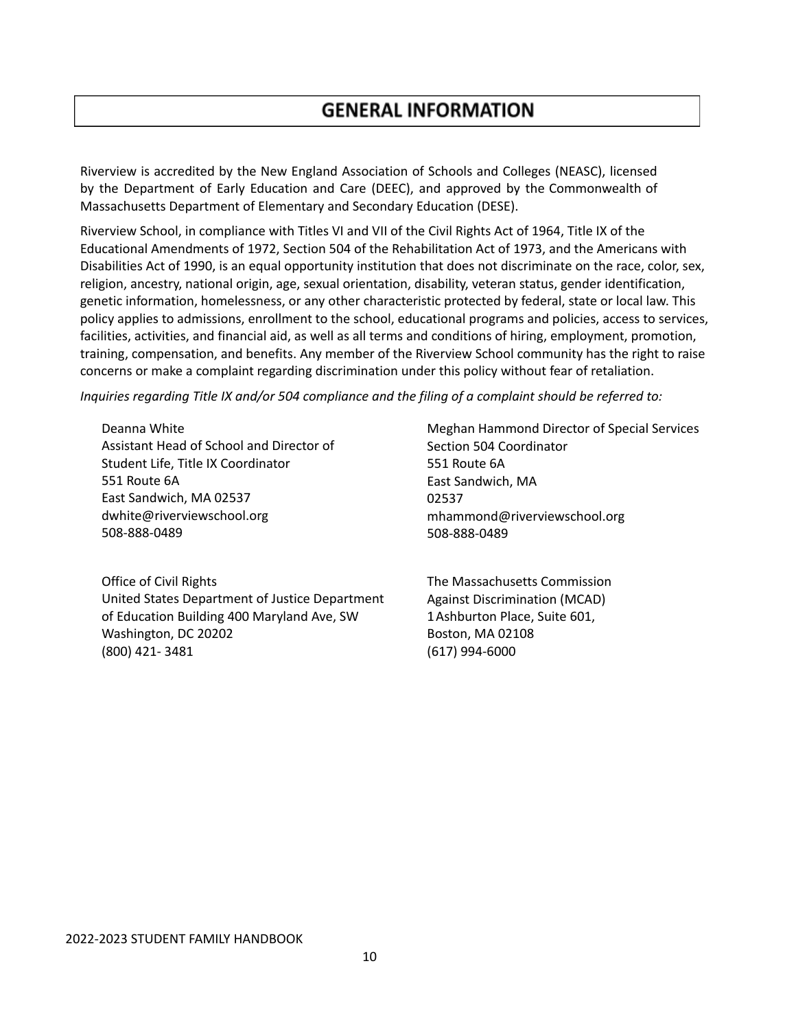# GENERAL INFORMATION

Riverview is accredited by the New England Association of Schools and Colleges (NEASC), licensed by the Department of Early Education and Care (DEEC), and approved by the Commonwealth of Massachusetts Department of Elementary and Secondary Education (DESE).

Riverview School, in compliance with Titles VI and VII of the Civil Rights Act of 1964, Title IX of the Educational Amendments of 1972, Section 504 of the Rehabilitation Act of 1973, and the Americans with Disabilities Act of 1990, is an equal opportunity institution that does not discriminate on the race, color, sex, religion, ancestry, national origin, age, sexual orientation, disability, veteran status, gender identification, genetic information, homelessness, or any other characteristic protected by federal, state or local law. This policy applies to admissions, enrollment to the school, educational programs and policies, access to services, facilities, activities, and financial aid, as well as all terms and conditions of hiring, employment, promotion, training, compensation, and benefits. Any member of the Riverview School community has the right to raise concerns or make a complaint regarding discrimination under this policy without fear of retaliation.

*Inquiries regarding Title IX and/or 504 compliance and the filing of a complaint should be referred to:*

Deanna White
Assistant Head of School and Director of Student Life, Title IX Coordinator
551 Route 6A
East Sandwich, MA 02537
dwhite@riverviewschool.org
508-888-0489

Meghan Hammond Director of Special Services
Section 504 Coordinator
551 Route 6A
East Sandwich, MA
02537
mhammond@riverviewschool.org
508-888-0489

Office of Civil Rights
United States Department of Justice Department of Education Building 400 Maryland Ave, SW
Washington, DC 20202
(800) 421- 3481

The Massachusetts Commission Against Discrimination (MCAD)
1 Ashburton Place, Suite 601,
Boston, MA 02108
(617) 994-6000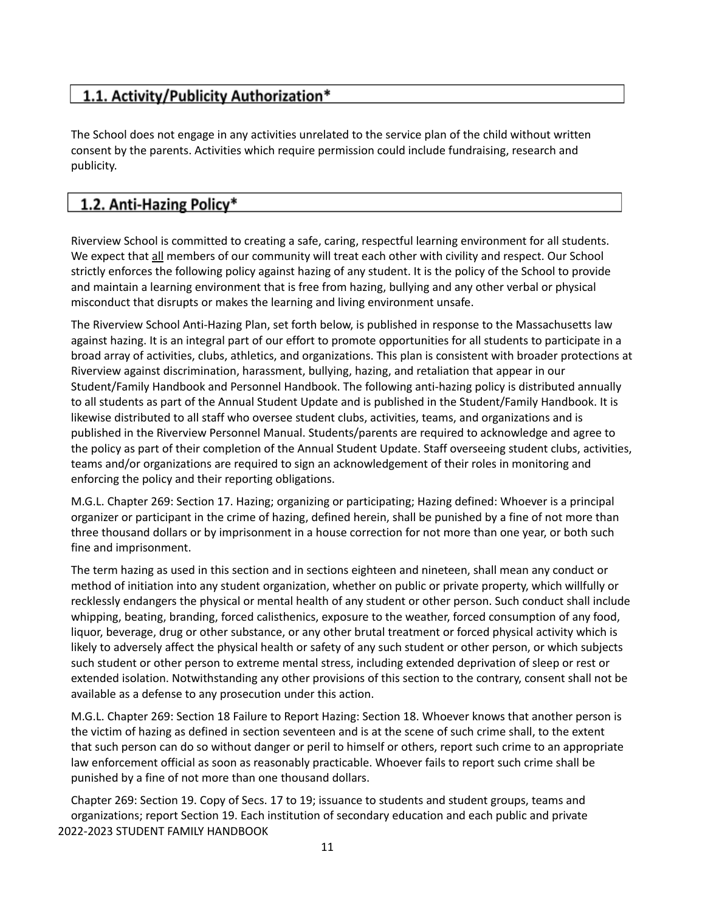## 1.1. Activity/Publicity Authorization*

The School does not engage in any activities unrelated to the service plan of the child without written consent by the parents. Activities which require permission could include fundraising, research and publicity.

## 1.2. Anti-Hazing Policy*

Riverview School is committed to creating a safe, caring, respectful learning environment for all students. We expect that <u>all</u> members of our community will treat each other with civility and respect. Our School strictly enforces the following policy against hazing of any student. It is the policy of the School to provide and maintain a learning environment that is free from hazing, bullying and any other verbal or physical misconduct that disrupts or makes the learning and living environment unsafe.

The Riverview School Anti-Hazing Plan, set forth below, is published in response to the Massachusetts law against hazing. It is an integral part of our effort to promote opportunities for all students to participate in a broad array of activities, clubs, athletics, and organizations. This plan is consistent with broader protections at Riverview against discrimination, harassment, bullying, hazing, and retaliation that appear in our Student/Family Handbook and Personnel Handbook. The following anti-hazing policy is distributed annually to all students as part of the Annual Student Update and is published in the Student/Family Handbook. It is likewise distributed to all staff who oversee student clubs, activities, teams, and organizations and is published in the Riverview Personnel Manual. Students/parents are required to acknowledge and agree to the policy as part of their completion of the Annual Student Update. Staff overseeing student clubs, activities, teams and/or organizations are required to sign an acknowledgement of their roles in monitoring and enforcing the policy and their reporting obligations.

M.G.L. Chapter 269: Section 17. Hazing; organizing or participating; Hazing defined: Whoever is a principal organizer or participant in the crime of hazing, defined herein, shall be punished by a fine of not more than three thousand dollars or by imprisonment in a house correction for not more than one year, or both such fine and imprisonment.

The term hazing as used in this section and in sections eighteen and nineteen, shall mean any conduct or method of initiation into any student organization, whether on public or private property, which willfully or recklessly endangers the physical or mental health of any student or other person. Such conduct shall include whipping, beating, branding, forced calisthenics, exposure to the weather, forced consumption of any food, liquor, beverage, drug or other substance, or any other brutal treatment or forced physical activity which is likely to adversely affect the physical health or safety of any such student or other person, or which subjects such student or other person to extreme mental stress, including extended deprivation of sleep or rest or extended isolation. Notwithstanding any other provisions of this section to the contrary, consent shall not be available as a defense to any prosecution under this action.

M.G.L. Chapter 269: Section 18 Failure to Report Hazing: Section 18. Whoever knows that another person is the victim of hazing as defined in section seventeen and is at the scene of such crime shall, to the extent that such person can do so without danger or peril to himself or others, report such crime to an appropriate law enforcement official as soon as reasonably practicable. Whoever fails to report such crime shall be punished by a fine of not more than one thousand dollars.

Chapter 269: Section 19. Copy of Secs. 17 to 19; issuance to students and student groups, teams and organizations; report Section 19. Each institution of secondary education and each public and private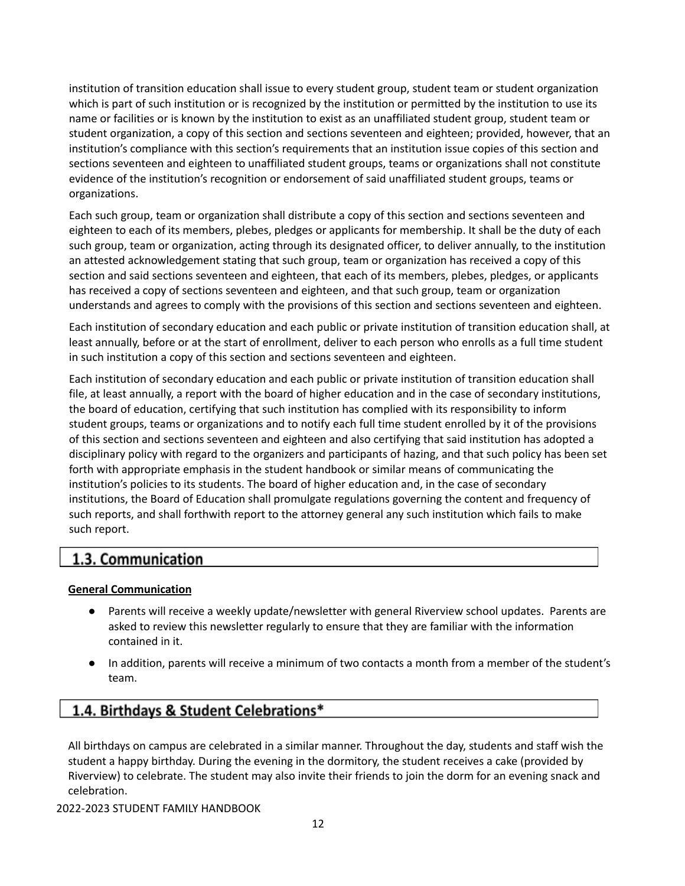institution of transition education shall issue to every student group, student team or student organization which is part of such institution or is recognized by the institution or permitted by the institution to use its name or facilities or is known by the institution to exist as an unaffiliated student group, student team or student organization, a copy of this section and sections seventeen and eighteen; provided, however, that an institution's compliance with this section's requirements that an institution issue copies of this section and sections seventeen and eighteen to unaffiliated student groups, teams or organizations shall not constitute evidence of the institution's recognition or endorsement of said unaffiliated student groups, teams or organizations.

Each such group, team or organization shall distribute a copy of this section and sections seventeen and eighteen to each of its members, plebes, pledges or applicants for membership. It shall be the duty of each such group, team or organization, acting through its designated officer, to deliver annually, to the institution an attested acknowledgement stating that such group, team or organization has received a copy of this section and said sections seventeen and eighteen, that each of its members, plebes, pledges, or applicants has received a copy of sections seventeen and eighteen, and that such group, team or organization understands and agrees to comply with the provisions of this section and sections seventeen and eighteen.

Each institution of secondary education and each public or private institution of transition education shall, at least annually, before or at the start of enrollment, deliver to each person who enrolls as a full time student in such institution a copy of this section and sections seventeen and eighteen.

Each institution of secondary education and each public or private institution of transition education shall file, at least annually, a report with the board of higher education and in the case of secondary institutions, the board of education, certifying that such institution has complied with its responsibility to inform student groups, teams or organizations and to notify each full time student enrolled by it of the provisions of this section and sections seventeen and eighteen and also certifying that said institution has adopted a disciplinary policy with regard to the organizers and participants of hazing, and that such policy has been set forth with appropriate emphasis in the student handbook or similar means of communicating the institution's policies to its students. The board of higher education and, in the case of secondary institutions, the Board of Education shall promulgate regulations governing the content and frequency of such reports, and shall forthwith report to the attorney general any such institution which fails to make such report.

## 1.3. Communication

**General Communication**

- Parents will receive a weekly update/newsletter with general Riverview school updates. Parents are asked to review this newsletter regularly to ensure that they are familiar with the information contained in it.
- In addition, parents will receive a minimum of two contacts a month from a member of the student's team.

## 1.4. Birthdays & Student Celebrations*

All birthdays on campus are celebrated in a similar manner. Throughout the day, students and staff wish the student a happy birthday. During the evening in the dormitory, the student receives a cake (provided by Riverview) to celebrate. The student may also invite their friends to join the dorm for an evening snack and celebration.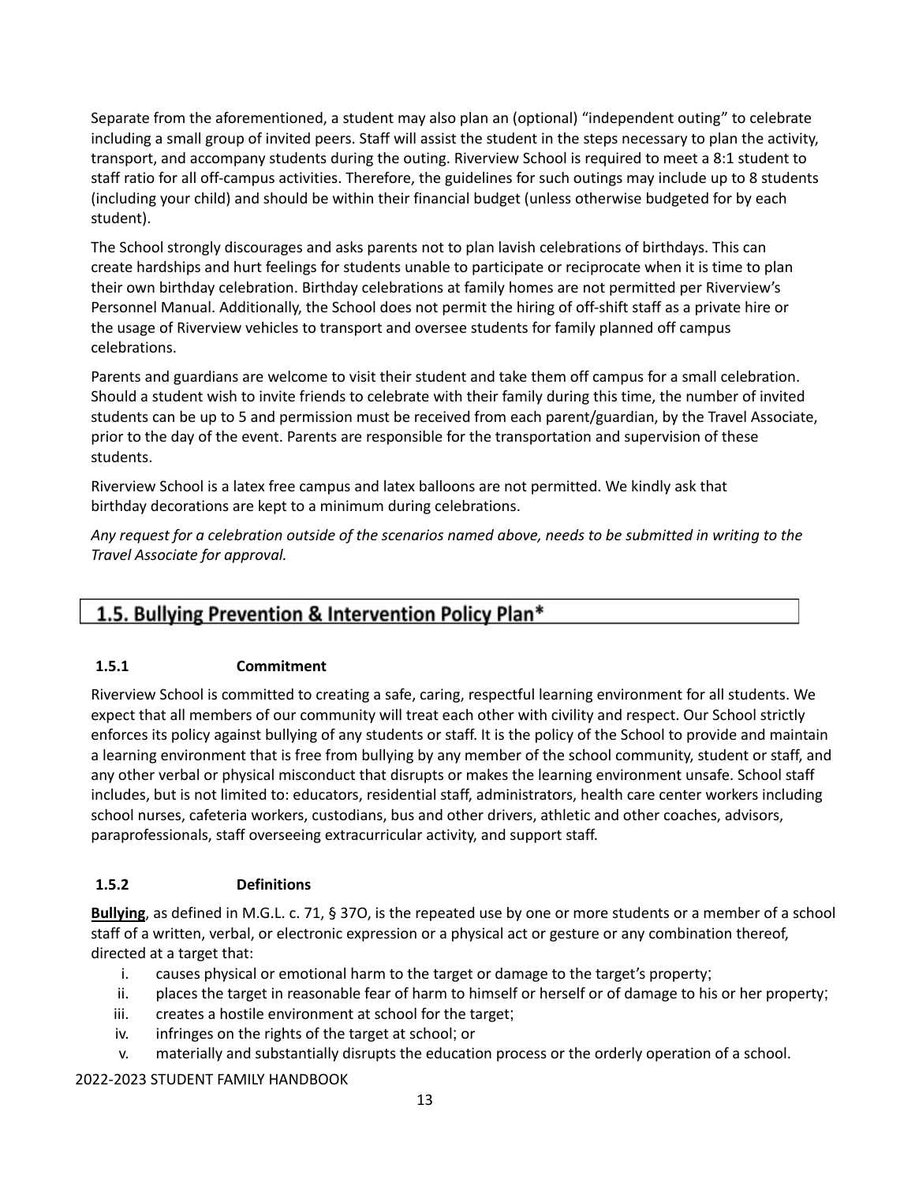Separate from the aforementioned, a student may also plan an (optional) “independent outing” to celebrate including a small group of invited peers. Staff will assist the student in the steps necessary to plan the activity, transport, and accompany students during the outing. Riverview School is required to meet a 8:1 student to staff ratio for all off-campus activities. Therefore, the guidelines for such outings may include up to 8 students (including your child) and should be within their financial budget (unless otherwise budgeted for by each student).

The School strongly discourages and asks parents not to plan lavish celebrations of birthdays. This can create hardships and hurt feelings for students unable to participate or reciprocate when it is time to plan their own birthday celebration. Birthday celebrations at family homes are not permitted per Riverview’s Personnel Manual. Additionally, the School does not permit the hiring of off-shift staff as a private hire or the usage of Riverview vehicles to transport and oversee students for family planned off campus celebrations.

Parents and guardians are welcome to visit their student and take them off campus for a small celebration. Should a student wish to invite friends to celebrate with their family during this time, the number of invited students can be up to 5 and permission must be received from each parent/guardian, by the Travel Associate, prior to the day of the event. Parents are responsible for the transportation and supervision of these students.

Riverview School is a latex free campus and latex balloons are not permitted. We kindly ask that birthday decorations are kept to a minimum during celebrations.

*Any request for a celebration outside of the scenarios named above, needs to be submitted in writing to the Travel Associate for approval.*

## 1.5. Bullying Prevention & Intervention Policy Plan*

### 1.5.1 Commitment

Riverview School is committed to creating a safe, caring, respectful learning environment for all students. We expect that all members of our community will treat each other with civility and respect. Our School strictly enforces its policy against bullying of any students or staff. It is the policy of the School to provide and maintain a learning environment that is free from bullying by any member of the school community, student or staff, and any other verbal or physical misconduct that disrupts or makes the learning environment unsafe. School staff includes, but is not limited to: educators, residential staff, administrators, health care center workers including school nurses, cafeteria workers, custodians, bus and other drivers, athletic and other coaches, advisors, paraprofessionals, staff overseeing extracurricular activity, and support staff.

### 1.5.2 Definitions

**Bullying**, as defined in M.G.L. c. 71, § 37O, is the repeated use by one or more students or a member of a school staff of a written, verbal, or electronic expression or a physical act or gesture or any combination thereof, directed at a target that:

i. causes physical or emotional harm to the target or damage to the target’s property;
ii. places the target in reasonable fear of harm to himself or herself or of damage to his or her property;
iii. creates a hostile environment at school for the target;
iv. infringes on the rights of the target at school; or
v. materially and substantially disrupts the education process or the orderly operation of a school.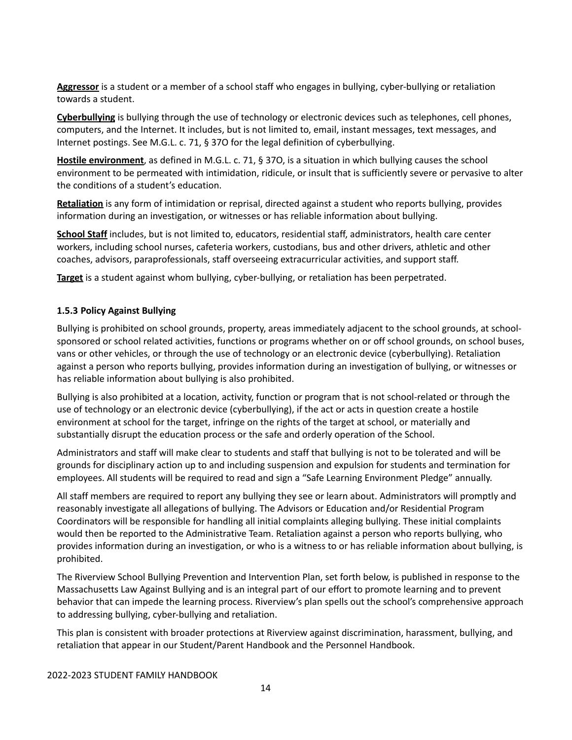**Aggressor** is a student or a member of a school staff who engages in bullying, cyber-bullying or retaliation towards a student.

**Cyberbullying** is bullying through the use of technology or electronic devices such as telephones, cell phones, computers, and the Internet. It includes, but is not limited to, email, instant messages, text messages, and Internet postings. See M.G.L. c. 71, § 37O for the legal definition of cyberbullying.

**Hostile environment**, as defined in M.G.L. c. 71, § 37O, is a situation in which bullying causes the school environment to be permeated with intimidation, ridicule, or insult that is sufficiently severe or pervasive to alter the conditions of a student's education.

**Retaliation** is any form of intimidation or reprisal, directed against a student who reports bullying, provides information during an investigation, or witnesses or has reliable information about bullying.

**School Staff** includes, but is not limited to, educators, residential staff, administrators, health care center workers, including school nurses, cafeteria workers, custodians, bus and other drivers, athletic and other coaches, advisors, paraprofessionals, staff overseeing extracurricular activities, and support staff.

**Target** is a student against whom bullying, cyber-bullying, or retaliation has been perpetrated.

### 1.5.3 Policy Against Bullying

Bullying is prohibited on school grounds, property, areas immediately adjacent to the school grounds, at school-sponsored or school related activities, functions or programs whether on or off school grounds, on school buses, vans or other vehicles, or through the use of technology or an electronic device (cyberbullying). Retaliation against a person who reports bullying, provides information during an investigation of bullying, or witnesses or has reliable information about bullying is also prohibited.

Bullying is also prohibited at a location, activity, function or program that is not school-related or through the use of technology or an electronic device (cyberbullying), if the act or acts in question create a hostile environment at school for the target, infringe on the rights of the target at school, or materially and substantially disrupt the education process or the safe and orderly operation of the School.

Administrators and staff will make clear to students and staff that bullying is not to be tolerated and will be grounds for disciplinary action up to and including suspension and expulsion for students and termination for employees. All students will be required to read and sign a "Safe Learning Environment Pledge" annually.

All staff members are required to report any bullying they see or learn about. Administrators will promptly and reasonably investigate all allegations of bullying. The Advisors or Education and/or Residential Program Coordinators will be responsible for handling all initial complaints alleging bullying. These initial complaints would then be reported to the Administrative Team. Retaliation against a person who reports bullying, who provides information during an investigation, or who is a witness to or has reliable information about bullying, is prohibited.

The Riverview School Bullying Prevention and Intervention Plan, set forth below, is published in response to the Massachusetts Law Against Bullying and is an integral part of our effort to promote learning and to prevent behavior that can impede the learning process. Riverview's plan spells out the school's comprehensive approach to addressing bullying, cyber-bullying and retaliation.

This plan is consistent with broader protections at Riverview against discrimination, harassment, bullying, and retaliation that appear in our Student/Parent Handbook and the Personnel Handbook.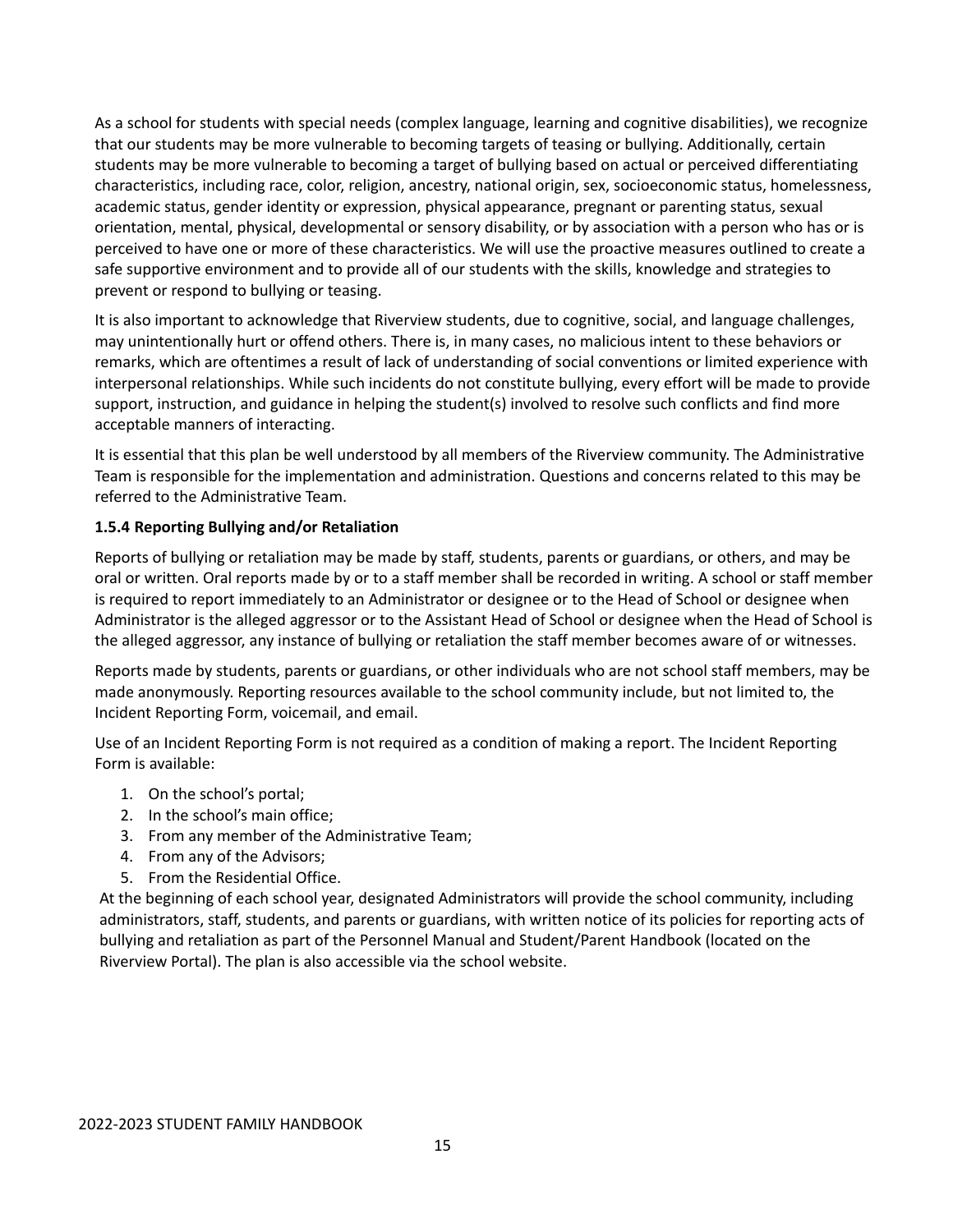As a school for students with special needs (complex language, learning and cognitive disabilities), we recognize that our students may be more vulnerable to becoming targets of teasing or bullying. Additionally, certain students may be more vulnerable to becoming a target of bullying based on actual or perceived differentiating characteristics, including race, color, religion, ancestry, national origin, sex, socioeconomic status, homelessness, academic status, gender identity or expression, physical appearance, pregnant or parenting status, sexual orientation, mental, physical, developmental or sensory disability, or by association with a person who has or is perceived to have one or more of these characteristics. We will use the proactive measures outlined to create a safe supportive environment and to provide all of our students with the skills, knowledge and strategies to prevent or respond to bullying or teasing.

It is also important to acknowledge that Riverview students, due to cognitive, social, and language challenges, may unintentionally hurt or offend others. There is, in many cases, no malicious intent to these behaviors or remarks, which are oftentimes a result of lack of understanding of social conventions or limited experience with interpersonal relationships. While such incidents do not constitute bullying, every effort will be made to provide support, instruction, and guidance in helping the student(s) involved to resolve such conflicts and find more acceptable manners of interacting.

It is essential that this plan be well understood by all members of the Riverview community. The Administrative Team is responsible for the implementation and administration. Questions and concerns related to this may be referred to the Administrative Team.

**1.5.4 Reporting Bullying and/or Retaliation**

Reports of bullying or retaliation may be made by staff, students, parents or guardians, or others, and may be oral or written. Oral reports made by or to a staff member shall be recorded in writing. A school or staff member is required to report immediately to an Administrator or designee or to the Head of School or designee when Administrator is the alleged aggressor or to the Assistant Head of School or designee when the Head of School is the alleged aggressor, any instance of bullying or retaliation the staff member becomes aware of or witnesses.

Reports made by students, parents or guardians, or other individuals who are not school staff members, may be made anonymously. Reporting resources available to the school community include, but not limited to, the Incident Reporting Form, voicemail, and email.

Use of an Incident Reporting Form is not required as a condition of making a report. The Incident Reporting Form is available:

1. On the school's portal;
2. In the school's main office;
3. From any member of the Administrative Team;
4. From any of the Advisors;
5. From the Residential Office.

At the beginning of each school year, designated Administrators will provide the school community, including administrators, staff, students, and parents or guardians, with written notice of its policies for reporting acts of bullying and retaliation as part of the Personnel Manual and Student/Parent Handbook (located on the Riverview Portal). The plan is also accessible via the school website.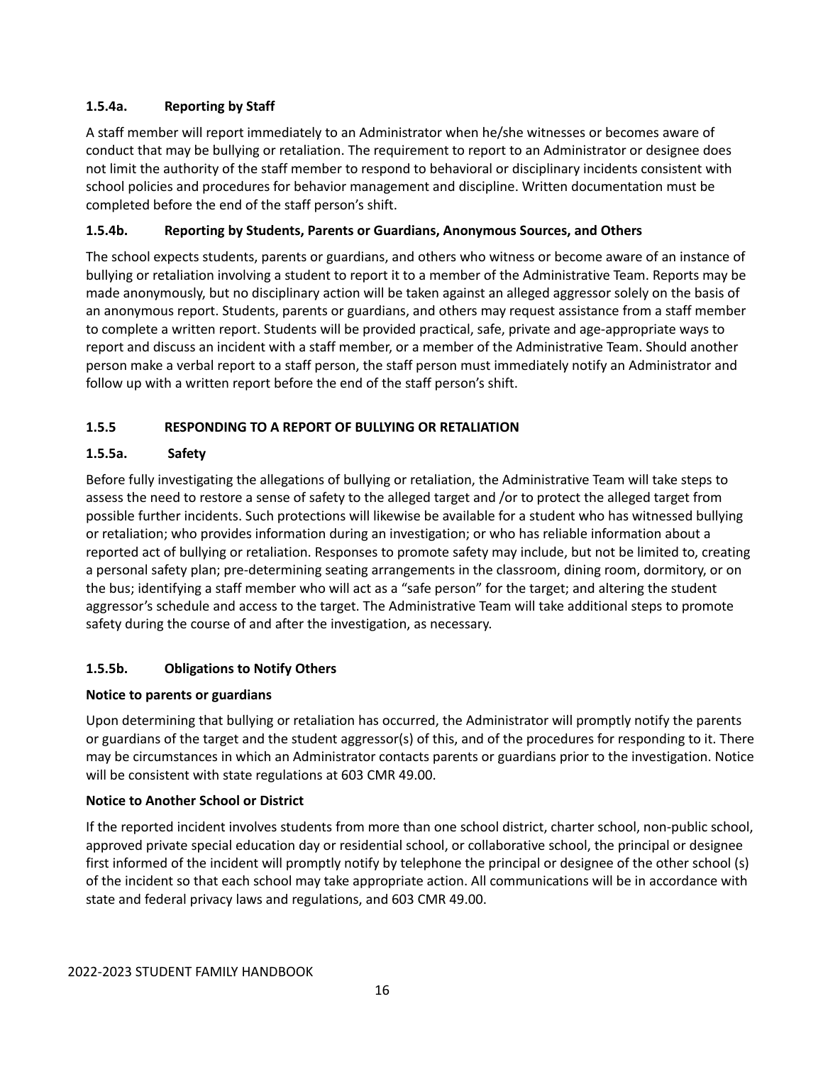#### 1.5.4a. Reporting by Staff

A staff member will report immediately to an Administrator when he/she witnesses or becomes aware of conduct that may be bullying or retaliation. The requirement to report to an Administrator or designee does not limit the authority of the staff member to respond to behavioral or disciplinary incidents consistent with school policies and procedures for behavior management and discipline. Written documentation must be completed before the end of the staff person's shift.

#### 1.5.4b. Reporting by Students, Parents or Guardians, Anonymous Sources, and Others

The school expects students, parents or guardians, and others who witness or become aware of an instance of bullying or retaliation involving a student to report it to a member of the Administrative Team. Reports may be made anonymously, but no disciplinary action will be taken against an alleged aggressor solely on the basis of an anonymous report. Students, parents or guardians, and others may request assistance from a staff member to complete a written report. Students will be provided practical, safe, private and age-appropriate ways to report and discuss an incident with a staff member, or a member of the Administrative Team. Should another person make a verbal report to a staff person, the staff person must immediately notify an Administrator and follow up with a written report before the end of the staff person's shift.

### 1.5.5 RESPONDING TO A REPORT OF BULLYING OR RETALIATION

#### 1.5.5a. Safety

Before fully investigating the allegations of bullying or retaliation, the Administrative Team will take steps to assess the need to restore a sense of safety to the alleged target and /or to protect the alleged target from possible further incidents. Such protections will likewise be available for a student who has witnessed bullying or retaliation; who provides information during an investigation; or who has reliable information about a reported act of bullying or retaliation. Responses to promote safety may include, but not be limited to, creating a personal safety plan; pre-determining seating arrangements in the classroom, dining room, dormitory, or on the bus; identifying a staff member who will act as a "safe person" for the target; and altering the student aggressor's schedule and access to the target. The Administrative Team will take additional steps to promote safety during the course of and after the investigation, as necessary.

#### 1.5.5b. Obligations to Notify Others

**Notice to parents or guardians**

Upon determining that bullying or retaliation has occurred, the Administrator will promptly notify the parents or guardians of the target and the student aggressor(s) of this, and of the procedures for responding to it. There may be circumstances in which an Administrator contacts parents or guardians prior to the investigation. Notice will be consistent with state regulations at 603 CMR 49.00.

**Notice to Another School or District**

If the reported incident involves students from more than one school district, charter school, non-public school, approved private special education day or residential school, or collaborative school, the principal or designee first informed of the incident will promptly notify by telephone the principal or designee of the other school (s) of the incident so that each school may take appropriate action. All communications will be in accordance with state and federal privacy laws and regulations, and 603 CMR 49.00.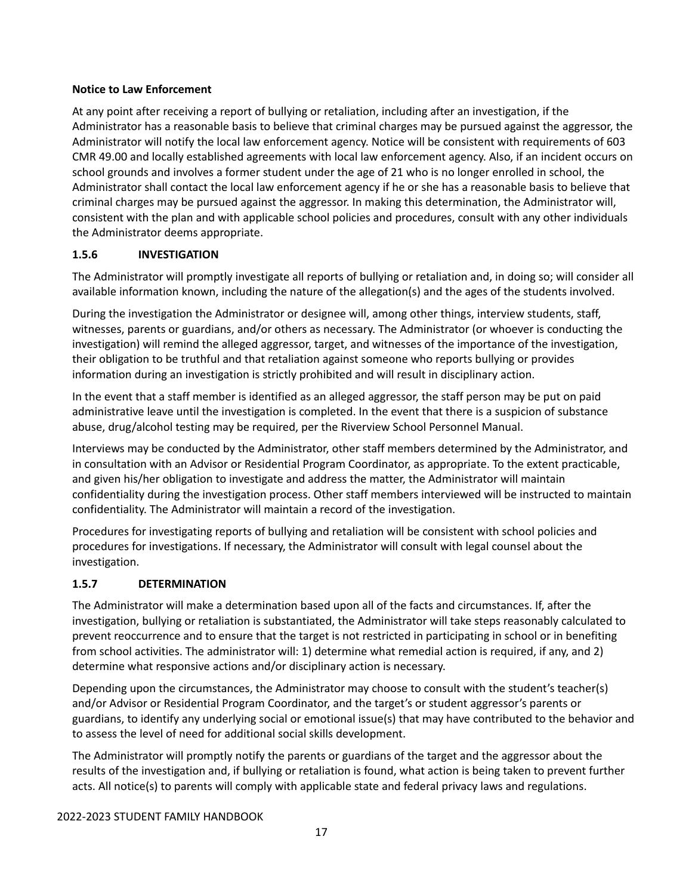**Notice to Law Enforcement**

At any point after receiving a report of bullying or retaliation, including after an investigation, if the Administrator has a reasonable basis to believe that criminal charges may be pursued against the aggressor, the Administrator will notify the local law enforcement agency. Notice will be consistent with requirements of 603 CMR 49.00 and locally established agreements with local law enforcement agency. Also, if an incident occurs on school grounds and involves a former student under the age of 21 who is no longer enrolled in school, the Administrator shall contact the local law enforcement agency if he or she has a reasonable basis to believe that criminal charges may be pursued against the aggressor. In making this determination, the Administrator will, consistent with the plan and with applicable school policies and procedures, consult with any other individuals the Administrator deems appropriate.

### 1.5.6 INVESTIGATION

The Administrator will promptly investigate all reports of bullying or retaliation and, in doing so; will consider all available information known, including the nature of the allegation(s) and the ages of the students involved.

During the investigation the Administrator or designee will, among other things, interview students, staff, witnesses, parents or guardians, and/or others as necessary. The Administrator (or whoever is conducting the investigation) will remind the alleged aggressor, target, and witnesses of the importance of the investigation, their obligation to be truthful and that retaliation against someone who reports bullying or provides information during an investigation is strictly prohibited and will result in disciplinary action.

In the event that a staff member is identified as an alleged aggressor, the staff person may be put on paid administrative leave until the investigation is completed. In the event that there is a suspicion of substance abuse, drug/alcohol testing may be required, per the Riverview School Personnel Manual.

Interviews may be conducted by the Administrator, other staff members determined by the Administrator, and in consultation with an Advisor or Residential Program Coordinator, as appropriate. To the extent practicable, and given his/her obligation to investigate and address the matter, the Administrator will maintain confidentiality during the investigation process. Other staff members interviewed will be instructed to maintain confidentiality. The Administrator will maintain a record of the investigation.

Procedures for investigating reports of bullying and retaliation will be consistent with school policies and procedures for investigations. If necessary, the Administrator will consult with legal counsel about the investigation.

### 1.5.7 DETERMINATION

The Administrator will make a determination based upon all of the facts and circumstances. If, after the investigation, bullying or retaliation is substantiated, the Administrator will take steps reasonably calculated to prevent reoccurrence and to ensure that the target is not restricted in participating in school or in benefiting from school activities. The administrator will: 1) determine what remedial action is required, if any, and 2) determine what responsive actions and/or disciplinary action is necessary.

Depending upon the circumstances, the Administrator may choose to consult with the student's teacher(s) and/or Advisor or Residential Program Coordinator, and the target's or student aggressor's parents or guardians, to identify any underlying social or emotional issue(s) that may have contributed to the behavior and to assess the level of need for additional social skills development.

The Administrator will promptly notify the parents or guardians of the target and the aggressor about the results of the investigation and, if bullying or retaliation is found, what action is being taken to prevent further acts. All notice(s) to parents will comply with applicable state and federal privacy laws and regulations.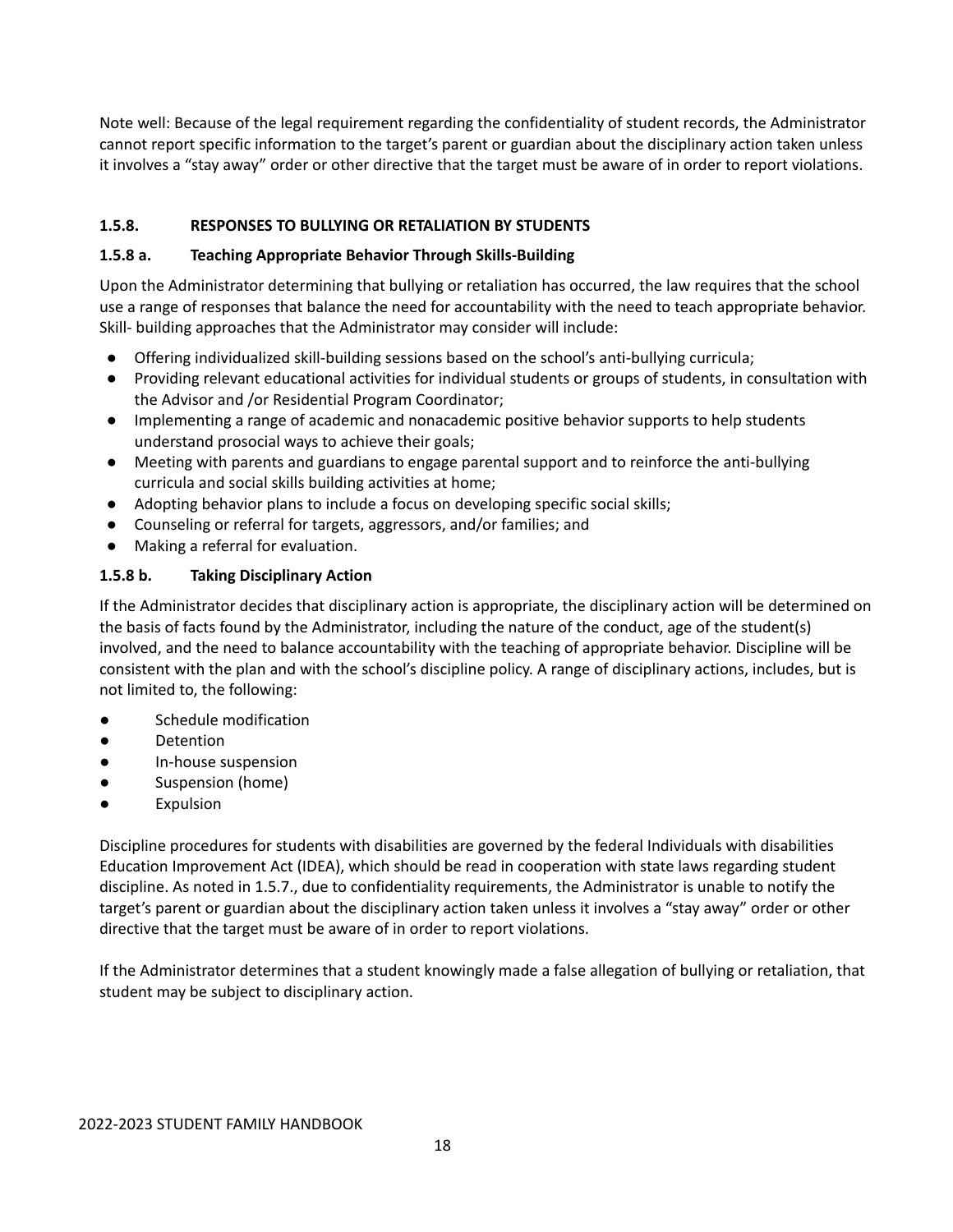Note well: Because of the legal requirement regarding the confidentiality of student records, the Administrator cannot report specific information to the target's parent or guardian about the disciplinary action taken unless it involves a "stay away" order or other directive that the target must be aware of in order to report violations.

### 1.5.8. RESPONSES TO BULLYING OR RETALIATION BY STUDENTS

#### 1.5.8 a. Teaching Appropriate Behavior Through Skills-Building

Upon the Administrator determining that bullying or retaliation has occurred, the law requires that the school use a range of responses that balance the need for accountability with the need to teach appropriate behavior. Skill- building approaches that the Administrator may consider will include:

- Offering individualized skill-building sessions based on the school's anti-bullying curricula;
- Providing relevant educational activities for individual students or groups of students, in consultation with the Advisor and /or Residential Program Coordinator;
- Implementing a range of academic and nonacademic positive behavior supports to help students understand prosocial ways to achieve their goals;
- Meeting with parents and guardians to engage parental support and to reinforce the anti-bullying curricula and social skills building activities at home;
- Adopting behavior plans to include a focus on developing specific social skills;
- Counseling or referral for targets, aggressors, and/or families; and
- Making a referral for evaluation.

#### 1.5.8 b. Taking Disciplinary Action

If the Administrator decides that disciplinary action is appropriate, the disciplinary action will be determined on the basis of facts found by the Administrator, including the nature of the conduct, age of the student(s) involved, and the need to balance accountability with the teaching of appropriate behavior. Discipline will be consistent with the plan and with the school's discipline policy. A range of disciplinary actions, includes, but is not limited to, the following:

- Schedule modification
- Detention
- In-house suspension
- Suspension (home)
- Expulsion

Discipline procedures for students with disabilities are governed by the federal Individuals with disabilities Education Improvement Act (IDEA), which should be read in cooperation with state laws regarding student discipline. As noted in 1.5.7., due to confidentiality requirements, the Administrator is unable to notify the target's parent or guardian about the disciplinary action taken unless it involves a "stay away" order or other directive that the target must be aware of in order to report violations.

If the Administrator determines that a student knowingly made a false allegation of bullying or retaliation, that student may be subject to disciplinary action.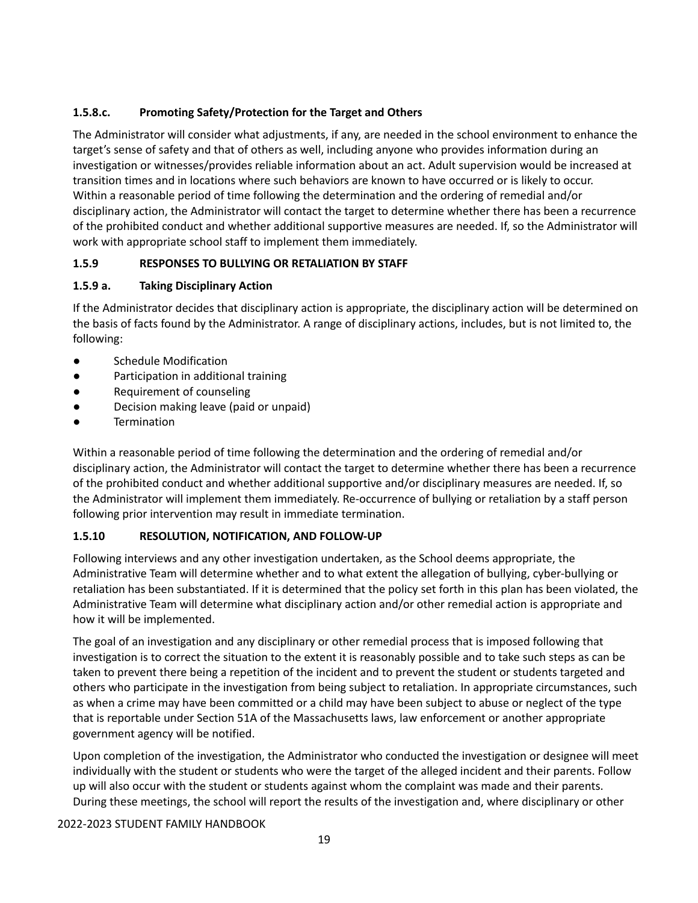### 1.5.8.c. Promoting Safety/Protection for the Target and Others

The Administrator will consider what adjustments, if any, are needed in the school environment to enhance the target's sense of safety and that of others as well, including anyone who provides information during an investigation or witnesses/provides reliable information about an act. Adult supervision would be increased at transition times and in locations where such behaviors are known to have occurred or is likely to occur. Within a reasonable period of time following the determination and the ordering of remedial and/or disciplinary action, the Administrator will contact the target to determine whether there has been a recurrence of the prohibited conduct and whether additional supportive measures are needed. If, so the Administrator will work with appropriate school staff to implement them immediately.

### 1.5.9 RESPONSES TO BULLYING OR RETALIATION BY STAFF

### 1.5.9 a. Taking Disciplinary Action

If the Administrator decides that disciplinary action is appropriate, the disciplinary action will be determined on the basis of facts found by the Administrator. A range of disciplinary actions, includes, but is not limited to, the following:

- Schedule Modification
- Participation in additional training
- Requirement of counseling
- Decision making leave (paid or unpaid)
- Termination

Within a reasonable period of time following the determination and the ordering of remedial and/or disciplinary action, the Administrator will contact the target to determine whether there has been a recurrence of the prohibited conduct and whether additional supportive and/or disciplinary measures are needed. If, so the Administrator will implement them immediately. Re-occurrence of bullying or retaliation by a staff person following prior intervention may result in immediate termination.

### 1.5.10 RESOLUTION, NOTIFICATION, AND FOLLOW-UP

Following interviews and any other investigation undertaken, as the School deems appropriate, the Administrative Team will determine whether and to what extent the allegation of bullying, cyber-bullying or retaliation has been substantiated. If it is determined that the policy set forth in this plan has been violated, the Administrative Team will determine what disciplinary action and/or other remedial action is appropriate and how it will be implemented.

The goal of an investigation and any disciplinary or other remedial process that is imposed following that investigation is to correct the situation to the extent it is reasonably possible and to take such steps as can be taken to prevent there being a repetition of the incident and to prevent the student or students targeted and others who participate in the investigation from being subject to retaliation. In appropriate circumstances, such as when a crime may have been committed or a child may have been subject to abuse or neglect of the type that is reportable under Section 51A of the Massachusetts laws, law enforcement or another appropriate government agency will be notified.

Upon completion of the investigation, the Administrator who conducted the investigation or designee will meet individually with the student or students who were the target of the alleged incident and their parents. Follow up will also occur with the student or students against whom the complaint was made and their parents. During these meetings, the school will report the results of the investigation and, where disciplinary or other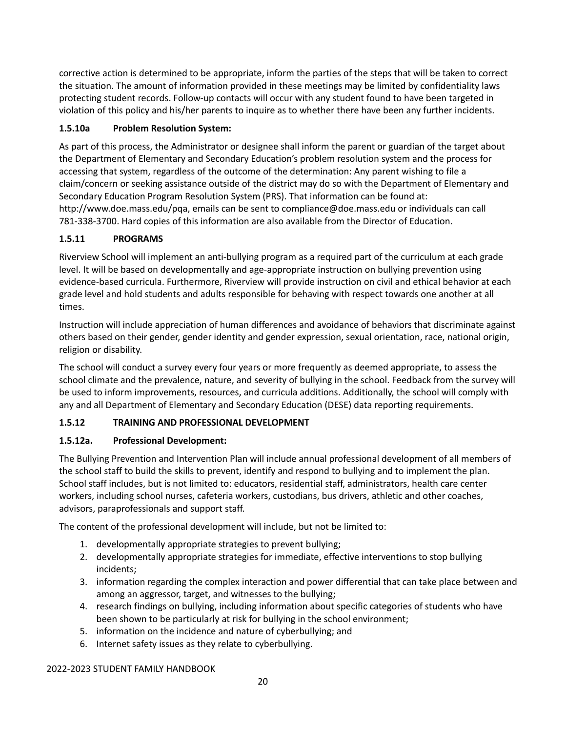corrective action is determined to be appropriate, inform the parties of the steps that will be taken to correct the situation. The amount of information provided in these meetings may be limited by confidentiality laws protecting student records. Follow-up contacts will occur with any student found to have been targeted in violation of this policy and his/her parents to inquire as to whether there have been any further incidents.

### 1.5.10a Problem Resolution System:

As part of this process, the Administrator or designee shall inform the parent or guardian of the target about the Department of Elementary and Secondary Education's problem resolution system and the process for accessing that system, regardless of the outcome of the determination: Any parent wishing to file a claim/concern or seeking assistance outside of the district may do so with the Department of Elementary and Secondary Education Program Resolution System (PRS). That information can be found at: http://www.doe.mass.edu/pqa, emails can be sent to compliance@doe.mass.edu or individuals can call 781-338-3700. Hard copies of this information are also available from the Director of Education.

### 1.5.11 PROGRAMS

Riverview School will implement an anti-bullying program as a required part of the curriculum at each grade level. It will be based on developmentally and age-appropriate instruction on bullying prevention using evidence-based curricula. Furthermore, Riverview will provide instruction on civil and ethical behavior at each grade level and hold students and adults responsible for behaving with respect towards one another at all times.

Instruction will include appreciation of human differences and avoidance of behaviors that discriminate against others based on their gender, gender identity and gender expression, sexual orientation, race, national origin, religion or disability.

The school will conduct a survey every four years or more frequently as deemed appropriate, to assess the school climate and the prevalence, nature, and severity of bullying in the school. Feedback from the survey will be used to inform improvements, resources, and curricula additions. Additionally, the school will comply with any and all Department of Elementary and Secondary Education (DESE) data reporting requirements.

### 1.5.12 TRAINING AND PROFESSIONAL DEVELOPMENT

### 1.5.12a. Professional Development:

The Bullying Prevention and Intervention Plan will include annual professional development of all members of the school staff to build the skills to prevent, identify and respond to bullying and to implement the plan. School staff includes, but is not limited to: educators, residential staff, administrators, health care center workers, including school nurses, cafeteria workers, custodians, bus drivers, athletic and other coaches, advisors, paraprofessionals and support staff.

The content of the professional development will include, but not be limited to:

1. developmentally appropriate strategies to prevent bullying;
2. developmentally appropriate strategies for immediate, effective interventions to stop bullying incidents;
3. information regarding the complex interaction and power differential that can take place between and among an aggressor, target, and witnesses to the bullying;
4. research findings on bullying, including information about specific categories of students who have been shown to be particularly at risk for bullying in the school environment;
5. information on the incidence and nature of cyberbullying; and
6. Internet safety issues as they relate to cyberbullying.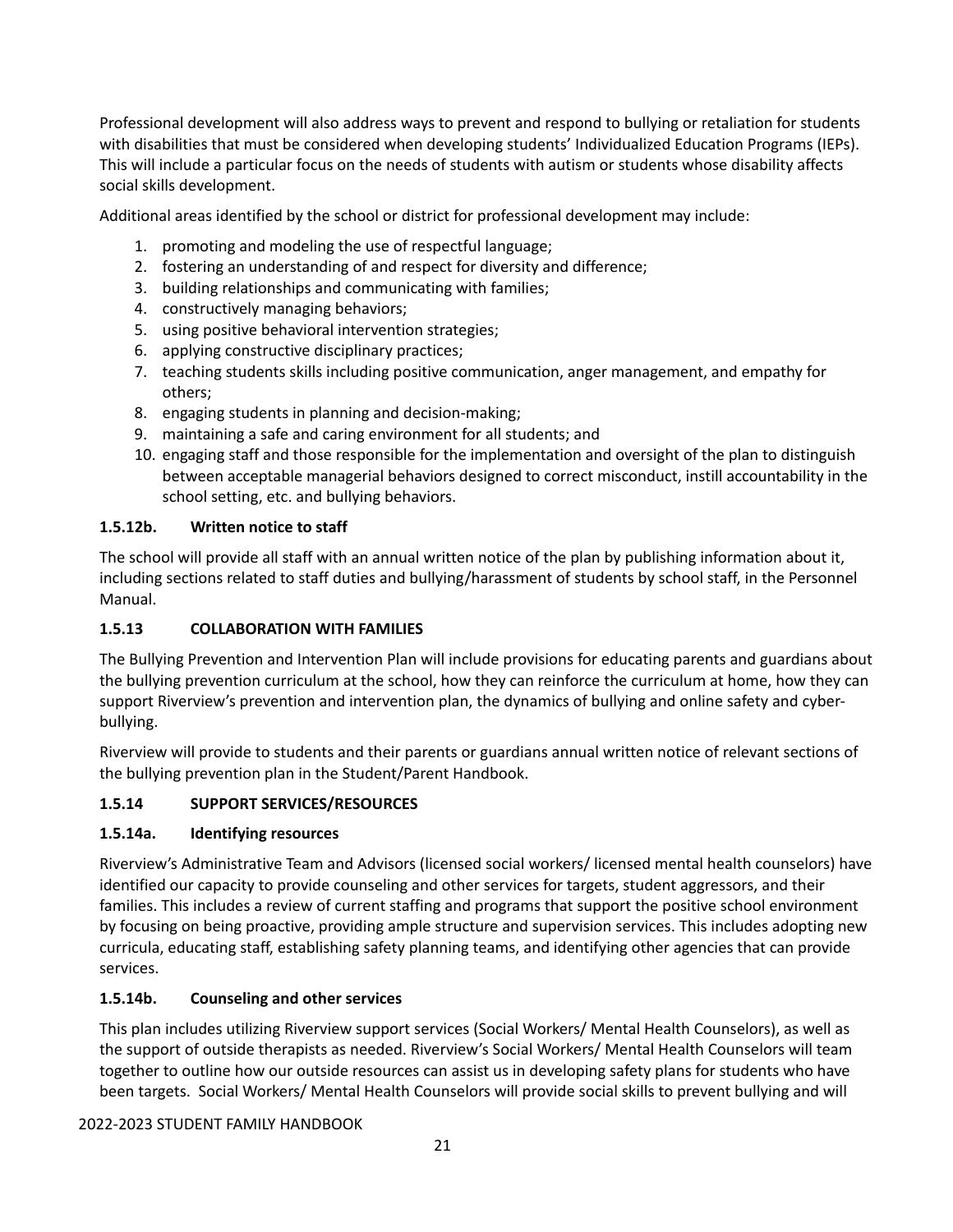Professional development will also address ways to prevent and respond to bullying or retaliation for students with disabilities that must be considered when developing students' Individualized Education Programs (IEPs). This will include a particular focus on the needs of students with autism or students whose disability affects social skills development.

Additional areas identified by the school or district for professional development may include:

1. promoting and modeling the use of respectful language;
2. fostering an understanding of and respect for diversity and difference;
3. building relationships and communicating with families;
4. constructively managing behaviors;
5. using positive behavioral intervention strategies;
6. applying constructive disciplinary practices;
7. teaching students skills including positive communication, anger management, and empathy for others;
8. engaging students in planning and decision-making;
9. maintaining a safe and caring environment for all students; and
10. engaging staff and those responsible for the implementation and oversight of the plan to distinguish between acceptable managerial behaviors designed to correct misconduct, instill accountability in the school setting, etc. and bullying behaviors.

#### 1.5.12b. Written notice to staff

The school will provide all staff with an annual written notice of the plan by publishing information about it, including sections related to staff duties and bullying/harassment of students by school staff, in the Personnel Manual.

### 1.5.13 COLLABORATION WITH FAMILIES

The Bullying Prevention and Intervention Plan will include provisions for educating parents and guardians about the bullying prevention curriculum at the school, how they can reinforce the curriculum at home, how they can support Riverview's prevention and intervention plan, the dynamics of bullying and online safety and cyber-bullying.

Riverview will provide to students and their parents or guardians annual written notice of relevant sections of the bullying prevention plan in the Student/Parent Handbook.

### 1.5.14 SUPPORT SERVICES/RESOURCES

#### 1.5.14a. Identifying resources

Riverview's Administrative Team and Advisors (licensed social workers/ licensed mental health counselors) have identified our capacity to provide counseling and other services for targets, student aggressors, and their families. This includes a review of current staffing and programs that support the positive school environment by focusing on being proactive, providing ample structure and supervision services. This includes adopting new curricula, educating staff, establishing safety planning teams, and identifying other agencies that can provide services.

#### 1.5.14b. Counseling and other services

This plan includes utilizing Riverview support services (Social Workers/ Mental Health Counselors), as well as the support of outside therapists as needed. Riverview's Social Workers/ Mental Health Counselors will team together to outline how our outside resources can assist us in developing safety plans for students who have been targets. Social Workers/ Mental Health Counselors will provide social skills to prevent bullying and will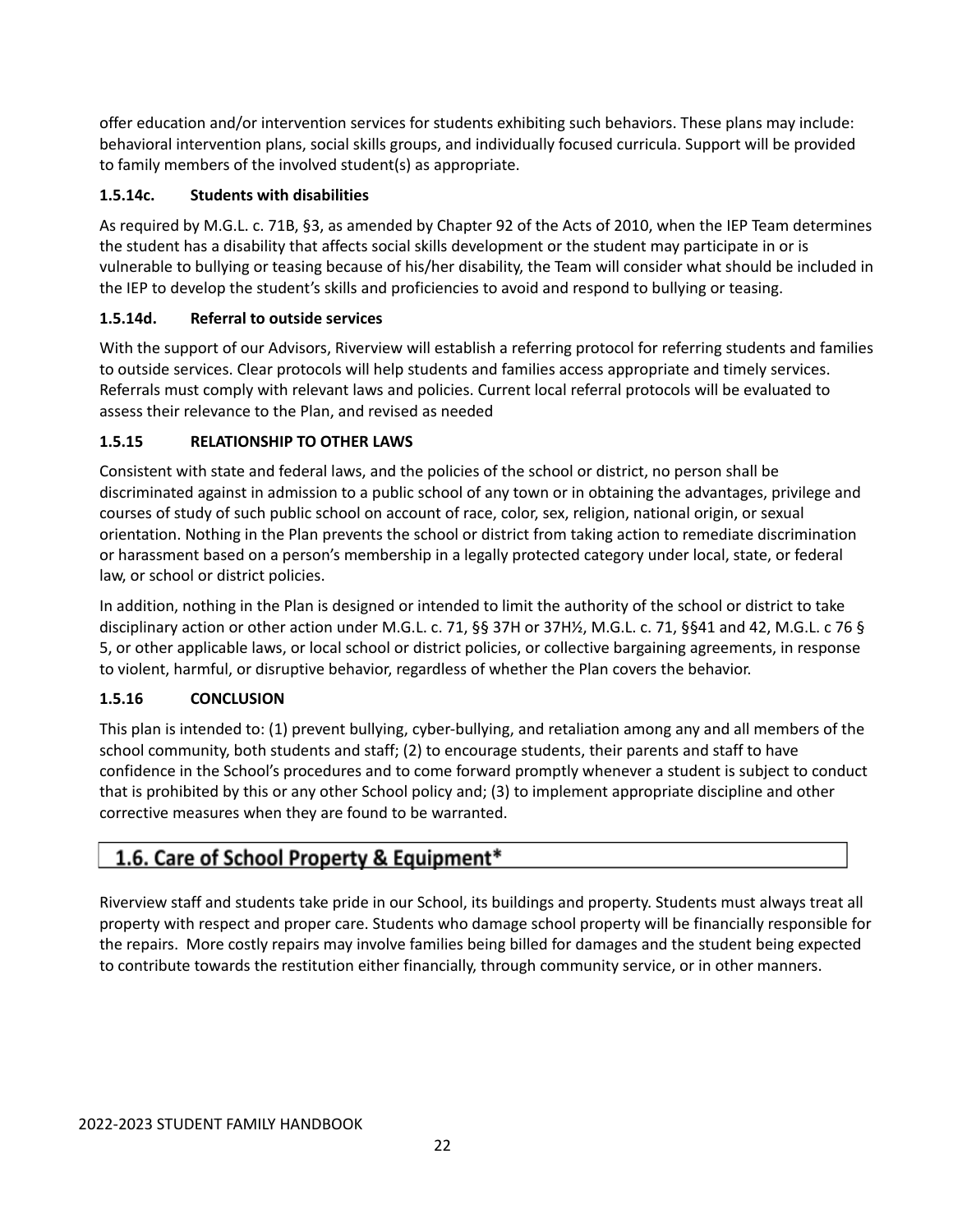offer education and/or intervention services for students exhibiting such behaviors. These plans may include: behavioral intervention plans, social skills groups, and individually focused curricula. Support will be provided to family members of the involved student(s) as appropriate.

#### 1.5.14c. Students with disabilities

As required by M.G.L. c. 71B, §3, as amended by Chapter 92 of the Acts of 2010, when the IEP Team determines the student has a disability that affects social skills development or the student may participate in or is vulnerable to bullying or teasing because of his/her disability, the Team will consider what should be included in the IEP to develop the student's skills and proficiencies to avoid and respond to bullying or teasing.

#### 1.5.14d. Referral to outside services

With the support of our Advisors, Riverview will establish a referring protocol for referring students and families to outside services. Clear protocols will help students and families access appropriate and timely services. Referrals must comply with relevant laws and policies. Current local referral protocols will be evaluated to assess their relevance to the Plan, and revised as needed

#### 1.5.15 RELATIONSHIP TO OTHER LAWS

Consistent with state and federal laws, and the policies of the school or district, no person shall be discriminated against in admission to a public school of any town or in obtaining the advantages, privilege and courses of study of such public school on account of race, color, sex, religion, national origin, or sexual orientation. Nothing in the Plan prevents the school or district from taking action to remediate discrimination or harassment based on a person's membership in a legally protected category under local, state, or federal law, or school or district policies.

In addition, nothing in the Plan is designed or intended to limit the authority of the school or district to take disciplinary action or other action under M.G.L. c. 71, §§ 37H or 37H½, M.G.L. c. 71, §§41 and 42, M.G.L. c 76 § 5, or other applicable laws, or local school or district policies, or collective bargaining agreements, in response to violent, harmful, or disruptive behavior, regardless of whether the Plan covers the behavior.

#### 1.5.16 CONCLUSION

This plan is intended to: (1) prevent bullying, cyber-bullying, and retaliation among any and all members of the school community, both students and staff; (2) to encourage students, their parents and staff to have confidence in the School's procedures and to come forward promptly whenever a student is subject to conduct that is prohibited by this or any other School policy and; (3) to implement appropriate discipline and other corrective measures when they are found to be warranted.

## 1.6. Care of School Property & Equipment*

Riverview staff and students take pride in our School, its buildings and property. Students must always treat all property with respect and proper care. Students who damage school property will be financially responsible for the repairs. More costly repairs may involve families being billed for damages and the student being expected to contribute towards the restitution either financially, through community service, or in other manners.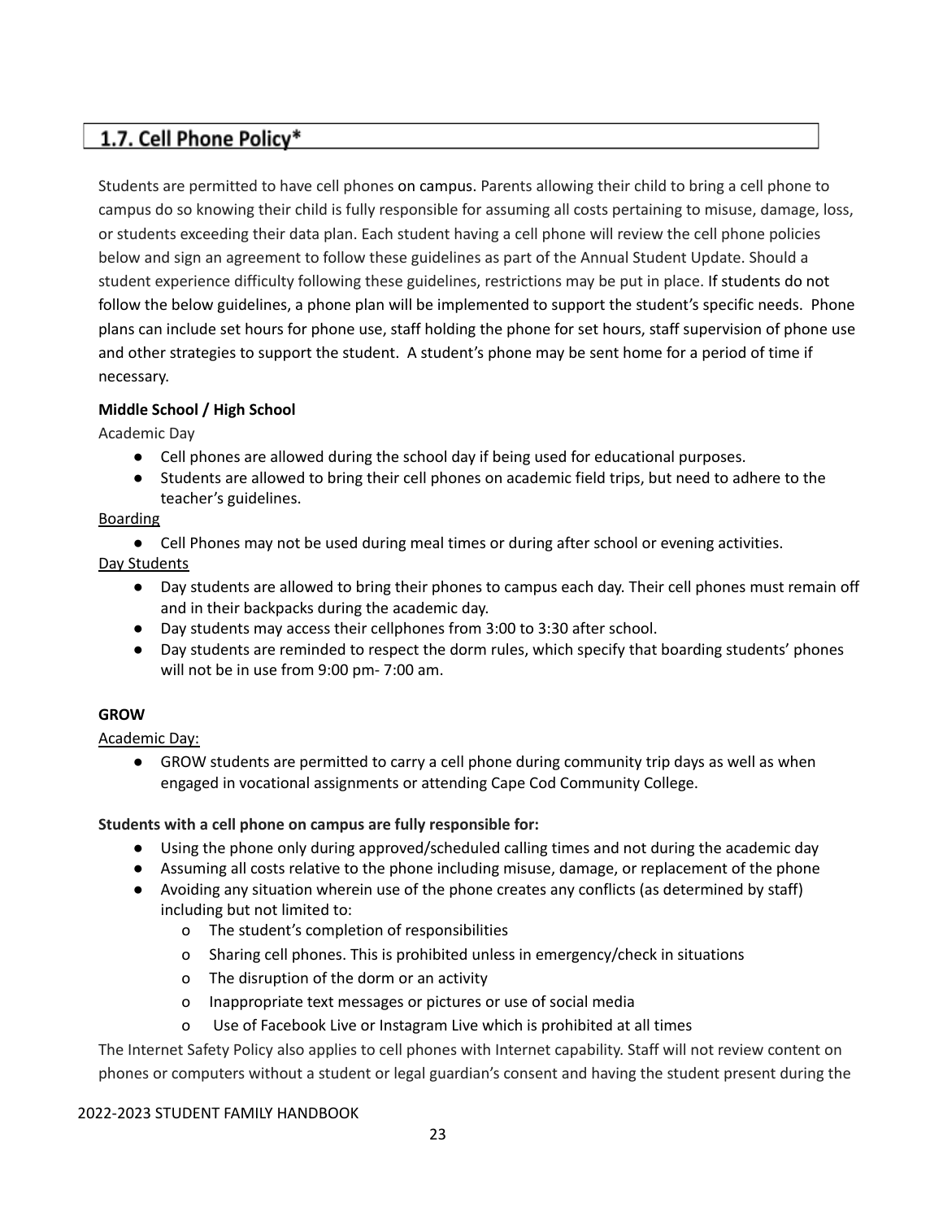## 1.7. Cell Phone Policy*

Students are permitted to have cell phones on campus. Parents allowing their child to bring a cell phone to campus do so knowing their child is fully responsible for assuming all costs pertaining to misuse, damage, loss, or students exceeding their data plan. Each student having a cell phone will review the cell phone policies below and sign an agreement to follow these guidelines as part of the Annual Student Update. Should a student experience difficulty following these guidelines, restrictions may be put in place. If students do not follow the below guidelines, a phone plan will be implemented to support the student's specific needs. Phone plans can include set hours for phone use, staff holding the phone for set hours, staff supervision of phone use and other strategies to support the student. A student's phone may be sent home for a period of time if necessary.

**Middle School / High School**

Academic Day

- Cell phones are allowed during the school day if being used for educational purposes.
- Students are allowed to bring their cell phones on academic field trips, but need to adhere to the teacher's guidelines.

Boarding

- Cell Phones may not be used during meal times or during after school or evening activities.

Day Students

- Day students are allowed to bring their phones to campus each day. Their cell phones must remain off and in their backpacks during the academic day.
- Day students may access their cellphones from 3:00 to 3:30 after school.
- Day students are reminded to respect the dorm rules, which specify that boarding students' phones will not be in use from 9:00 pm- 7:00 am.

**GROW**

Academic Day:

- GROW students are permitted to carry a cell phone during community trip days as well as when engaged in vocational assignments or attending Cape Cod Community College.

**Students with a cell phone on campus are fully responsible for:**

- Using the phone only during approved/scheduled calling times and not during the academic day
- Assuming all costs relative to the phone including misuse, damage, or replacement of the phone
- Avoiding any situation wherein use of the phone creates any conflicts (as determined by staff) including but not limited to:
  - The student's completion of responsibilities
  - Sharing cell phones. This is prohibited unless in emergency/check in situations
  - The disruption of the dorm or an activity
  - Inappropriate text messages or pictures or use of social media
  - Use of Facebook Live or Instagram Live which is prohibited at all times

The Internet Safety Policy also applies to cell phones with Internet capability. Staff will not review content on phones or computers without a student or legal guardian's consent and having the student present during the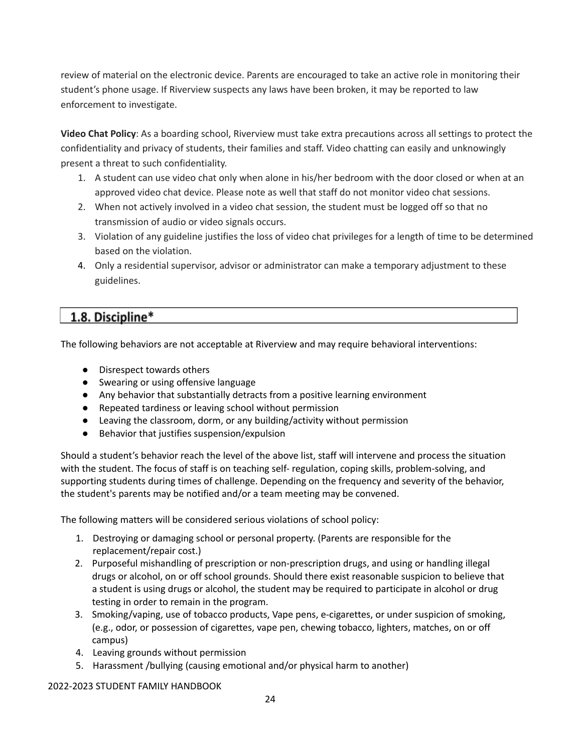review of material on the electronic device. Parents are encouraged to take an active role in monitoring their student's phone usage. If Riverview suspects any laws have been broken, it may be reported to law enforcement to investigate.

**Video Chat Policy**: As a boarding school, Riverview must take extra precautions across all settings to protect the confidentiality and privacy of students, their families and staff. Video chatting can easily and unknowingly present a threat to such confidentiality.

1. A student can use video chat only when alone in his/her bedroom with the door closed or when at an approved video chat device. Please note as well that staff do not monitor video chat sessions.
2. When not actively involved in a video chat session, the student must be logged off so that no transmission of audio or video signals occurs.
3. Violation of any guideline justifies the loss of video chat privileges for a length of time to be determined based on the violation.
4. Only a residential supervisor, advisor or administrator can make a temporary adjustment to these guidelines.

## 1.8. Discipline*

The following behaviors are not acceptable at Riverview and may require behavioral interventions:

- Disrespect towards others
- Swearing or using offensive language
- Any behavior that substantially detracts from a positive learning environment
- Repeated tardiness or leaving school without permission
- Leaving the classroom, dorm, or any building/activity without permission
- Behavior that justifies suspension/expulsion

Should a student's behavior reach the level of the above list, staff will intervene and process the situation with the student. The focus of staff is on teaching self- regulation, coping skills, problem-solving, and supporting students during times of challenge. Depending on the frequency and severity of the behavior, the student's parents may be notified and/or a team meeting may be convened.

The following matters will be considered serious violations of school policy:

1. Destroying or damaging school or personal property. (Parents are responsible for the replacement/repair cost.)
2. Purposeful mishandling of prescription or non-prescription drugs, and using or handling illegal drugs or alcohol, on or off school grounds. Should there exist reasonable suspicion to believe that a student is using drugs or alcohol, the student may be required to participate in alcohol or drug testing in order to remain in the program.
3. Smoking/vaping, use of tobacco products, Vape pens, e-cigarettes, or under suspicion of smoking, (e.g., odor, or possession of cigarettes, vape pen, chewing tobacco, lighters, matches, on or off campus)
4. Leaving grounds without permission
5. Harassment /bullying (causing emotional and/or physical harm to another)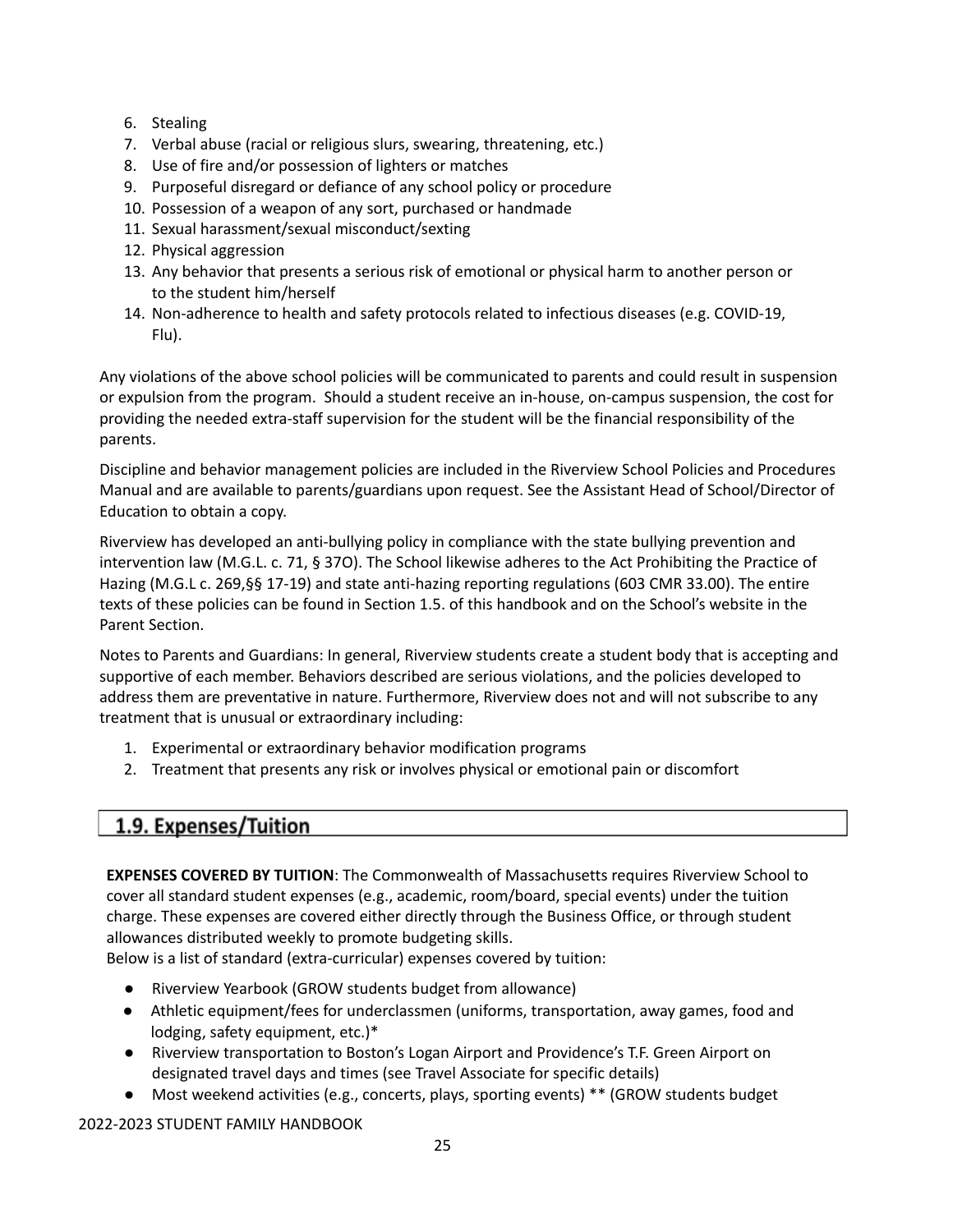6. Stealing
7. Verbal abuse (racial or religious slurs, swearing, threatening, etc.)
8. Use of fire and/or possession of lighters or matches
9. Purposeful disregard or defiance of any school policy or procedure
10. Possession of a weapon of any sort, purchased or handmade
11. Sexual harassment/sexual misconduct/sexting
12. Physical aggression
13. Any behavior that presents a serious risk of emotional or physical harm to another person or to the student him/herself
14. Non-adherence to health and safety protocols related to infectious diseases (e.g. COVID-19, Flu).

Any violations of the above school policies will be communicated to parents and could result in suspension or expulsion from the program. Should a student receive an in-house, on-campus suspension, the cost for providing the needed extra-staff supervision for the student will be the financial responsibility of the parents.

Discipline and behavior management policies are included in the Riverview School Policies and Procedures Manual and are available to parents/guardians upon request. See the Assistant Head of School/Director of Education to obtain a copy.

Riverview has developed an anti-bullying policy in compliance with the state bullying prevention and intervention law (M.G.L. c. 71, § 37O). The School likewise adheres to the Act Prohibiting the Practice of Hazing (M.G.L c. 269,§§ 17-19) and state anti-hazing reporting regulations (603 CMR 33.00). The entire texts of these policies can be found in Section 1.5. of this handbook and on the School's website in the Parent Section.

Notes to Parents and Guardians: In general, Riverview students create a student body that is accepting and supportive of each member. Behaviors described are serious violations, and the policies developed to address them are preventative in nature. Furthermore, Riverview does not and will not subscribe to any treatment that is unusual or extraordinary including:

1. Experimental or extraordinary behavior modification programs
2. Treatment that presents any risk or involves physical or emotional pain or discomfort

## 1.9. Expenses/Tuition

**EXPENSES COVERED BY TUITION**: The Commonwealth of Massachusetts requires Riverview School to cover all standard student expenses (e.g., academic, room/board, special events) under the tuition charge. These expenses are covered either directly through the Business Office, or through student allowances distributed weekly to promote budgeting skills.

Below is a list of standard (extra-curricular) expenses covered by tuition:

- Riverview Yearbook (GROW students budget from allowance)
- Athletic equipment/fees for underclassmen (uniforms, transportation, away games, food and lodging, safety equipment, etc.)*
- Riverview transportation to Boston's Logan Airport and Providence's T.F. Green Airport on designated travel days and times (see Travel Associate for specific details)
- Most weekend activities (e.g., concerts, plays, sporting events) ** (GROW students budget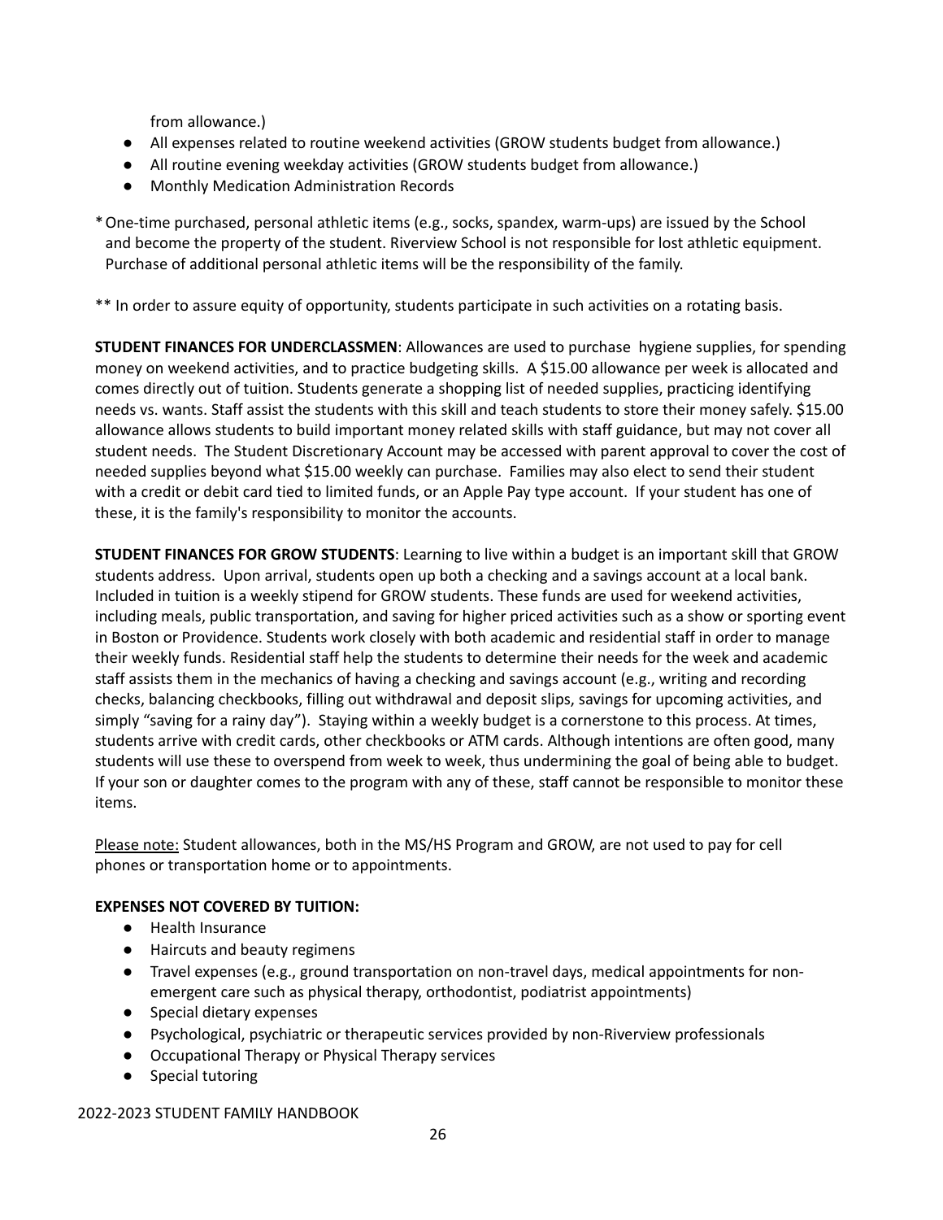from allowance.)

- All expenses related to routine weekend activities (GROW students budget from allowance.)
- All routine evening weekday activities (GROW students budget from allowance.)
- Monthly Medication Administration Records

*One-time purchased, personal athletic items (e.g., socks, spandex, warm-ups) are issued by the School and become the property of the student. Riverview School is not responsible for lost athletic equipment. Purchase of additional personal athletic items will be the responsibility of the family.

** In order to assure equity of opportunity, students participate in such activities on a rotating basis.

**STUDENT FINANCES FOR UNDERCLASSMEN**: Allowances are used to purchase hygiene supplies, for spending money on weekend activities, and to practice budgeting skills. A $15.00 allowance per week is allocated and comes directly out of tuition. Students generate a shopping list of needed supplies, practicing identifying needs vs. wants. Staff assist the students with this skill and teach students to store their money safely. $15.00 allowance allows students to build important money related skills with staff guidance, but may not cover all student needs. The Student Discretionary Account may be accessed with parent approval to cover the cost of needed supplies beyond what $15.00 weekly can purchase. Families may also elect to send their student with a credit or debit card tied to limited funds, or an Apple Pay type account. If your student has one of these, it is the family's responsibility to monitor the accounts.

**STUDENT FINANCES FOR GROW STUDENTS**: Learning to live within a budget is an important skill that GROW students address. Upon arrival, students open up both a checking and a savings account at a local bank. Included in tuition is a weekly stipend for GROW students. These funds are used for weekend activities, including meals, public transportation, and saving for higher priced activities such as a show or sporting event in Boston or Providence. Students work closely with both academic and residential staff in order to manage their weekly funds. Residential staff help the students to determine their needs for the week and academic staff assists them in the mechanics of having a checking and savings account (e.g., writing and recording checks, balancing checkbooks, filling out withdrawal and deposit slips, savings for upcoming activities, and simply "saving for a rainy day"). Staying within a weekly budget is a cornerstone to this process. At times, students arrive with credit cards, other checkbooks or ATM cards. Although intentions are often good, many students will use these to overspend from week to week, thus undermining the goal of being able to budget. If your son or daughter comes to the program with any of these, staff cannot be responsible to monitor these items.

Please note: Student allowances, both in the MS/HS Program and GROW, are not used to pay for cell phones or transportation home or to appointments.

**EXPENSES NOT COVERED BY TUITION:**

- Health Insurance
- Haircuts and beauty regimens
- Travel expenses (e.g., ground transportation on non-travel days, medical appointments for non-emergent care such as physical therapy, orthodontist, podiatrist appointments)
- Special dietary expenses
- Psychological, psychiatric or therapeutic services provided by non-Riverview professionals
- Occupational Therapy or Physical Therapy services
- Special tutoring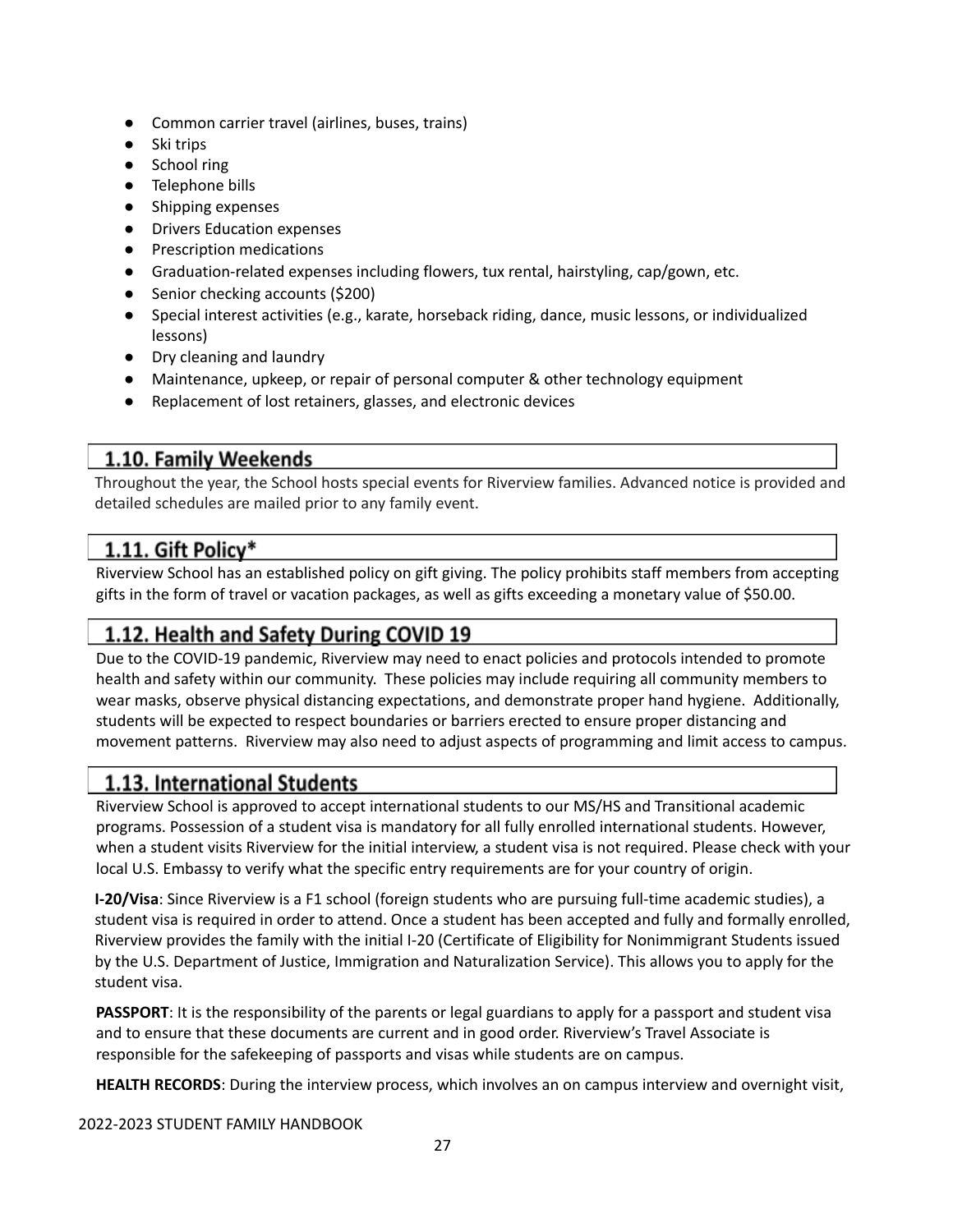- Common carrier travel (airlines, buses, trains)
- Ski trips
- School ring
- Telephone bills
- Shipping expenses
- Drivers Education expenses
- Prescription medications
- Graduation-related expenses including flowers, tux rental, hairstyling, cap/gown, etc.
- Senior checking accounts ($200)
- Special interest activities (e.g., karate, horseback riding, dance, music lessons, or individualized lessons)
- Dry cleaning and laundry
- Maintenance, upkeep, or repair of personal computer & other technology equipment
- Replacement of lost retainers, glasses, and electronic devices

## 1.10. Family Weekends

Throughout the year, the School hosts special events for Riverview families. Advanced notice is provided and detailed schedules are mailed prior to any family event.

## 1.11. Gift Policy*

Riverview School has an established policy on gift giving. The policy prohibits staff members from accepting gifts in the form of travel or vacation packages, as well as gifts exceeding a monetary value of $50.00.

## 1.12. Health and Safety During COVID 19

Due to the COVID-19 pandemic, Riverview may need to enact policies and protocols intended to promote health and safety within our community. These policies may include requiring all community members to wear masks, observe physical distancing expectations, and demonstrate proper hand hygiene. Additionally, students will be expected to respect boundaries or barriers erected to ensure proper distancing and movement patterns. Riverview may also need to adjust aspects of programming and limit access to campus.

## 1.13. International Students

Riverview School is approved to accept international students to our MS/HS and Transitional academic programs. Possession of a student visa is mandatory for all fully enrolled international students. However, when a student visits Riverview for the initial interview, a student visa is not required. Please check with your local U.S. Embassy to verify what the specific entry requirements are for your country of origin.

**I-20/Visa**: Since Riverview is a F1 school (foreign students who are pursuing full-time academic studies), a student visa is required in order to attend. Once a student has been accepted and fully and formally enrolled, Riverview provides the family with the initial I-20 (Certificate of Eligibility for Nonimmigrant Students issued by the U.S. Department of Justice, Immigration and Naturalization Service). This allows you to apply for the student visa.

**PASSPORT**: It is the responsibility of the parents or legal guardians to apply for a passport and student visa and to ensure that these documents are current and in good order. Riverview's Travel Associate is responsible for the safekeeping of passports and visas while students are on campus.

**HEALTH RECORDS**: During the interview process, which involves an on campus interview and overnight visit,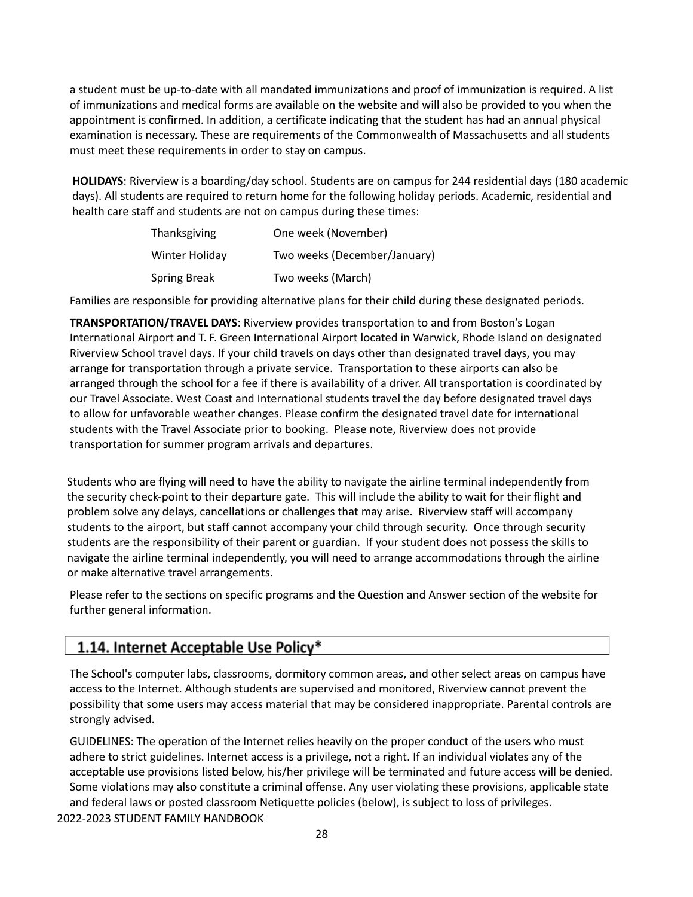a student must be up-to-date with all mandated immunizations and proof of immunization is required. A list of immunizations and medical forms are available on the website and will also be provided to you when the appointment is confirmed. In addition, a certificate indicating that the student has had an annual physical examination is necessary. These are requirements of the Commonwealth of Massachusetts and all students must meet these requirements in order to stay on campus.

**HOLIDAYS**: Riverview is a boarding/day school. Students are on campus for 244 residential days (180 academic days). All students are required to return home for the following holiday periods. Academic, residential and health care staff and students are not on campus during these times:

| | |
|---|---|
| Thanksgiving | One week (November) |
| Winter Holiday | Two weeks (December/January) |
| Spring Break | Two weeks (March) |

Families are responsible for providing alternative plans for their child during these designated periods.

**TRANSPORTATION/TRAVEL DAYS**: Riverview provides transportation to and from Boston's Logan International Airport and T. F. Green International Airport located in Warwick, Rhode Island on designated Riverview School travel days. If your child travels on days other than designated travel days, you may arrange for transportation through a private service. Transportation to these airports can also be arranged through the school for a fee if there is availability of a driver. All transportation is coordinated by our Travel Associate. West Coast and International students travel the day before designated travel days to allow for unfavorable weather changes. Please confirm the designated travel date for international students with the Travel Associate prior to booking. Please note, Riverview does not provide transportation for summer program arrivals and departures.

Students who are flying will need to have the ability to navigate the airline terminal independently from the security check-point to their departure gate. This will include the ability to wait for their flight and problem solve any delays, cancellations or challenges that may arise. Riverview staff will accompany students to the airport, but staff cannot accompany your child through security. Once through security students are the responsibility of their parent or guardian. If your student does not possess the skills to navigate the airline terminal independently, you will need to arrange accommodations through the airline or make alternative travel arrangements.

Please refer to the sections on specific programs and the Question and Answer section of the website for further general information.

## 1.14. Internet Acceptable Use Policy*

The School's computer labs, classrooms, dormitory common areas, and other select areas on campus have access to the Internet. Although students are supervised and monitored, Riverview cannot prevent the possibility that some users may access material that may be considered inappropriate. Parental controls are strongly advised.

GUIDELINES: The operation of the Internet relies heavily on the proper conduct of the users who must adhere to strict guidelines. Internet access is a privilege, not a right. If an individual violates any of the acceptable use provisions listed below, his/her privilege will be terminated and future access will be denied. Some violations may also constitute a criminal offense. Any user violating these provisions, applicable state and federal laws or posted classroom Netiquette policies (below), is subject to loss of privileges.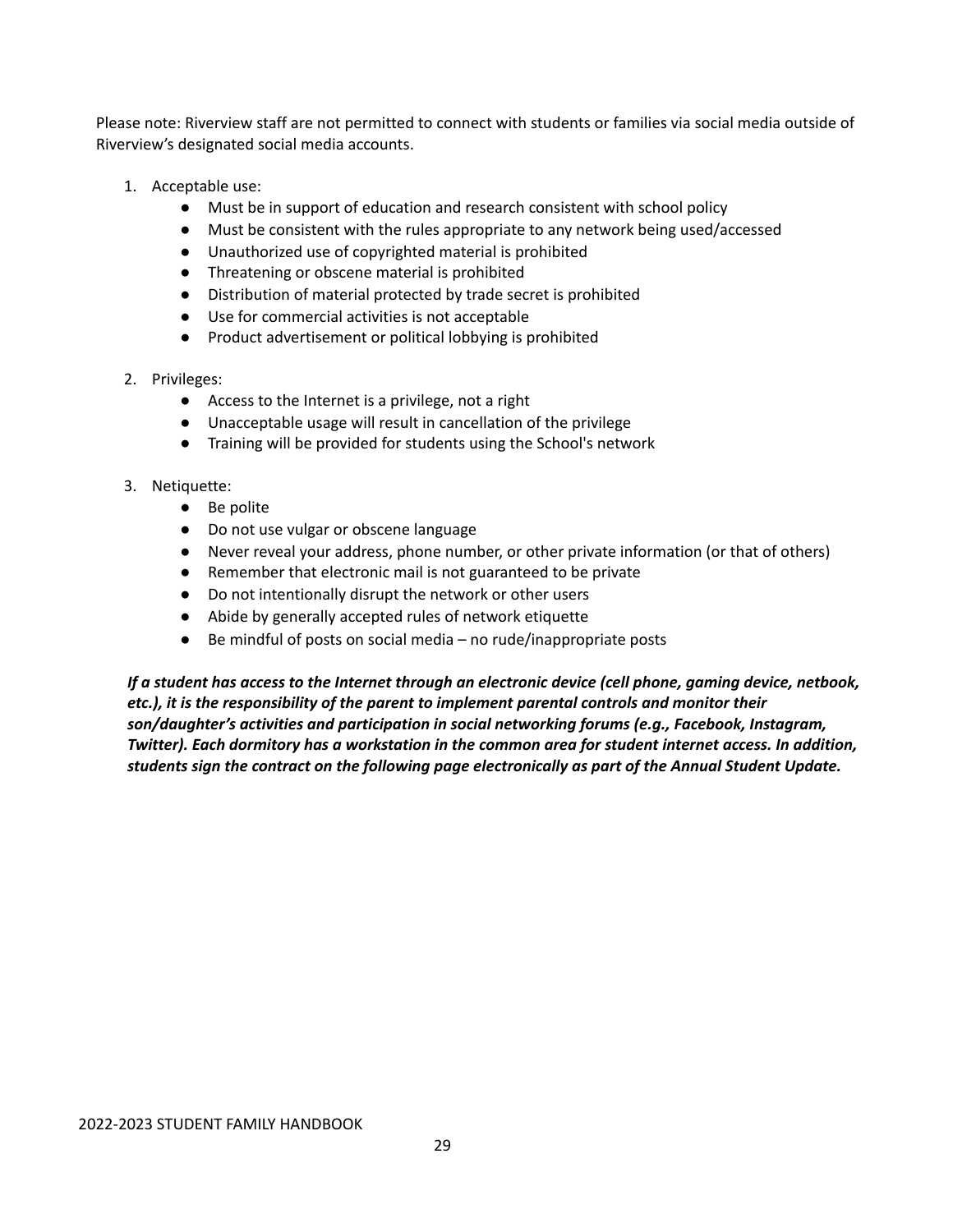Please note: Riverview staff are not permitted to connect with students or families via social media outside of Riverview's designated social media accounts.

1. Acceptable use:
   - Must be in support of education and research consistent with school policy
   - Must be consistent with the rules appropriate to any network being used/accessed
   - Unauthorized use of copyrighted material is prohibited
   - Threatening or obscene material is prohibited
   - Distribution of material protected by trade secret is prohibited
   - Use for commercial activities is not acceptable
   - Product advertisement or political lobbying is prohibited

2. Privileges:
   - Access to the Internet is a privilege, not a right
   - Unacceptable usage will result in cancellation of the privilege
   - Training will be provided for students using the School's network

3. Netiquette:
   - Be polite
   - Do not use vulgar or obscene language
   - Never reveal your address, phone number, or other private information (or that of others)
   - Remember that electronic mail is not guaranteed to be private
   - Do not intentionally disrupt the network or other users
   - Abide by generally accepted rules of network etiquette
   - Be mindful of posts on social media – no rude/inappropriate posts

***If a student has access to the Internet through an electronic device (cell phone, gaming device, netbook, etc.), it is the responsibility of the parent to implement parental controls and monitor their son/daughter's activities and participation in social networking forums (e.g., Facebook, Instagram, Twitter). Each dormitory has a workstation in the common area for student internet access. In addition, students sign the contract on the following page electronically as part of the Annual Student Update.***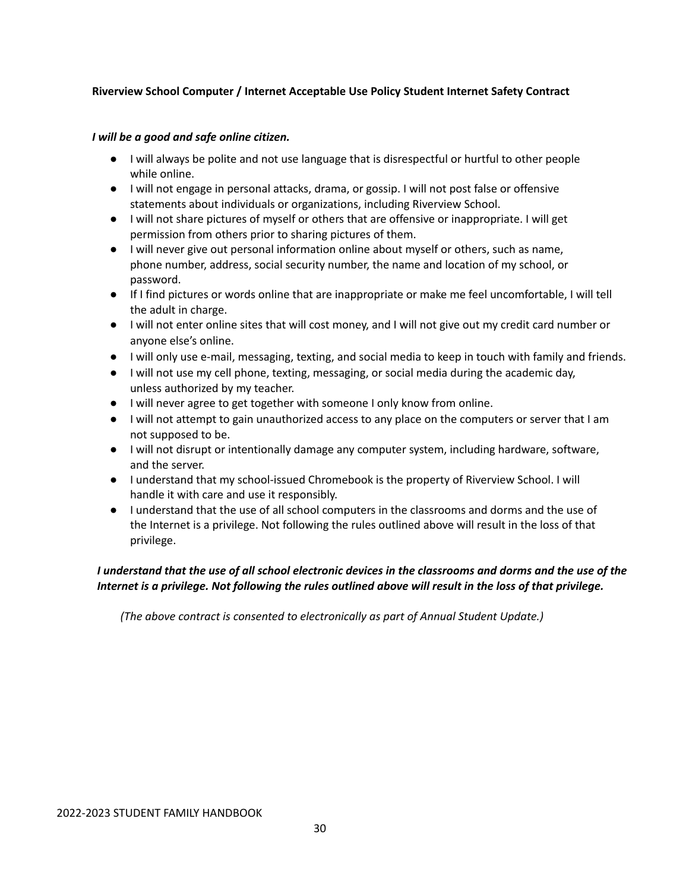**Riverview School Computer / Internet Acceptable Use Policy Student Internet Safety Contract**

***I will be a good and safe online citizen.***

- I will always be polite and not use language that is disrespectful or hurtful to other people while online.
- I will not engage in personal attacks, drama, or gossip. I will not post false or offensive statements about individuals or organizations, including Riverview School.
- I will not share pictures of myself or others that are offensive or inappropriate. I will get permission from others prior to sharing pictures of them.
- I will never give out personal information online about myself or others, such as name, phone number, address, social security number, the name and location of my school, or password.
- If I find pictures or words online that are inappropriate or make me feel uncomfortable, I will tell the adult in charge.
- I will not enter online sites that will cost money, and I will not give out my credit card number or anyone else's online.
- I will only use e-mail, messaging, texting, and social media to keep in touch with family and friends.
- I will not use my cell phone, texting, messaging, or social media during the academic day, unless authorized by my teacher.
- I will never agree to get together with someone I only know from online.
- I will not attempt to gain unauthorized access to any place on the computers or server that I am not supposed to be.
- I will not disrupt or intentionally damage any computer system, including hardware, software, and the server.
- I understand that my school-issued Chromebook is the property of Riverview School. I will handle it with care and use it responsibly.
- I understand that the use of all school computers in the classrooms and dorms and the use of the Internet is a privilege. Not following the rules outlined above will result in the loss of that privilege.

***I understand that the use of all school electronic devices in the classrooms and dorms and the use of the Internet is a privilege. Not following the rules outlined above will result in the loss of that privilege.***

*(The above contract is consented to electronically as part of Annual Student Update.)*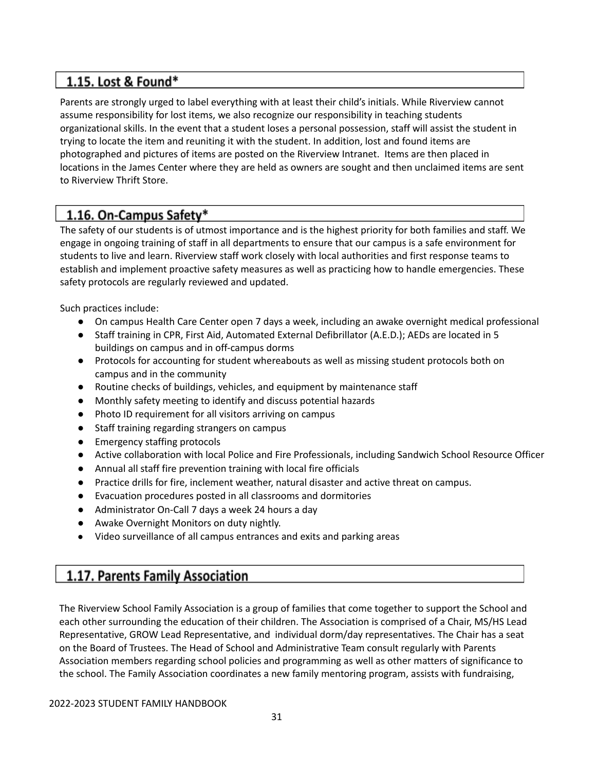## 1.15. Lost & Found*

Parents are strongly urged to label everything with at least their child's initials. While Riverview cannot assume responsibility for lost items, we also recognize our responsibility in teaching students organizational skills. In the event that a student loses a personal possession, staff will assist the student in trying to locate the item and reuniting it with the student. In addition, lost and found items are photographed and pictures of items are posted on the Riverview Intranet. Items are then placed in locations in the James Center where they are held as owners are sought and then unclaimed items are sent to Riverview Thrift Store.

## 1.16. On-Campus Safety*

The safety of our students is of utmost importance and is the highest priority for both families and staff. We engage in ongoing training of staff in all departments to ensure that our campus is a safe environment for students to live and learn. Riverview staff work closely with local authorities and first response teams to establish and implement proactive safety measures as well as practicing how to handle emergencies. These safety protocols are regularly reviewed and updated.

Such practices include:

- On campus Health Care Center open 7 days a week, including an awake overnight medical professional
- Staff training in CPR, First Aid, Automated External Defibrillator (A.E.D.); AEDs are located in 5 buildings on campus and in off-campus dorms
- Protocols for accounting for student whereabouts as well as missing student protocols both on campus and in the community
- Routine checks of buildings, vehicles, and equipment by maintenance staff
- Monthly safety meeting to identify and discuss potential hazards
- Photo ID requirement for all visitors arriving on campus
- Staff training regarding strangers on campus
- Emergency staffing protocols
- Active collaboration with local Police and Fire Professionals, including Sandwich School Resource Officer
- Annual all staff fire prevention training with local fire officials
- Practice drills for fire, inclement weather, natural disaster and active threat on campus.
- Evacuation procedures posted in all classrooms and dormitories
- Administrator On-Call 7 days a week 24 hours a day
- Awake Overnight Monitors on duty nightly.
- Video surveillance of all campus entrances and exits and parking areas

## 1.17. Parents Family Association

The Riverview School Family Association is a group of families that come together to support the School and each other surrounding the education of their children. The Association is comprised of a Chair, MS/HS Lead Representative, GROW Lead Representative, and individual dorm/day representatives. The Chair has a seat on the Board of Trustees. The Head of School and Administrative Team consult regularly with Parents Association members regarding school policies and programming as well as other matters of significance to the school. The Family Association coordinates a new family mentoring program, assists with fundraising,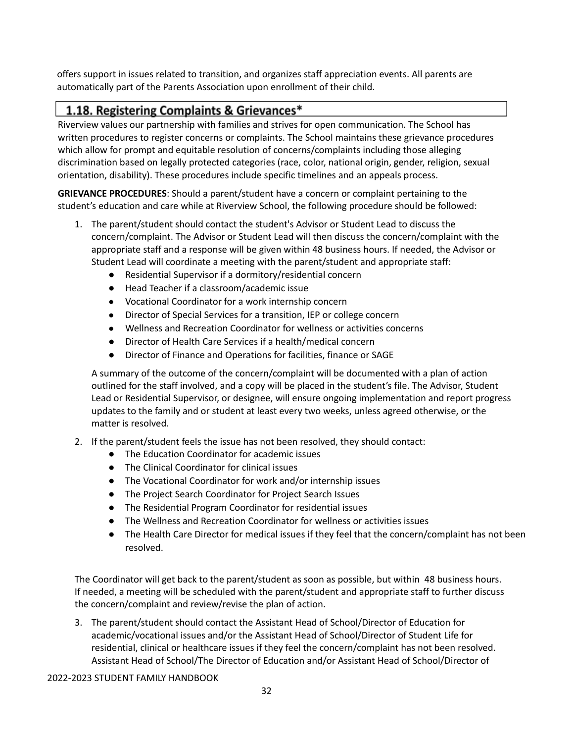offers support in issues related to transition, and organizes staff appreciation events. All parents are automatically part of the Parents Association upon enrollment of their child.

## 1.18. Registering Complaints & Grievances*

Riverview values our partnership with families and strives for open communication. The School has written procedures to register concerns or complaints. The School maintains these grievance procedures which allow for prompt and equitable resolution of concerns/complaints including those alleging discrimination based on legally protected categories (race, color, national origin, gender, religion, sexual orientation, disability). These procedures include specific timelines and an appeals process.

**GRIEVANCE PROCEDURES**: Should a parent/student have a concern or complaint pertaining to the student's education and care while at Riverview School, the following procedure should be followed:

1. The parent/student should contact the student's Advisor or Student Lead to discuss the concern/complaint. The Advisor or Student Lead will then discuss the concern/complaint with the appropriate staff and a response will be given within 48 business hours. If needed, the Advisor or Student Lead will coordinate a meeting with the parent/student and appropriate staff:
   - Residential Supervisor if a dormitory/residential concern
   - Head Teacher if a classroom/academic issue
   - Vocational Coordinator for a work internship concern
   - Director of Special Services for a transition, IEP or college concern
   - Wellness and Recreation Coordinator for wellness or activities concerns
   - Director of Health Care Services if a health/medical concern
   - Director of Finance and Operations for facilities, finance or SAGE

   A summary of the outcome of the concern/complaint will be documented with a plan of action outlined for the staff involved, and a copy will be placed in the student's file. The Advisor, Student Lead or Residential Supervisor, or designee, will ensure ongoing implementation and report progress updates to the family and or student at least every two weeks, unless agreed otherwise, or the matter is resolved.

2. If the parent/student feels the issue has not been resolved, they should contact:
   - The Education Coordinator for academic issues
   - The Clinical Coordinator for clinical issues
   - The Vocational Coordinator for work and/or internship issues
   - The Project Search Coordinator for Project Search Issues
   - The Residential Program Coordinator for residential issues
   - The Wellness and Recreation Coordinator for wellness or activities issues
   - The Health Care Director for medical issues if they feel that the concern/complaint has not been resolved.

   The Coordinator will get back to the parent/student as soon as possible, but within 48 business hours. If needed, a meeting will be scheduled with the parent/student and appropriate staff to further discuss the concern/complaint and review/revise the plan of action.

3. The parent/student should contact the Assistant Head of School/Director of Education for academic/vocational issues and/or the Assistant Head of School/Director of Student Life for residential, clinical or healthcare issues if they feel the concern/complaint has not been resolved. Assistant Head of School/The Director of Education and/or Assistant Head of School/Director of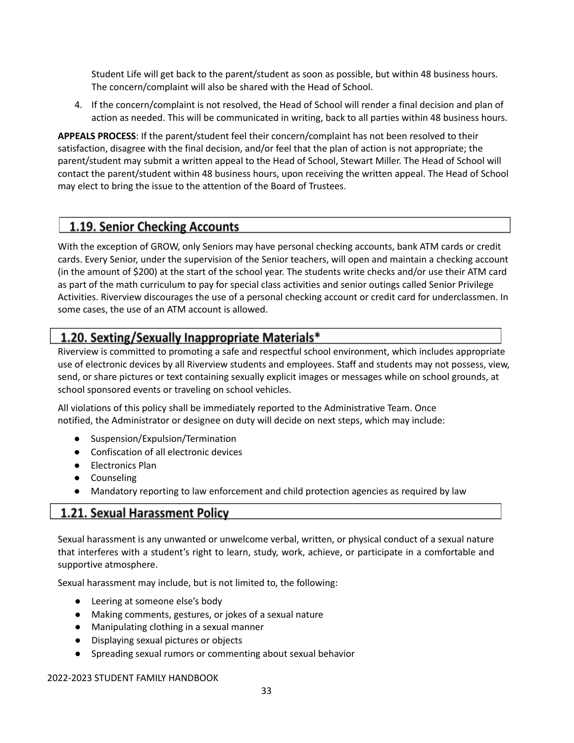Student Life will get back to the parent/student as soon as possible, but within 48 business hours. The concern/complaint will also be shared with the Head of School.

4. If the concern/complaint is not resolved, the Head of School will render a final decision and plan of action as needed. This will be communicated in writing, back to all parties within 48 business hours.

**APPEALS PROCESS**: If the parent/student feel their concern/complaint has not been resolved to their satisfaction, disagree with the final decision, and/or feel that the plan of action is not appropriate; the parent/student may submit a written appeal to the Head of School, Stewart Miller. The Head of School will contact the parent/student within 48 business hours, upon receiving the written appeal. The Head of School may elect to bring the issue to the attention of the Board of Trustees.

## 1.19. Senior Checking Accounts

With the exception of GROW, only Seniors may have personal checking accounts, bank ATM cards or credit cards. Every Senior, under the supervision of the Senior teachers, will open and maintain a checking account (in the amount of $200) at the start of the school year. The students write checks and/or use their ATM card as part of the math curriculum to pay for special class activities and senior outings called Senior Privilege Activities. Riverview discourages the use of a personal checking account or credit card for underclassmen. In some cases, the use of an ATM account is allowed.

## 1.20. Sexting/Sexually Inappropriate Materials*

Riverview is committed to promoting a safe and respectful school environment, which includes appropriate use of electronic devices by all Riverview students and employees. Staff and students may not possess, view, send, or share pictures or text containing sexually explicit images or messages while on school grounds, at school sponsored events or traveling on school vehicles.

All violations of this policy shall be immediately reported to the Administrative Team. Once notified, the Administrator or designee on duty will decide on next steps, which may include:

- Suspension/Expulsion/Termination
- Confiscation of all electronic devices
- Electronics Plan
- Counseling
- Mandatory reporting to law enforcement and child protection agencies as required by law

## 1.21. Sexual Harassment Policy

Sexual harassment is any unwanted or unwelcome verbal, written, or physical conduct of a sexual nature that interferes with a student's right to learn, study, work, achieve, or participate in a comfortable and supportive atmosphere.

Sexual harassment may include, but is not limited to, the following:

- Leering at someone else's body
- Making comments, gestures, or jokes of a sexual nature
- Manipulating clothing in a sexual manner
- Displaying sexual pictures or objects
- Spreading sexual rumors or commenting about sexual behavior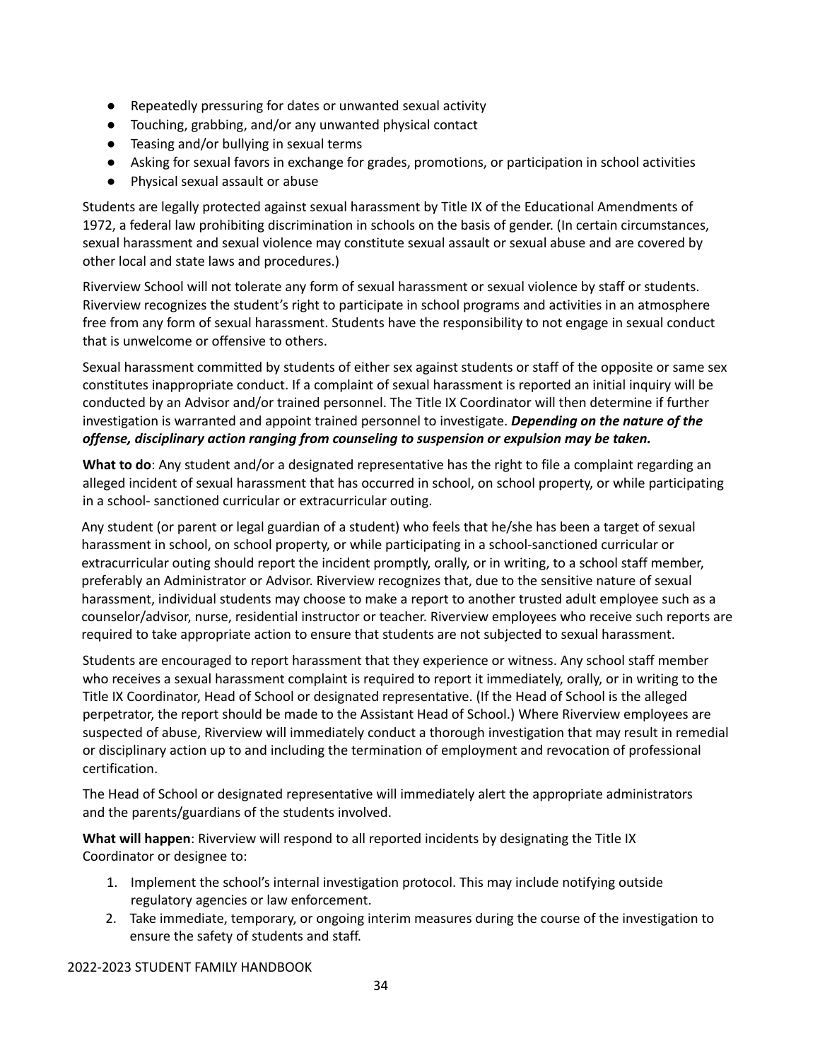- Repeatedly pressuring for dates or unwanted sexual activity
- Touching, grabbing, and/or any unwanted physical contact
- Teasing and/or bullying in sexual terms
- Asking for sexual favors in exchange for grades, promotions, or participation in school activities
- Physical sexual assault or abuse

Students are legally protected against sexual harassment by Title IX of the Educational Amendments of 1972, a federal law prohibiting discrimination in schools on the basis of gender. (In certain circumstances, sexual harassment and sexual violence may constitute sexual assault or sexual abuse and are covered by other local and state laws and procedures.)

Riverview School will not tolerate any form of sexual harassment or sexual violence by staff or students. Riverview recognizes the student's right to participate in school programs and activities in an atmosphere free from any form of sexual harassment. Students have the responsibility to not engage in sexual conduct that is unwelcome or offensive to others.

Sexual harassment committed by students of either sex against students or staff of the opposite or same sex constitutes inappropriate conduct. If a complaint of sexual harassment is reported an initial inquiry will be conducted by an Advisor and/or trained personnel. The Title IX Coordinator will then determine if further investigation is warranted and appoint trained personnel to investigate. ***Depending on the nature of the offense, disciplinary action ranging from counseling to suspension or expulsion may be taken.***

**What to do**: Any student and/or a designated representative has the right to file a complaint regarding an alleged incident of sexual harassment that has occurred in school, on school property, or while participating in a school- sanctioned curricular or extracurricular outing.

Any student (or parent or legal guardian of a student) who feels that he/she has been a target of sexual harassment in school, on school property, or while participating in a school-sanctioned curricular or extracurricular outing should report the incident promptly, orally, or in writing, to a school staff member, preferably an Administrator or Advisor. Riverview recognizes that, due to the sensitive nature of sexual harassment, individual students may choose to make a report to another trusted adult employee such as a counselor/advisor, nurse, residential instructor or teacher. Riverview employees who receive such reports are required to take appropriate action to ensure that students are not subjected to sexual harassment.

Students are encouraged to report harassment that they experience or witness. Any school staff member who receives a sexual harassment complaint is required to report it immediately, orally, or in writing to the Title IX Coordinator, Head of School or designated representative. (If the Head of School is the alleged perpetrator, the report should be made to the Assistant Head of School.) Where Riverview employees are suspected of abuse, Riverview will immediately conduct a thorough investigation that may result in remedial or disciplinary action up to and including the termination of employment and revocation of professional certification.

The Head of School or designated representative will immediately alert the appropriate administrators and the parents/guardians of the students involved.

**What will happen**: Riverview will respond to all reported incidents by designating the Title IX Coordinator or designee to:

1. Implement the school's internal investigation protocol. This may include notifying outside regulatory agencies or law enforcement.
2. Take immediate, temporary, or ongoing interim measures during the course of the investigation to ensure the safety of students and staff.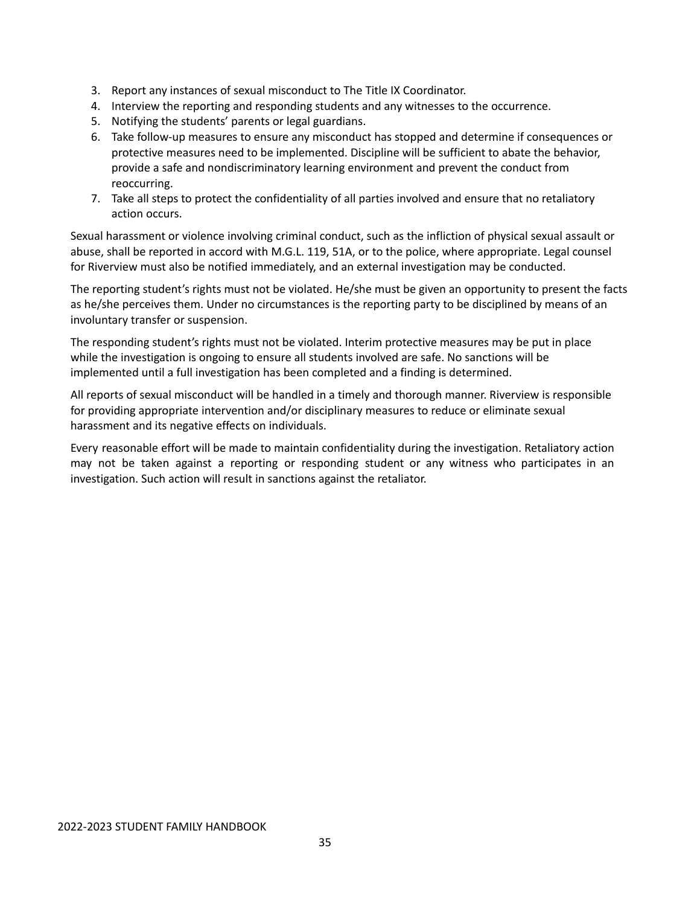3. Report any instances of sexual misconduct to The Title IX Coordinator.
4. Interview the reporting and responding students and any witnesses to the occurrence.
5. Notifying the students' parents or legal guardians.
6. Take follow-up measures to ensure any misconduct has stopped and determine if consequences or protective measures need to be implemented. Discipline will be sufficient to abate the behavior, provide a safe and nondiscriminatory learning environment and prevent the conduct from reoccurring.
7. Take all steps to protect the confidentiality of all parties involved and ensure that no retaliatory action occurs.

Sexual harassment or violence involving criminal conduct, such as the infliction of physical sexual assault or abuse, shall be reported in accord with M.G.L. 119, 51A, or to the police, where appropriate. Legal counsel for Riverview must also be notified immediately, and an external investigation may be conducted.

The reporting student's rights must not be violated. He/she must be given an opportunity to present the facts as he/she perceives them. Under no circumstances is the reporting party to be disciplined by means of an involuntary transfer or suspension.

The responding student's rights must not be violated. Interim protective measures may be put in place while the investigation is ongoing to ensure all students involved are safe. No sanctions will be implemented until a full investigation has been completed and a finding is determined.

All reports of sexual misconduct will be handled in a timely and thorough manner. Riverview is responsible for providing appropriate intervention and/or disciplinary measures to reduce or eliminate sexual harassment and its negative effects on individuals.

Every reasonable effort will be made to maintain confidentiality during the investigation. Retaliatory action may not be taken against a reporting or responding student or any witness who participates in an investigation. Such action will result in sanctions against the retaliator.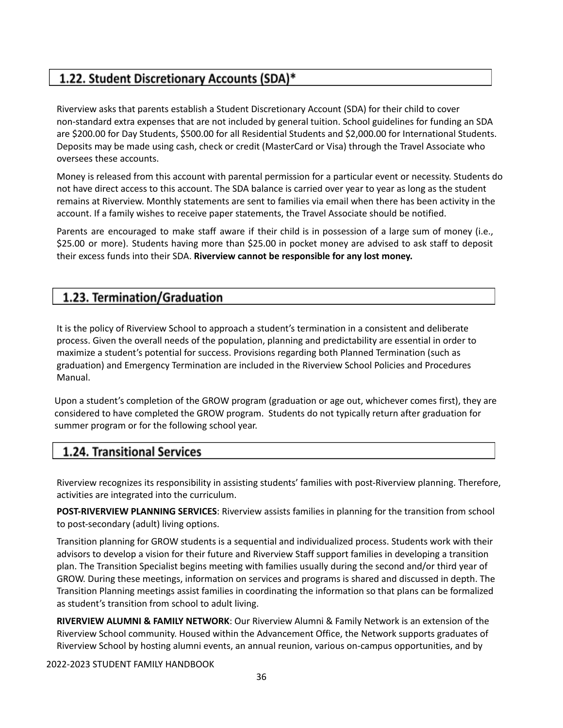## 1.22. Student Discretionary Accounts (SDA)*

Riverview asks that parents establish a Student Discretionary Account (SDA) for their child to cover non-standard extra expenses that are not included by general tuition. School guidelines for funding an SDA are $200.00 for Day Students, $500.00 for all Residential Students and $2,000.00 for International Students. Deposits may be made using cash, check or credit (MasterCard or Visa) through the Travel Associate who oversees these accounts.

Money is released from this account with parental permission for a particular event or necessity. Students do not have direct access to this account. The SDA balance is carried over year to year as long as the student remains at Riverview. Monthly statements are sent to families via email when there has been activity in the account. If a family wishes to receive paper statements, the Travel Associate should be notified.

Parents are encouraged to make staff aware if their child is in possession of a large sum of money (i.e., $25.00 or more). Students having more than $25.00 in pocket money are advised to ask staff to deposit their excess funds into their SDA. **Riverview cannot be responsible for any lost money.**

## 1.23. Termination/Graduation

It is the policy of Riverview School to approach a student's termination in a consistent and deliberate process. Given the overall needs of the population, planning and predictability are essential in order to maximize a student's potential for success. Provisions regarding both Planned Termination (such as graduation) and Emergency Termination are included in the Riverview School Policies and Procedures Manual.

Upon a student's completion of the GROW program (graduation or age out, whichever comes first), they are considered to have completed the GROW program. Students do not typically return after graduation for summer program or for the following school year.

## 1.24. Transitional Services

Riverview recognizes its responsibility in assisting students' families with post-Riverview planning. Therefore, activities are integrated into the curriculum.

**POST-RIVERVIEW PLANNING SERVICES**: Riverview assists families in planning for the transition from school to post-secondary (adult) living options.

Transition planning for GROW students is a sequential and individualized process. Students work with their advisors to develop a vision for their future and Riverview Staff support families in developing a transition plan. The Transition Specialist begins meeting with families usually during the second and/or third year of GROW. During these meetings, information on services and programs is shared and discussed in depth. The Transition Planning meetings assist families in coordinating the information so that plans can be formalized as student's transition from school to adult living.

**RIVERVIEW ALUMNI & FAMILY NETWORK**: Our Riverview Alumni & Family Network is an extension of the Riverview School community. Housed within the Advancement Office, the Network supports graduates of Riverview School by hosting alumni events, an annual reunion, various on-campus opportunities, and by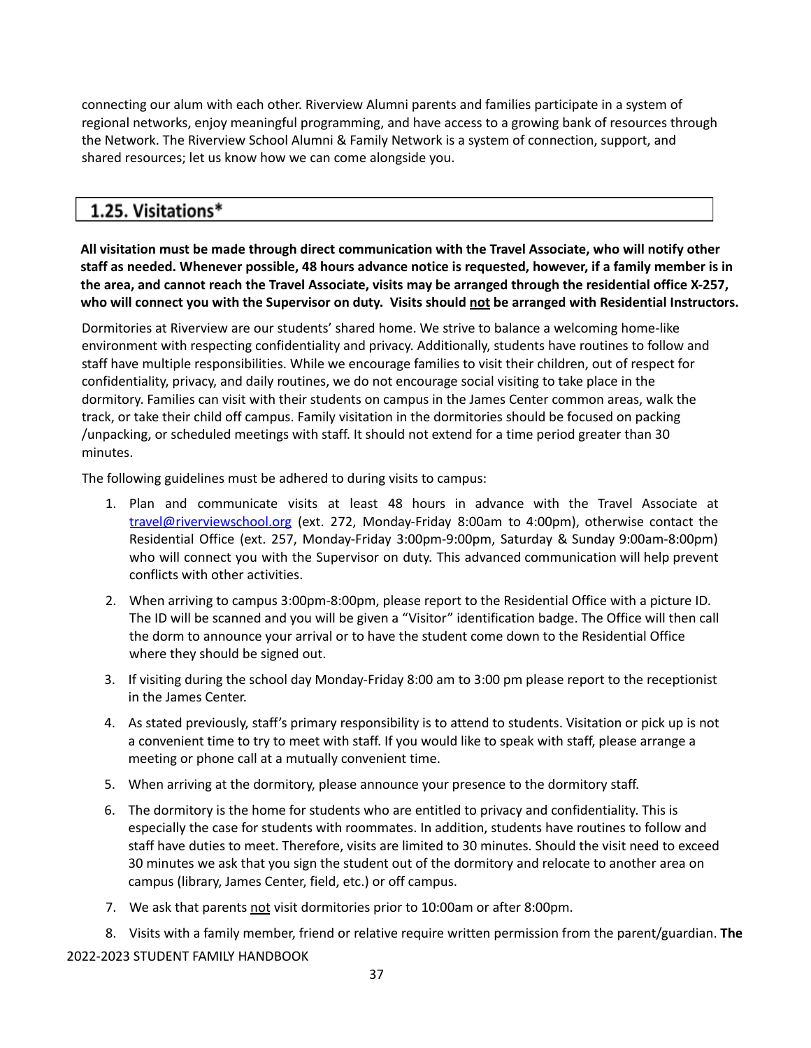connecting our alum with each other. Riverview Alumni parents and families participate in a system of regional networks, enjoy meaningful programming, and have access to a growing bank of resources through the Network. The Riverview School Alumni & Family Network is a system of connection, support, and shared resources; let us know how we can come alongside you.

## 1.25. Visitations*

**All visitation must be made through direct communication with the Travel Associate, who will notify other staff as needed. Whenever possible, 48 hours advance notice is requested, however, if a family member is in the area, and cannot reach the Travel Associate, visits may be arranged through the residential office X-257, who will connect you with the Supervisor on duty. Visits should <u>not</u> be arranged with Residential Instructors.**

Dormitories at Riverview are our students' shared home. We strive to balance a welcoming home-like environment with respecting confidentiality and privacy. Additionally, students have routines to follow and staff have multiple responsibilities. While we encourage families to visit their children, out of respect for confidentiality, privacy, and daily routines, we do not encourage social visiting to take place in the dormitory. Families can visit with their students on campus in the James Center common areas, walk the track, or take their child off campus. Family visitation in the dormitories should be focused on packing /unpacking, or scheduled meetings with staff. It should not extend for a time period greater than 30 minutes.

The following guidelines must be adhered to during visits to campus:

1. Plan and communicate visits at least 48 hours in advance with the Travel Associate at travel@riverviewschool.org (ext. 272, Monday-Friday 8:00am to 4:00pm), otherwise contact the Residential Office (ext. 257, Monday-Friday 3:00pm-9:00pm, Saturday & Sunday 9:00am-8:00pm) who will connect you with the Supervisor on duty. This advanced communication will help prevent conflicts with other activities.
2. When arriving to campus 3:00pm-8:00pm, please report to the Residential Office with a picture ID. The ID will be scanned and you will be given a "Visitor" identification badge. The Office will then call the dorm to announce your arrival or to have the student come down to the Residential Office where they should be signed out.
3. If visiting during the school day Monday-Friday 8:00 am to 3:00 pm please report to the receptionist in the James Center.
4. As stated previously, staff's primary responsibility is to attend to students. Visitation or pick up is not a convenient time to try to meet with staff. If you would like to speak with staff, please arrange a meeting or phone call at a mutually convenient time.
5. When arriving at the dormitory, please announce your presence to the dormitory staff.
6. The dormitory is the home for students who are entitled to privacy and confidentiality. This is especially the case for students with roommates. In addition, students have routines to follow and staff have duties to meet. Therefore, visits are limited to 30 minutes. Should the visit need to exceed 30 minutes we ask that you sign the student out of the dormitory and relocate to another area on campus (library, James Center, field, etc.) or off campus.
7. We ask that parents <u>not</u> visit dormitories prior to 10:00am or after 8:00pm.
8. Visits with a family member, friend or relative require written permission from the parent/guardian. **The**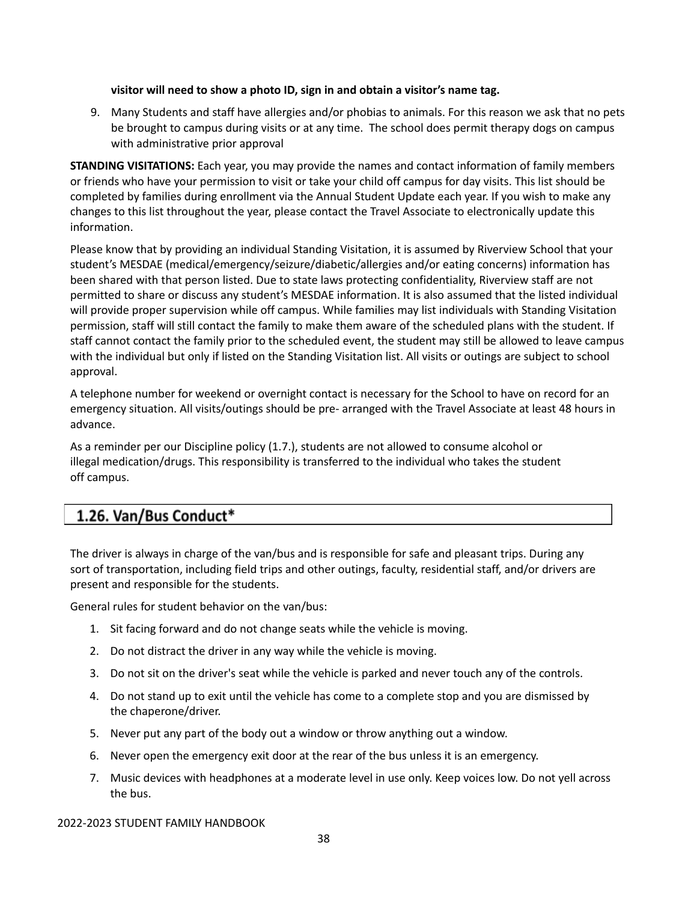**visitor will need to show a photo ID, sign in and obtain a visitor's name tag.**

9. Many Students and staff have allergies and/or phobias to animals. For this reason we ask that no pets be brought to campus during visits or at any time. The school does permit therapy dogs on campus with administrative prior approval

**STANDING VISITATIONS:** Each year, you may provide the names and contact information of family members or friends who have your permission to visit or take your child off campus for day visits. This list should be completed by families during enrollment via the Annual Student Update each year. If you wish to make any changes to this list throughout the year, please contact the Travel Associate to electronically update this information.

Please know that by providing an individual Standing Visitation, it is assumed by Riverview School that your student's MESDAE (medical/emergency/seizure/diabetic/allergies and/or eating concerns) information has been shared with that person listed. Due to state laws protecting confidentiality, Riverview staff are not permitted to share or discuss any student's MESDAE information. It is also assumed that the listed individual will provide proper supervision while off campus. While families may list individuals with Standing Visitation permission, staff will still contact the family to make them aware of the scheduled plans with the student. If staff cannot contact the family prior to the scheduled event, the student may still be allowed to leave campus with the individual but only if listed on the Standing Visitation list. All visits or outings are subject to school approval.

A telephone number for weekend or overnight contact is necessary for the School to have on record for an emergency situation. All visits/outings should be pre- arranged with the Travel Associate at least 48 hours in advance.

As a reminder per our Discipline policy (1.7.), students are not allowed to consume alcohol or illegal medication/drugs. This responsibility is transferred to the individual who takes the student off campus.

## 1.26. Van/Bus Conduct*

The driver is always in charge of the van/bus and is responsible for safe and pleasant trips. During any sort of transportation, including field trips and other outings, faculty, residential staff, and/or drivers are present and responsible for the students.

General rules for student behavior on the van/bus:

1. Sit facing forward and do not change seats while the vehicle is moving.
2. Do not distract the driver in any way while the vehicle is moving.
3. Do not sit on the driver's seat while the vehicle is parked and never touch any of the controls.
4. Do not stand up to exit until the vehicle has come to a complete stop and you are dismissed by the chaperone/driver.
5. Never put any part of the body out a window or throw anything out a window.
6. Never open the emergency exit door at the rear of the bus unless it is an emergency.
7. Music devices with headphones at a moderate level in use only. Keep voices low. Do not yell across the bus.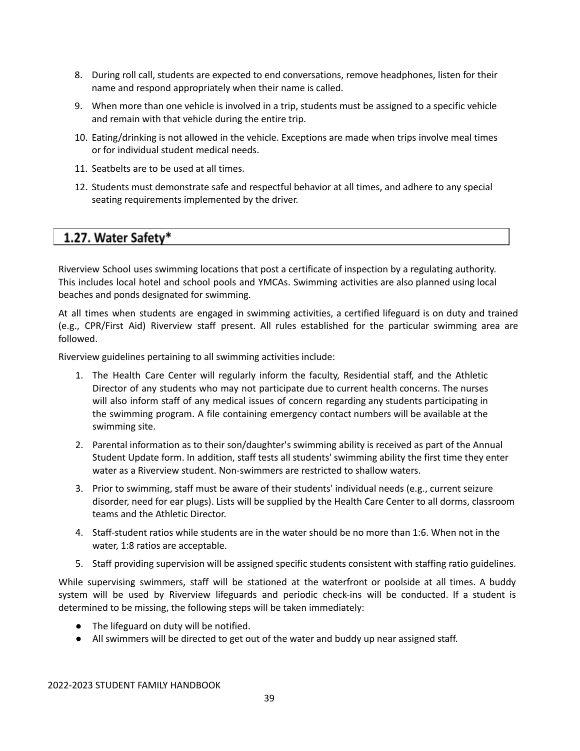8. During roll call, students are expected to end conversations, remove headphones, listen for their name and respond appropriately when their name is called.
9. When more than one vehicle is involved in a trip, students must be assigned to a specific vehicle and remain with that vehicle during the entire trip.
10. Eating/drinking is not allowed in the vehicle. Exceptions are made when trips involve meal times or for individual student medical needs.
11. Seatbelts are to be used at all times.
12. Students must demonstrate safe and respectful behavior at all times, and adhere to any special seating requirements implemented by the driver.

## 1.27. Water Safety*

Riverview School uses swimming locations that post a certificate of inspection by a regulating authority. This includes local hotel and school pools and YMCAs. Swimming activities are also planned using local beaches and ponds designated for swimming.

At all times when students are engaged in swimming activities, a certified lifeguard is on duty and trained (e.g., CPR/First Aid) Riverview staff present. All rules established for the particular swimming area are followed.

Riverview guidelines pertaining to all swimming activities include:

1. The Health Care Center will regularly inform the faculty, Residential staff, and the Athletic Director of any students who may not participate due to current health concerns. The nurses will also inform staff of any medical issues of concern regarding any students participating in the swimming program. A file containing emergency contact numbers will be available at the swimming site.
2. Parental information as to their son/daughter's swimming ability is received as part of the Annual Student Update form. In addition, staff tests all students' swimming ability the first time they enter water as a Riverview student. Non-swimmers are restricted to shallow waters.
3. Prior to swimming, staff must be aware of their students' individual needs (e.g., current seizure disorder, need for ear plugs). Lists will be supplied by the Health Care Center to all dorms, classroom teams and the Athletic Director.
4. Staff-student ratios while students are in the water should be no more than 1:6. When not in the water, 1:8 ratios are acceptable.
5. Staff providing supervision will be assigned specific students consistent with staffing ratio guidelines.

While supervising swimmers, staff will be stationed at the waterfront or poolside at all times. A buddy system will be used by Riverview lifeguards and periodic check-ins will be conducted. If a student is determined to be missing, the following steps will be taken immediately:

- The lifeguard on duty will be notified.
- All swimmers will be directed to get out of the water and buddy up near assigned staff.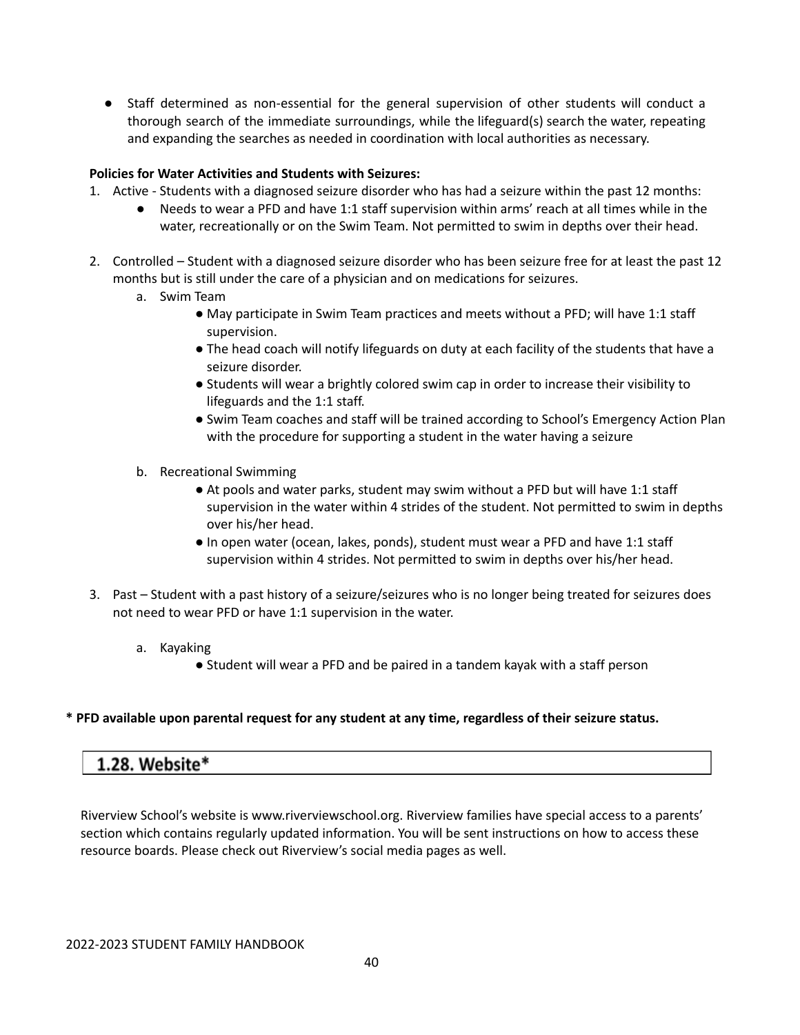- Staff determined as non-essential for the general supervision of other students will conduct a thorough search of the immediate surroundings, while the lifeguard(s) search the water, repeating and expanding the searches as needed in coordination with local authorities as necessary.

**Policies for Water Activities and Students with Seizures:**

1. Active - Students with a diagnosed seizure disorder who has had a seizure within the past 12 months:
   - Needs to wear a PFD and have 1:1 staff supervision within arms' reach at all times while in the water, recreationally or on the Swim Team. Not permitted to swim in depths over their head.

2. Controlled – Student with a diagnosed seizure disorder who has been seizure free for at least the past 12 months but is still under the care of a physician and on medications for seizures.
   a. Swim Team
      - May participate in Swim Team practices and meets without a PFD; will have 1:1 staff supervision.
      - The head coach will notify lifeguards on duty at each facility of the students that have a seizure disorder.
      - Students will wear a brightly colored swim cap in order to increase their visibility to lifeguards and the 1:1 staff.
      - Swim Team coaches and staff will be trained according to School's Emergency Action Plan with the procedure for supporting a student in the water having a seizure

   b. Recreational Swimming
      - At pools and water parks, student may swim without a PFD but will have 1:1 staff supervision in the water within 4 strides of the student. Not permitted to swim in depths over his/her head.
      - In open water (ocean, lakes, ponds), student must wear a PFD and have 1:1 staff supervision within 4 strides. Not permitted to swim in depths over his/her head.

3. Past – Student with a past history of a seizure/seizures who is no longer being treated for seizures does not need to wear PFD or have 1:1 supervision in the water.

   a. Kayaking
      - Student will wear a PFD and be paired in a tandem kayak with a staff person

**\* PFD available upon parental request for any student at any time, regardless of their seizure status.**

## 1.28. Website*

Riverview School's website is www.riverviewschool.org. Riverview families have special access to a parents' section which contains regularly updated information. You will be sent instructions on how to access these resource boards. Please check out Riverview's social media pages as well.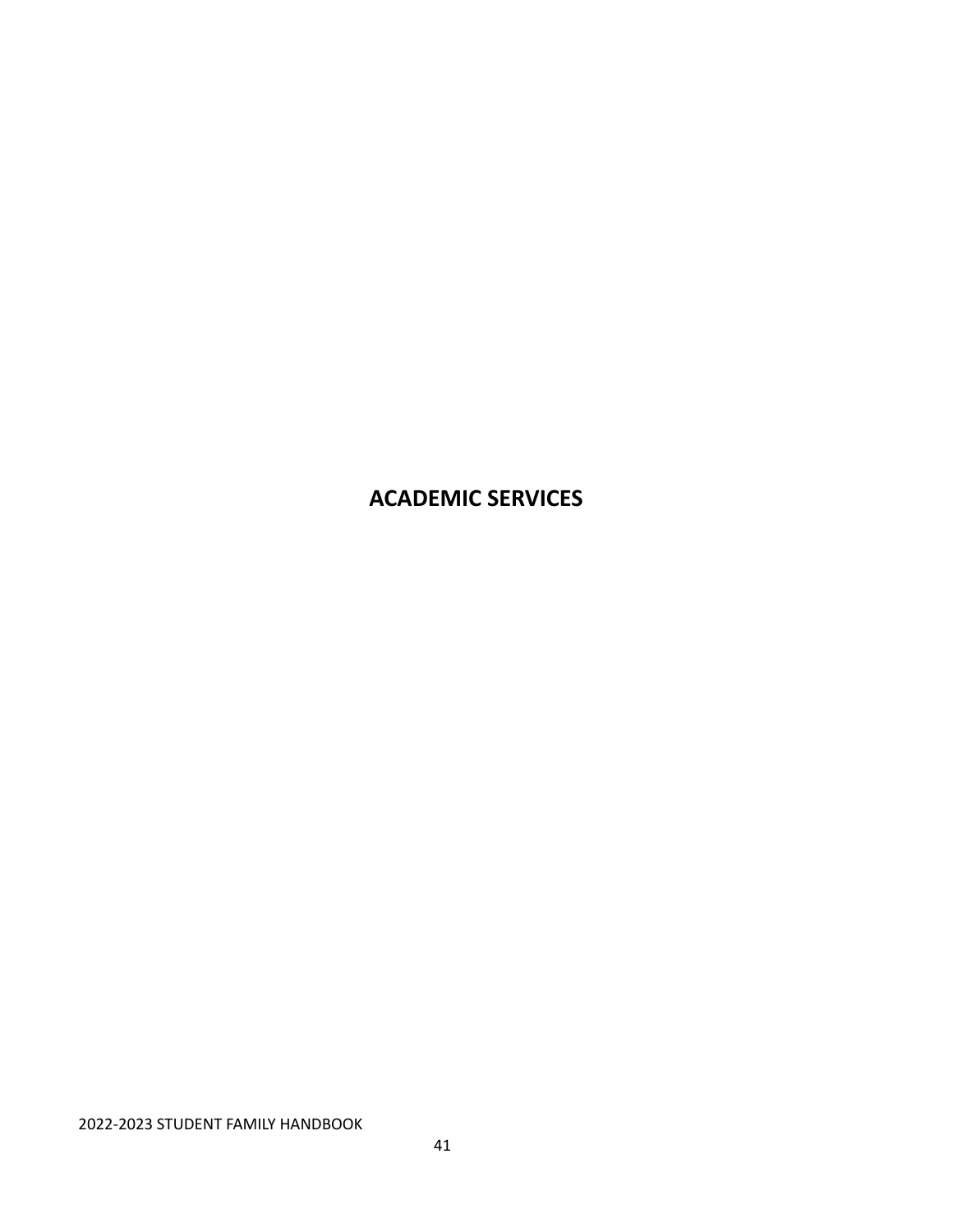# ACADEMIC SERVICES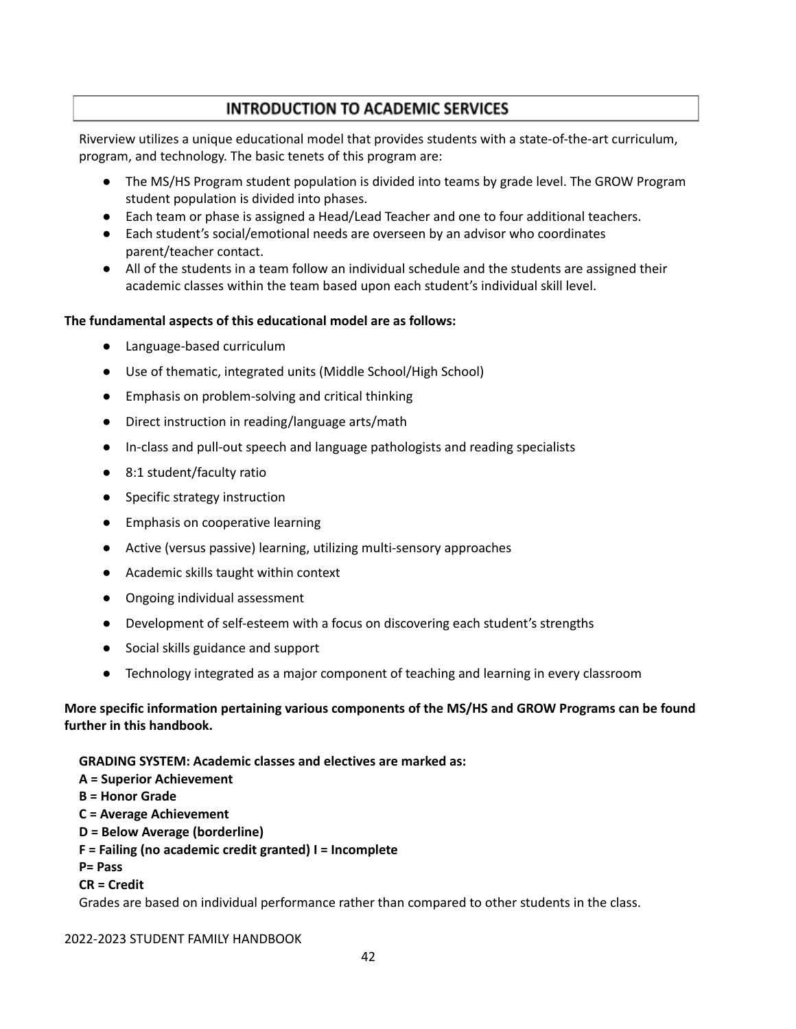## INTRODUCTION TO ACADEMIC SERVICES

Riverview utilizes a unique educational model that provides students with a state-of-the-art curriculum, program, and technology. The basic tenets of this program are:

- The MS/HS Program student population is divided into teams by grade level. The GROW Program student population is divided into phases.
- Each team or phase is assigned a Head/Lead Teacher and one to four additional teachers.
- Each student's social/emotional needs are overseen by an advisor who coordinates parent/teacher contact.
- All of the students in a team follow an individual schedule and the students are assigned their academic classes within the team based upon each student's individual skill level.

**The fundamental aspects of this educational model are as follows:**

- Language-based curriculum
- Use of thematic, integrated units (Middle School/High School)
- Emphasis on problem-solving and critical thinking
- Direct instruction in reading/language arts/math
- In-class and pull-out speech and language pathologists and reading specialists
- 8:1 student/faculty ratio
- Specific strategy instruction
- Emphasis on cooperative learning
- Active (versus passive) learning, utilizing multi-sensory approaches
- Academic skills taught within context
- Ongoing individual assessment
- Development of self-esteem with a focus on discovering each student's strengths
- Social skills guidance and support
- Technology integrated as a major component of teaching and learning in every classroom

**More specific information pertaining various components of the MS/HS and GROW Programs can be found further in this handbook.**

**GRADING SYSTEM: Academic classes and electives are marked as:**
**A = Superior Achievement**
**B = Honor Grade**
**C = Average Achievement**
**D = Below Average (borderline)**
**F = Failing (no academic credit granted) I = Incomplete**
**P= Pass**
**CR = Credit**
Grades are based on individual performance rather than compared to other students in the class.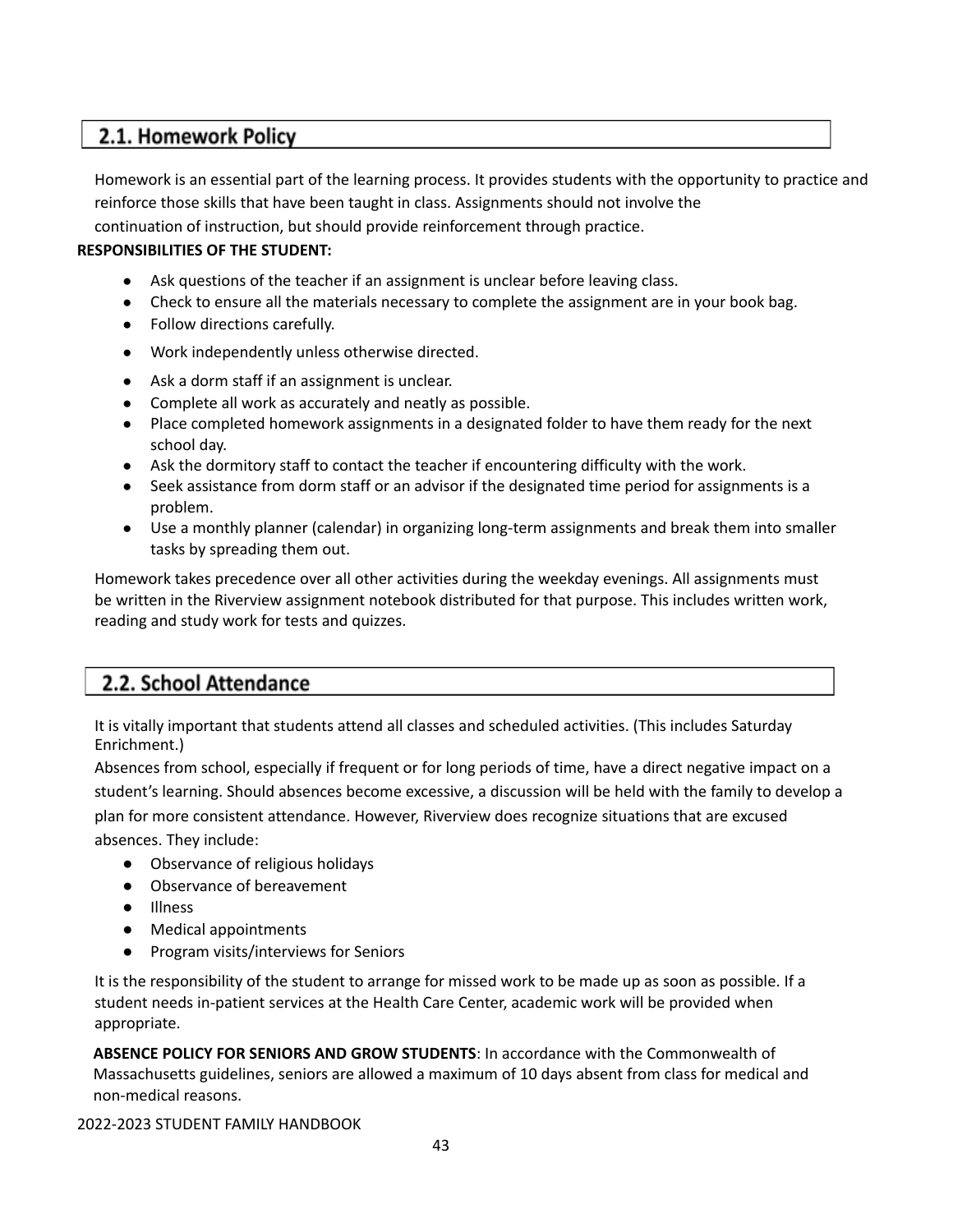## 2.1. Homework Policy

Homework is an essential part of the learning process. It provides students with the opportunity to practice and reinforce those skills that have been taught in class. Assignments should not involve the continuation of instruction, but should provide reinforcement through practice.

**RESPONSIBILITIES OF THE STUDENT:**

- Ask questions of the teacher if an assignment is unclear before leaving class.
- Check to ensure all the materials necessary to complete the assignment are in your book bag.
- Follow directions carefully.
- Work independently unless otherwise directed.
- Ask a dorm staff if an assignment is unclear.
- Complete all work as accurately and neatly as possible.
- Place completed homework assignments in a designated folder to have them ready for the next school day.
- Ask the dormitory staff to contact the teacher if encountering difficulty with the work.
- Seek assistance from dorm staff or an advisor if the designated time period for assignments is a problem.
- Use a monthly planner (calendar) in organizing long-term assignments and break them into smaller tasks by spreading them out.

Homework takes precedence over all other activities during the weekday evenings. All assignments must be written in the Riverview assignment notebook distributed for that purpose. This includes written work, reading and study work for tests and quizzes.

## 2.2. School Attendance

It is vitally important that students attend all classes and scheduled activities. (This includes Saturday Enrichment.)

Absences from school, especially if frequent or for long periods of time, have a direct negative impact on a student's learning. Should absences become excessive, a discussion will be held with the family to develop a plan for more consistent attendance. However, Riverview does recognize situations that are excused absences. They include:

- Observance of religious holidays
- Observance of bereavement
- Illness
- Medical appointments
- Program visits/interviews for Seniors

It is the responsibility of the student to arrange for missed work to be made up as soon as possible. If a student needs in-patient services at the Health Care Center, academic work will be provided when appropriate.

**ABSENCE POLICY FOR SENIORS AND GROW STUDENTS**: In accordance with the Commonwealth of Massachusetts guidelines, seniors are allowed a maximum of 10 days absent from class for medical and non-medical reasons.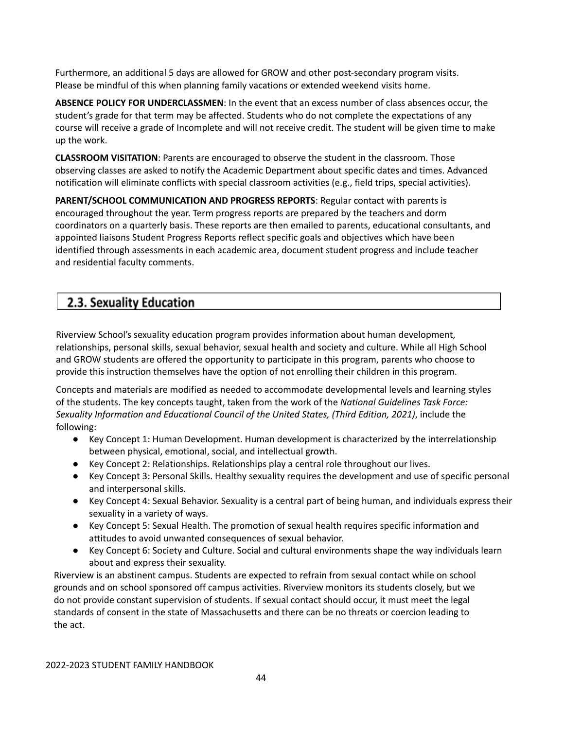Furthermore, an additional 5 days are allowed for GROW and other post-secondary program visits. Please be mindful of this when planning family vacations or extended weekend visits home.

**ABSENCE POLICY FOR UNDERCLASSMEN**: In the event that an excess number of class absences occur, the student's grade for that term may be affected. Students who do not complete the expectations of any course will receive a grade of Incomplete and will not receive credit. The student will be given time to make up the work.

**CLASSROOM VISITATION**: Parents are encouraged to observe the student in the classroom. Those observing classes are asked to notify the Academic Department about specific dates and times. Advanced notification will eliminate conflicts with special classroom activities (e.g., field trips, special activities).

**PARENT/SCHOOL COMMUNICATION AND PROGRESS REPORTS**: Regular contact with parents is encouraged throughout the year. Term progress reports are prepared by the teachers and dorm coordinators on a quarterly basis. These reports are then emailed to parents, educational consultants, and appointed liaisons Student Progress Reports reflect specific goals and objectives which have been identified through assessments in each academic area, document student progress and include teacher and residential faculty comments.

## 2.3. Sexuality Education

Riverview School's sexuality education program provides information about human development, relationships, personal skills, sexual behavior, sexual health and society and culture. While all High School and GROW students are offered the opportunity to participate in this program, parents who choose to provide this instruction themselves have the option of not enrolling their children in this program.

Concepts and materials are modified as needed to accommodate developmental levels and learning styles of the students. The key concepts taught, taken from the work of the *National Guidelines Task Force: Sexuality Information and Educational Council of the United States, (Third Edition, 2021)*, include the following:

- Key Concept 1: Human Development. Human development is characterized by the interrelationship between physical, emotional, social, and intellectual growth.
- Key Concept 2: Relationships. Relationships play a central role throughout our lives.
- Key Concept 3: Personal Skills. Healthy sexuality requires the development and use of specific personal and interpersonal skills.
- Key Concept 4: Sexual Behavior. Sexuality is a central part of being human, and individuals express their sexuality in a variety of ways.
- Key Concept 5: Sexual Health. The promotion of sexual health requires specific information and attitudes to avoid unwanted consequences of sexual behavior.
- Key Concept 6: Society and Culture. Social and cultural environments shape the way individuals learn about and express their sexuality.

Riverview is an abstinent campus. Students are expected to refrain from sexual contact while on school grounds and on school sponsored off campus activities. Riverview monitors its students closely, but we do not provide constant supervision of students. If sexual contact should occur, it must meet the legal standards of consent in the state of Massachusetts and there can be no threats or coercion leading to the act.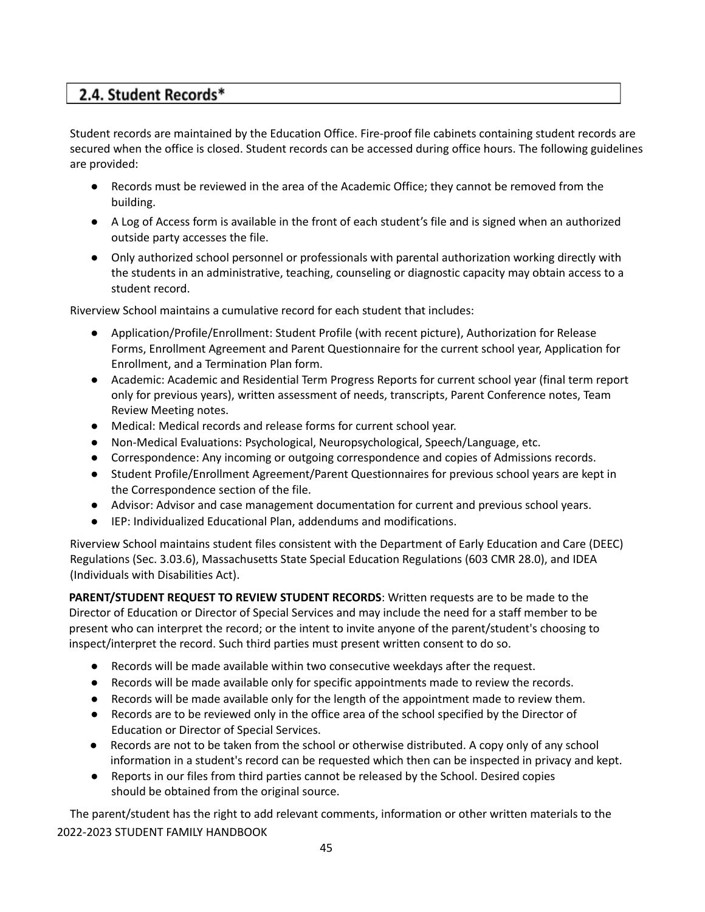## 2.4. Student Records*

Student records are maintained by the Education Office. Fire-proof file cabinets containing student records are secured when the office is closed. Student records can be accessed during office hours. The following guidelines are provided:

- Records must be reviewed in the area of the Academic Office; they cannot be removed from the building.
- A Log of Access form is available in the front of each student's file and is signed when an authorized outside party accesses the file.
- Only authorized school personnel or professionals with parental authorization working directly with the students in an administrative, teaching, counseling or diagnostic capacity may obtain access to a student record.

Riverview School maintains a cumulative record for each student that includes:

- Application/Profile/Enrollment: Student Profile (with recent picture), Authorization for Release Forms, Enrollment Agreement and Parent Questionnaire for the current school year, Application for Enrollment, and a Termination Plan form.
- Academic: Academic and Residential Term Progress Reports for current school year (final term report only for previous years), written assessment of needs, transcripts, Parent Conference notes, Team Review Meeting notes.
- Medical: Medical records and release forms for current school year.
- Non-Medical Evaluations: Psychological, Neuropsychological, Speech/Language, etc.
- Correspondence: Any incoming or outgoing correspondence and copies of Admissions records.
- Student Profile/Enrollment Agreement/Parent Questionnaires for previous school years are kept in the Correspondence section of the file.
- Advisor: Advisor and case management documentation for current and previous school years.
- IEP: Individualized Educational Plan, addendums and modifications.

Riverview School maintains student files consistent with the Department of Early Education and Care (DEEC) Regulations (Sec. 3.03.6), Massachusetts State Special Education Regulations (603 CMR 28.0), and IDEA (Individuals with Disabilities Act).

**PARENT/STUDENT REQUEST TO REVIEW STUDENT RECORDS**: Written requests are to be made to the Director of Education or Director of Special Services and may include the need for a staff member to be present who can interpret the record; or the intent to invite anyone of the parent/student's choosing to inspect/interpret the record. Such third parties must present written consent to do so.

- Records will be made available within two consecutive weekdays after the request.
- Records will be made available only for specific appointments made to review the records.
- Records will be made available only for the length of the appointment made to review them.
- Records are to be reviewed only in the office area of the school specified by the Director of Education or Director of Special Services.
- Records are not to be taken from the school or otherwise distributed. A copy only of any school information in a student's record can be requested which then can be inspected in privacy and kept.
- Reports in our files from third parties cannot be released by the School. Desired copies should be obtained from the original source.

The parent/student has the right to add relevant comments, information or other written materials to the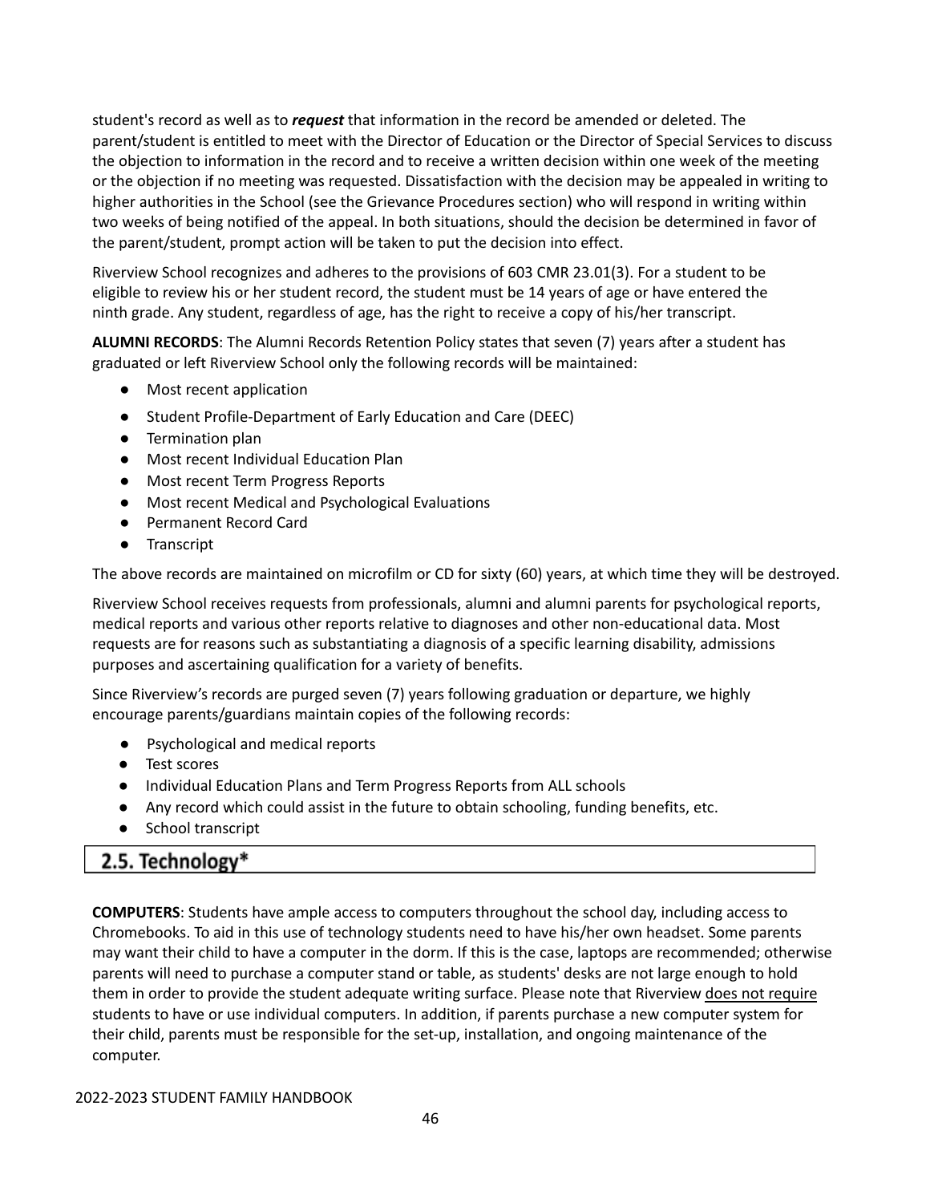student's record as well as to ***request*** that information in the record be amended or deleted. The parent/student is entitled to meet with the Director of Education or the Director of Special Services to discuss the objection to information in the record and to receive a written decision within one week of the meeting or the objection if no meeting was requested. Dissatisfaction with the decision may be appealed in writing to higher authorities in the School (see the Grievance Procedures section) who will respond in writing within two weeks of being notified of the appeal. In both situations, should the decision be determined in favor of the parent/student, prompt action will be taken to put the decision into effect.

Riverview School recognizes and adheres to the provisions of 603 CMR 23.01(3). For a student to be eligible to review his or her student record, the student must be 14 years of age or have entered the ninth grade. Any student, regardless of age, has the right to receive a copy of his/her transcript.

**ALUMNI RECORDS**: The Alumni Records Retention Policy states that seven (7) years after a student has graduated or left Riverview School only the following records will be maintained:

- Most recent application
- Student Profile-Department of Early Education and Care (DEEC)
- Termination plan
- Most recent Individual Education Plan
- Most recent Term Progress Reports
- Most recent Medical and Psychological Evaluations
- Permanent Record Card
- Transcript

The above records are maintained on microfilm or CD for sixty (60) years, at which time they will be destroyed.

Riverview School receives requests from professionals, alumni and alumni parents for psychological reports, medical reports and various other reports relative to diagnoses and other non-educational data. Most requests are for reasons such as substantiating a diagnosis of a specific learning disability, admissions purposes and ascertaining qualification for a variety of benefits.

Since Riverview's records are purged seven (7) years following graduation or departure, we highly encourage parents/guardians maintain copies of the following records:

- Psychological and medical reports
- Test scores
- Individual Education Plans and Term Progress Reports from ALL schools
- Any record which could assist in the future to obtain schooling, funding benefits, etc.
- School transcript

## 2.5. Technology*

**COMPUTERS**: Students have ample access to computers throughout the school day, including access to Chromebooks. To aid in this use of technology students need to have his/her own headset. Some parents may want their child to have a computer in the dorm. If this is the case, laptops are recommended; otherwise parents will need to purchase a computer stand or table, as students' desks are not large enough to hold them in order to provide the student adequate writing surface. Please note that Riverview does not require students to have or use individual computers. In addition, if parents purchase a new computer system for their child, parents must be responsible for the set-up, installation, and ongoing maintenance of the computer.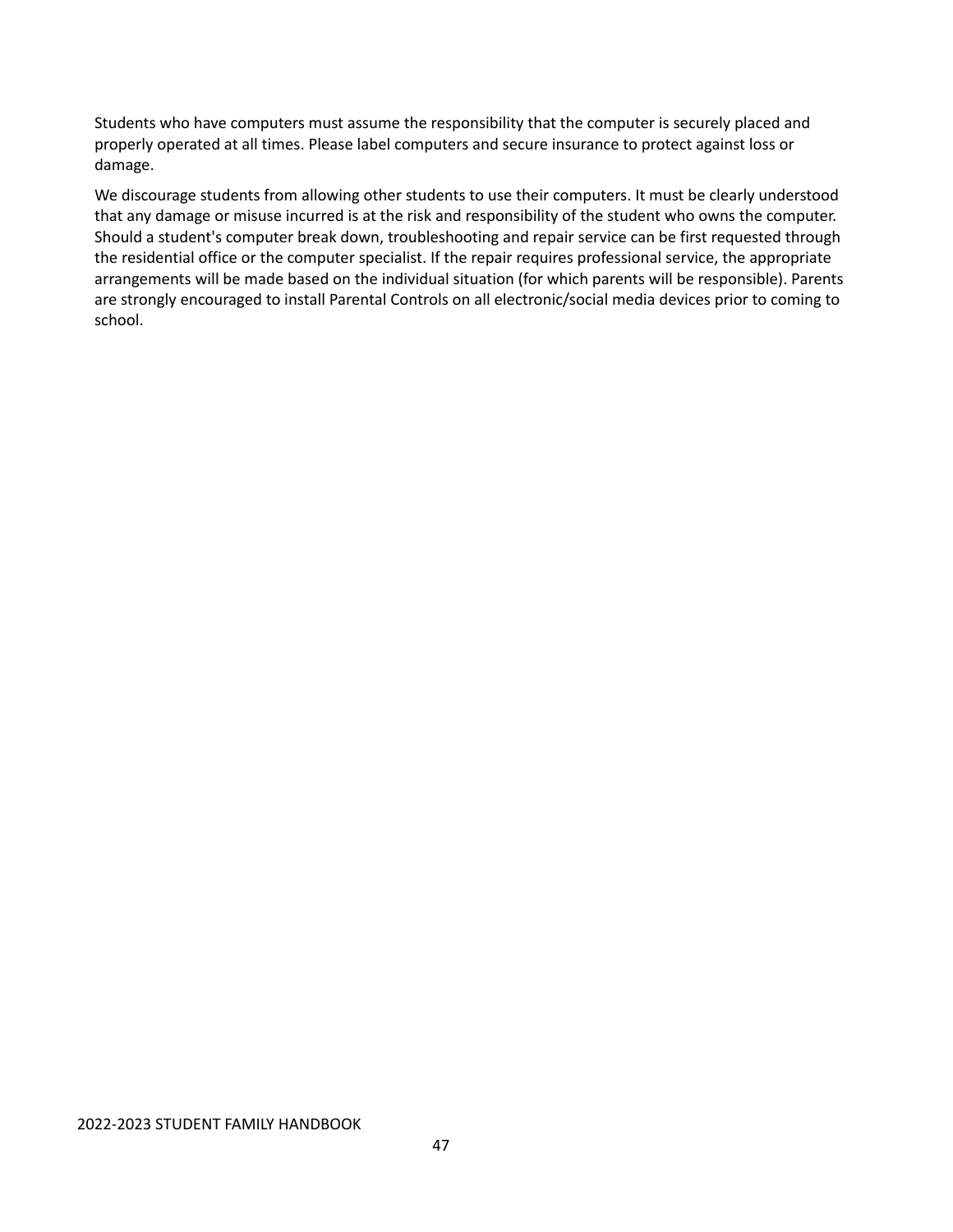Students who have computers must assume the responsibility that the computer is securely placed and properly operated at all times. Please label computers and secure insurance to protect against loss or damage.

We discourage students from allowing other students to use their computers. It must be clearly understood that any damage or misuse incurred is at the risk and responsibility of the student who owns the computer. Should a student's computer break down, troubleshooting and repair service can be first requested through the residential office or the computer specialist. If the repair requires professional service, the appropriate arrangements will be made based on the individual situation (for which parents will be responsible). Parents are strongly encouraged to install Parental Controls on all electronic/social media devices prior to coming to school.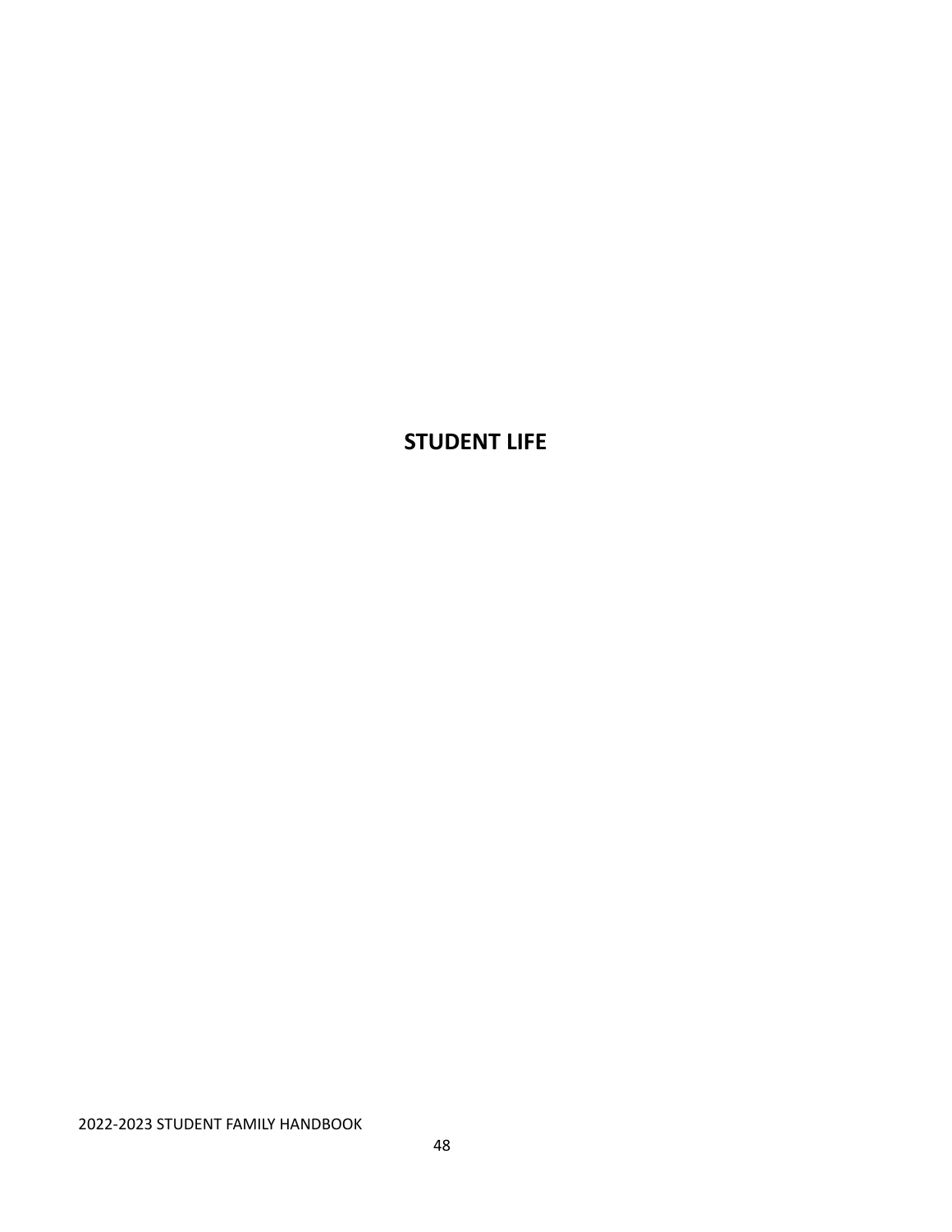# STUDENT LIFE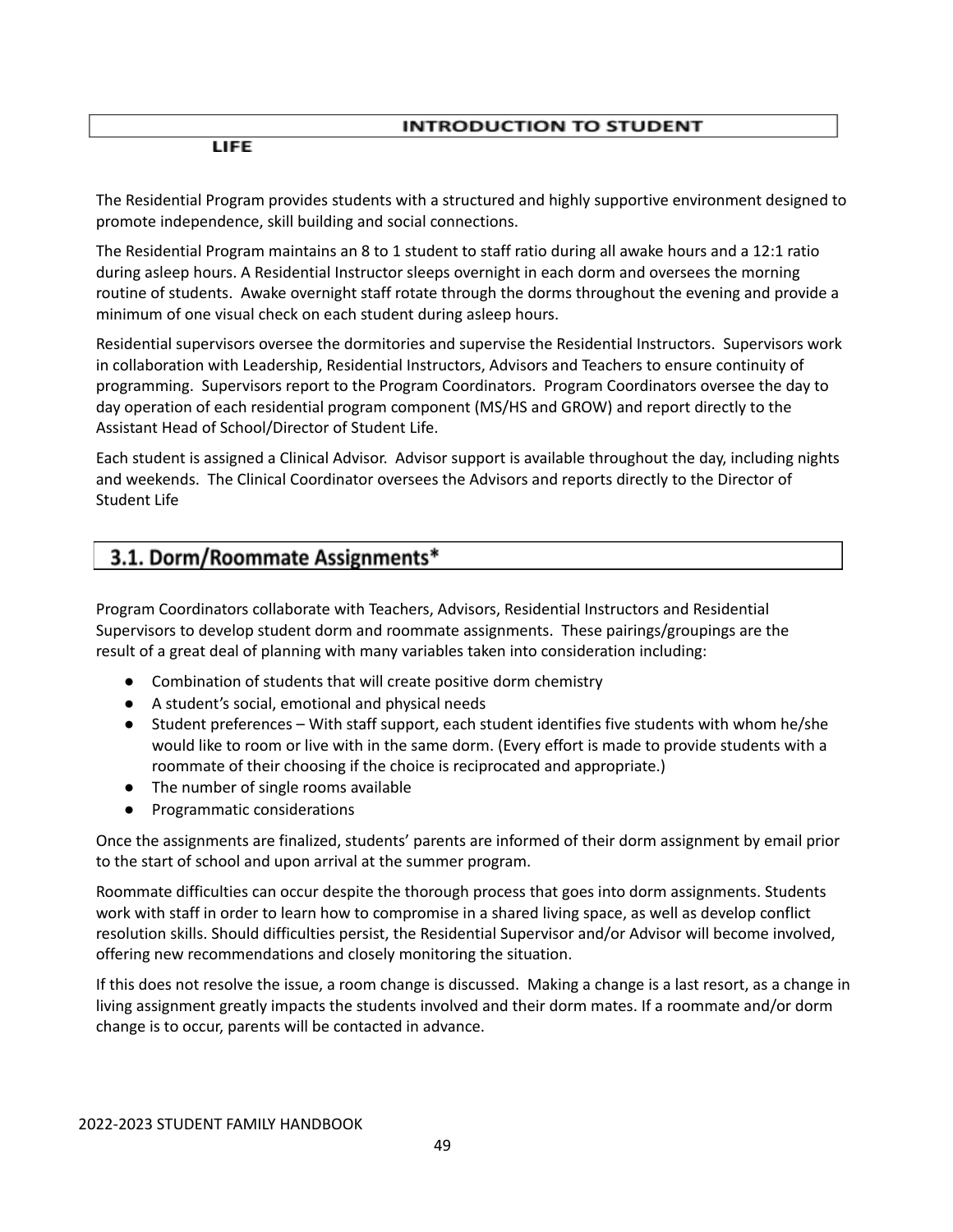# INTRODUCTION TO STUDENT LIFE

The Residential Program provides students with a structured and highly supportive environment designed to promote independence, skill building and social connections.

The Residential Program maintains an 8 to 1 student to staff ratio during all awake hours and a 12:1 ratio during asleep hours. A Residential Instructor sleeps overnight in each dorm and oversees the morning routine of students. Awake overnight staff rotate through the dorms throughout the evening and provide a minimum of one visual check on each student during asleep hours.

Residential supervisors oversee the dormitories and supervise the Residential Instructors. Supervisors work in collaboration with Leadership, Residential Instructors, Advisors and Teachers to ensure continuity of programming. Supervisors report to the Program Coordinators. Program Coordinators oversee the day to day operation of each residential program component (MS/HS and GROW) and report directly to the Assistant Head of School/Director of Student Life.

Each student is assigned a Clinical Advisor. Advisor support is available throughout the day, including nights and weekends. The Clinical Coordinator oversees the Advisors and reports directly to the Director of Student Life

## 3.1. Dorm/Roommate Assignments*

Program Coordinators collaborate with Teachers, Advisors, Residential Instructors and Residential Supervisors to develop student dorm and roommate assignments. These pairings/groupings are the result of a great deal of planning with many variables taken into consideration including:

- Combination of students that will create positive dorm chemistry
- A student's social, emotional and physical needs
- Student preferences – With staff support, each student identifies five students with whom he/she would like to room or live with in the same dorm. (Every effort is made to provide students with a roommate of their choosing if the choice is reciprocated and appropriate.)
- The number of single rooms available
- Programmatic considerations

Once the assignments are finalized, students' parents are informed of their dorm assignment by email prior to the start of school and upon arrival at the summer program.

Roommate difficulties can occur despite the thorough process that goes into dorm assignments. Students work with staff in order to learn how to compromise in a shared living space, as well as develop conflict resolution skills. Should difficulties persist, the Residential Supervisor and/or Advisor will become involved, offering new recommendations and closely monitoring the situation.

If this does not resolve the issue, a room change is discussed. Making a change is a last resort, as a change in living assignment greatly impacts the students involved and their dorm mates. If a roommate and/or dorm change is to occur, parents will be contacted in advance.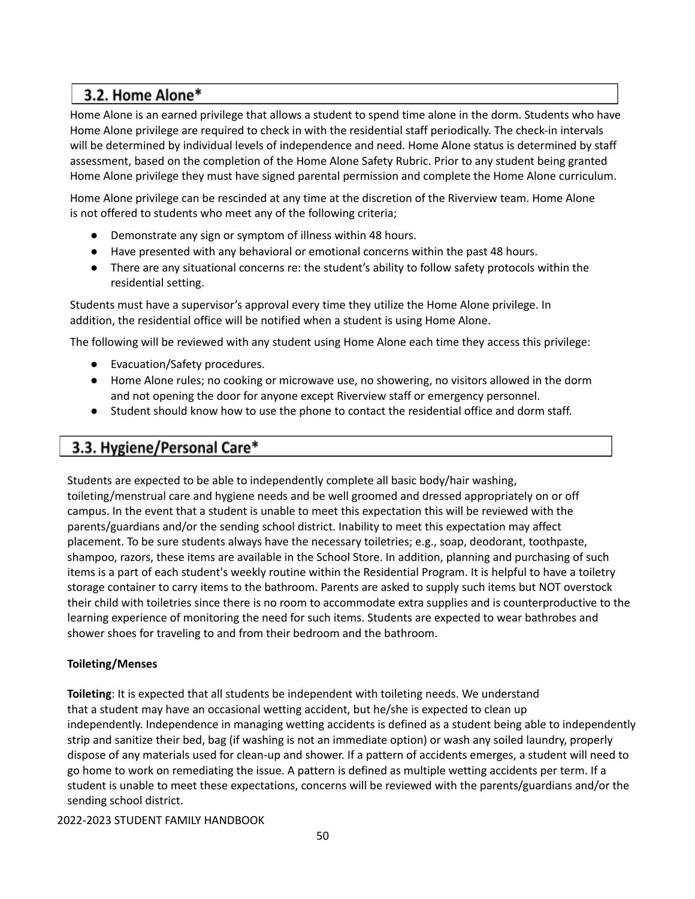## 3.2. Home Alone*

Home Alone is an earned privilege that allows a student to spend time alone in the dorm. Students who have Home Alone privilege are required to check in with the residential staff periodically. The check-in intervals will be determined by individual levels of independence and need. Home Alone status is determined by staff assessment, based on the completion of the Home Alone Safety Rubric. Prior to any student being granted Home Alone privilege they must have signed parental permission and complete the Home Alone curriculum.

Home Alone privilege can be rescinded at any time at the discretion of the Riverview team. Home Alone is not offered to students who meet any of the following criteria;

- Demonstrate any sign or symptom of illness within 48 hours.
- Have presented with any behavioral or emotional concerns within the past 48 hours.
- There are any situational concerns re: the student's ability to follow safety protocols within the residential setting.

Students must have a supervisor's approval every time they utilize the Home Alone privilege. In addition, the residential office will be notified when a student is using Home Alone.

The following will be reviewed with any student using Home Alone each time they access this privilege:

- Evacuation/Safety procedures.
- Home Alone rules; no cooking or microwave use, no showering, no visitors allowed in the dorm and not opening the door for anyone except Riverview staff or emergency personnel.
- Student should know how to use the phone to contact the residential office and dorm staff.

## 3.3. Hygiene/Personal Care*

Students are expected to be able to independently complete all basic body/hair washing, toileting/menstrual care and hygiene needs and be well groomed and dressed appropriately on or off campus. In the event that a student is unable to meet this expectation this will be reviewed with the parents/guardians and/or the sending school district. Inability to meet this expectation may affect placement. To be sure students always have the necessary toiletries; e.g., soap, deodorant, toothpaste, shampoo, razors, these items are available in the School Store. In addition, planning and purchasing of such items is a part of each student's weekly routine within the Residential Program. It is helpful to have a toiletry storage container to carry items to the bathroom. Parents are asked to supply such items but NOT overstock their child with toiletries since there is no room to accommodate extra supplies and is counterproductive to the learning experience of monitoring the need for such items. Students are expected to wear bathrobes and shower shoes for traveling to and from their bedroom and the bathroom.

**Toileting/Menses**

**Toileting**: It is expected that all students be independent with toileting needs. We understand that a student may have an occasional wetting accident, but he/she is expected to clean up independently. Independence in managing wetting accidents is defined as a student being able to independently strip and sanitize their bed, bag (if washing is not an immediate option) or wash any soiled laundry, properly dispose of any materials used for clean-up and shower. If a pattern of accidents emerges, a student will need to go home to work on remediating the issue. A pattern is defined as multiple wetting accidents per term. If a student is unable to meet these expectations, concerns will be reviewed with the parents/guardians and/or the sending school district.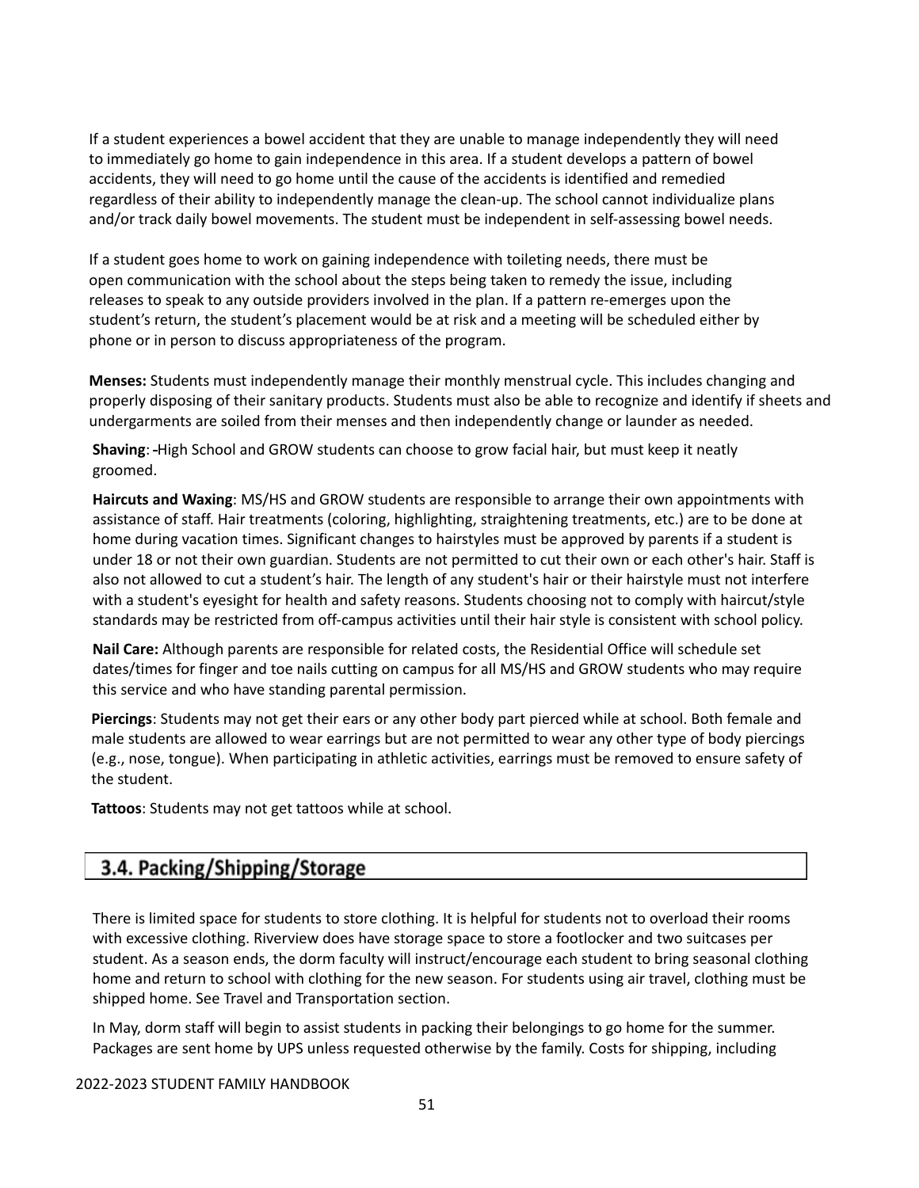If a student experiences a bowel accident that they are unable to manage independently they will need to immediately go home to gain independence in this area. If a student develops a pattern of bowel accidents, they will need to go home until the cause of the accidents is identified and remedied regardless of their ability to independently manage the clean-up. The school cannot individualize plans and/or track daily bowel movements. The student must be independent in self-assessing bowel needs.

If a student goes home to work on gaining independence with toileting needs, there must be open communication with the school about the steps being taken to remedy the issue, including releases to speak to any outside providers involved in the plan. If a pattern re-emerges upon the student's return, the student's placement would be at risk and a meeting will be scheduled either by phone or in person to discuss appropriateness of the program.

**Menses:** Students must independently manage their monthly menstrual cycle. This includes changing and properly disposing of their sanitary products. Students must also be able to recognize and identify if sheets and undergarments are soiled from their menses and then independently change or launder as needed.

**Shaving**: High School and GROW students can choose to grow facial hair, but must keep it neatly groomed.

**Haircuts and Waxing**: MS/HS and GROW students are responsible to arrange their own appointments with assistance of staff. Hair treatments (coloring, highlighting, straightening treatments, etc.) are to be done at home during vacation times. Significant changes to hairstyles must be approved by parents if a student is under 18 or not their own guardian. Students are not permitted to cut their own or each other's hair. Staff is also not allowed to cut a student's hair. The length of any student's hair or their hairstyle must not interfere with a student's eyesight for health and safety reasons. Students choosing not to comply with haircut/style standards may be restricted from off-campus activities until their hair style is consistent with school policy.

**Nail Care:** Although parents are responsible for related costs, the Residential Office will schedule set dates/times for finger and toe nails cutting on campus for all MS/HS and GROW students who may require this service and who have standing parental permission.

**Piercings**: Students may not get their ears or any other body part pierced while at school. Both female and male students are allowed to wear earrings but are not permitted to wear any other type of body piercings (e.g., nose, tongue). When participating in athletic activities, earrings must be removed to ensure safety of the student.

**Tattoos**: Students may not get tattoos while at school.

## 3.4. Packing/Shipping/Storage

There is limited space for students to store clothing. It is helpful for students not to overload their rooms with excessive clothing. Riverview does have storage space to store a footlocker and two suitcases per student. As a season ends, the dorm faculty will instruct/encourage each student to bring seasonal clothing home and return to school with clothing for the new season. For students using air travel, clothing must be shipped home. See Travel and Transportation section.

In May, dorm staff will begin to assist students in packing their belongings to go home for the summer. Packages are sent home by UPS unless requested otherwise by the family. Costs for shipping, including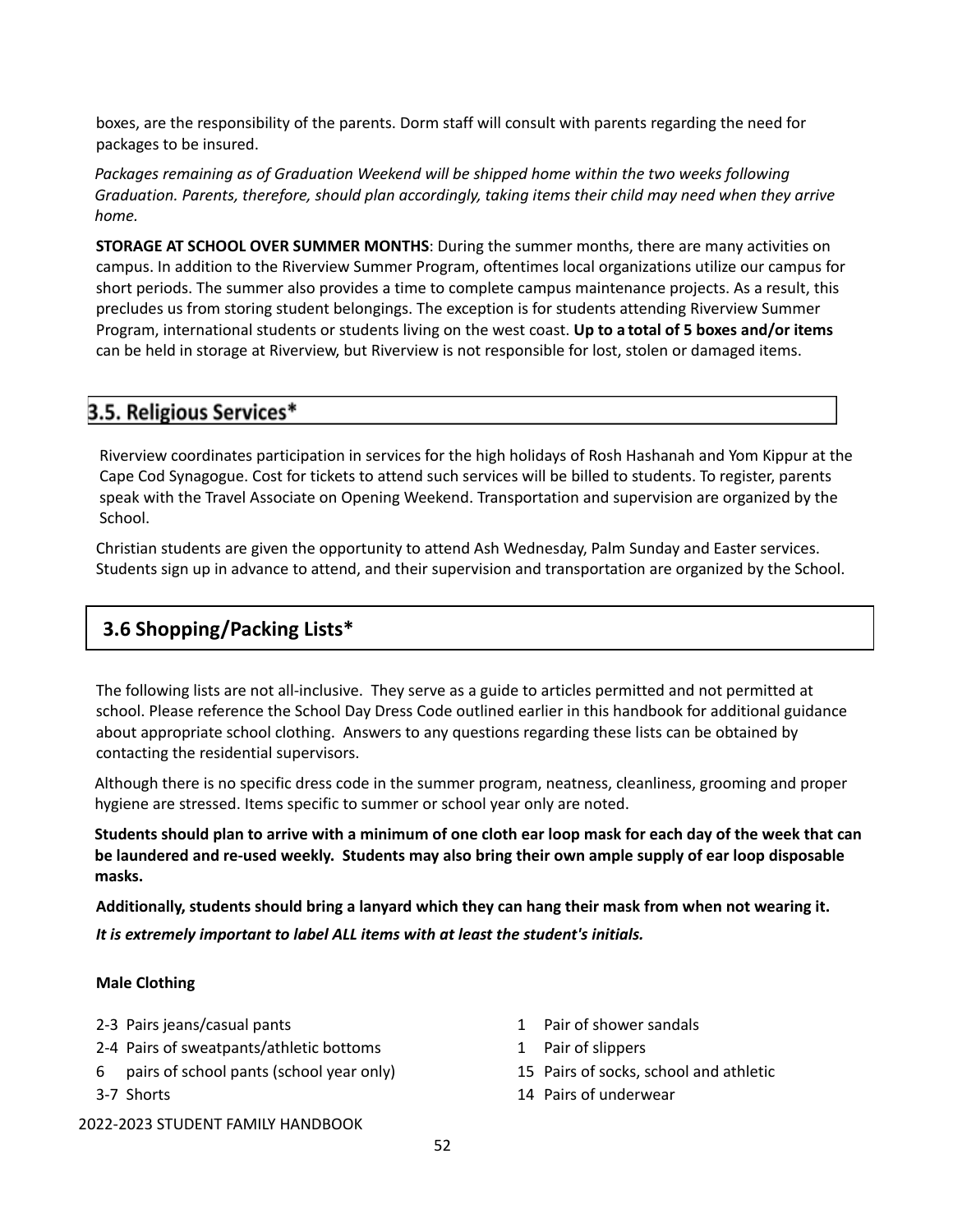boxes, are the responsibility of the parents. Dorm staff will consult with parents regarding the need for packages to be insured.

*Packages remaining as of Graduation Weekend will be shipped home within the two weeks following Graduation. Parents, therefore, should plan accordingly, taking items their child may need when they arrive home.*

**STORAGE AT SCHOOL OVER SUMMER MONTHS**: During the summer months, there are many activities on campus. In addition to the Riverview Summer Program, oftentimes local organizations utilize our campus for short periods. The summer also provides a time to complete campus maintenance projects. As a result, this precludes us from storing student belongings. The exception is for students attending Riverview Summer Program, international students or students living on the west coast. **Up to a total of 5 boxes and/or items** can be held in storage at Riverview, but Riverview is not responsible for lost, stolen or damaged items.

## 3.5. Religious Services*

Riverview coordinates participation in services for the high holidays of Rosh Hashanah and Yom Kippur at the Cape Cod Synagogue. Cost for tickets to attend such services will be billed to students. To register, parents speak with the Travel Associate on Opening Weekend. Transportation and supervision are organized by the School.

Christian students are given the opportunity to attend Ash Wednesday, Palm Sunday and Easter services. Students sign up in advance to attend, and their supervision and transportation are organized by the School.

## 3.6 Shopping/Packing Lists*

The following lists are not all-inclusive. They serve as a guide to articles permitted and not permitted at school. Please reference the School Day Dress Code outlined earlier in this handbook for additional guidance about appropriate school clothing. Answers to any questions regarding these lists can be obtained by contacting the residential supervisors.

Although there is no specific dress code in the summer program, neatness, cleanliness, grooming and proper hygiene are stressed. Items specific to summer or school year only are noted.

**Students should plan to arrive with a minimum of one cloth ear loop mask for each day of the week that can be laundered and re-used weekly. Students may also bring their own ample supply of ear loop disposable masks.**

**Additionally, students should bring a lanyard which they can hang their mask from when not wearing it.**

***It is extremely important to label ALL items with at least the student's initials.***

**Male Clothing**

- 2-3 Pairs jeans/casual pants
- 2-4 Pairs of sweatpants/athletic bottoms
- 6 pairs of school pants (school year only)
- 3-7 Shorts
- 1 Pair of shower sandals
- 1 Pair of slippers
- 15 Pairs of socks, school and athletic
- 14 Pairs of underwear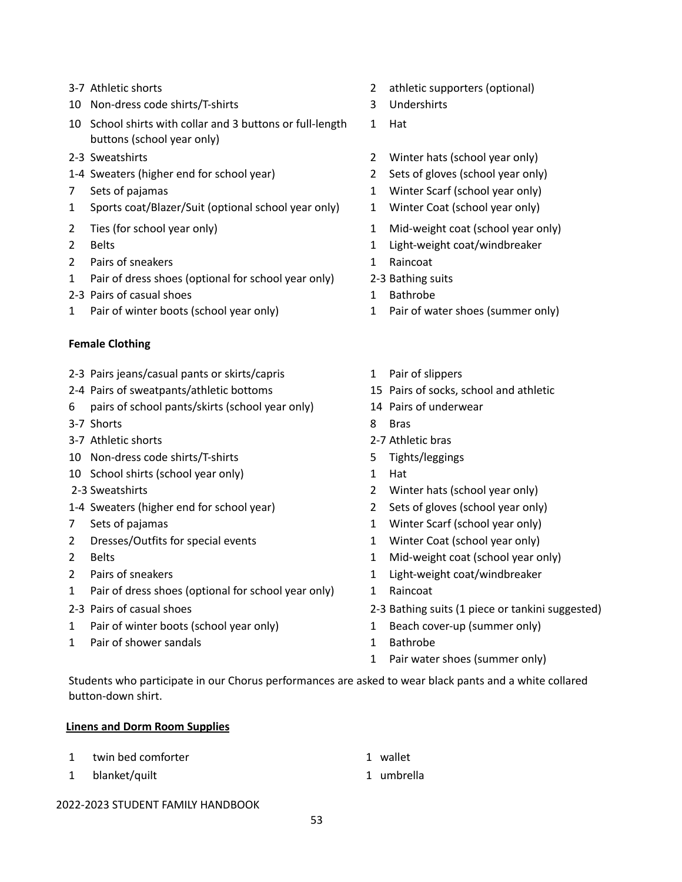- 3-7 Athletic shorts
- 10 Non-dress code shirts/T-shirts
- 10 School shirts with collar and 3 buttons or full-length buttons (school year only)
- 2-3 Sweatshirts
- 1-4 Sweaters (higher end for school year)
- 7 Sets of pajamas
- 1 Sports coat/Blazer/Suit (optional school year only)
- 2 Ties (for school year only)
- 2 Belts
- 2 Pairs of sneakers
- 1 Pair of dress shoes (optional for school year only)
- 2-3 Pairs of casual shoes
- 1 Pair of winter boots (school year only)
- 2 athletic supporters (optional)
- 3 Undershirts
- 1 Hat
- 2 Winter hats (school year only)
- 2 Sets of gloves (school year only)
- 1 Winter Scarf (school year only)
- 1 Winter Coat (school year only)
- 1 Mid-weight coat (school year only)
- 1 Light-weight coat/windbreaker
- 1 Raincoat
- 2-3 Bathing suits
- 1 Bathrobe
- 1 Pair of water shoes (summer only)

**Female Clothing**

- 2-3 Pairs jeans/casual pants or skirts/capris
- 2-4 Pairs of sweatpants/athletic bottoms
- 6 pairs of school pants/skirts (school year only)
- 3-7 Shorts
- 3-7 Athletic shorts
- 10 Non-dress code shirts/T-shirts
- 10 School shirts (school year only)
- 2-3 Sweatshirts
- 1-4 Sweaters (higher end for school year)
- 7 Sets of pajamas
- 2 Dresses/Outfits for special events
- 2 Belts
- 2 Pairs of sneakers
- 1 Pair of dress shoes (optional for school year only)
- 2-3 Pairs of casual shoes
- 1 Pair of winter boots (school year only)
- 1 Pair of shower sandals
- 1 Pair of slippers
- 15 Pairs of socks, school and athletic
- 14 Pairs of underwear
- 8 Bras
- 2-7 Athletic bras
- 5 Tights/leggings
- 1 Hat
- 2 Winter hats (school year only)
- 2 Sets of gloves (school year only)
- 1 Winter Scarf (school year only)
- 1 Winter Coat (school year only)
- 1 Mid-weight coat (school year only)
- 1 Light-weight coat/windbreaker
- 1 Raincoat
- 2-3 Bathing suits (1 piece or tankini suggested)
- 1 Beach cover-up (summer only)
- 1 Bathrobe
- 1 Pair water shoes (summer only)

Students who participate in our Chorus performances are asked to wear black pants and a white collared button-down shirt.

**Linens and Dorm Room Supplies**

- 1 twin bed comforter
- 1 blanket/quilt
- 1 wallet
- 1 umbrella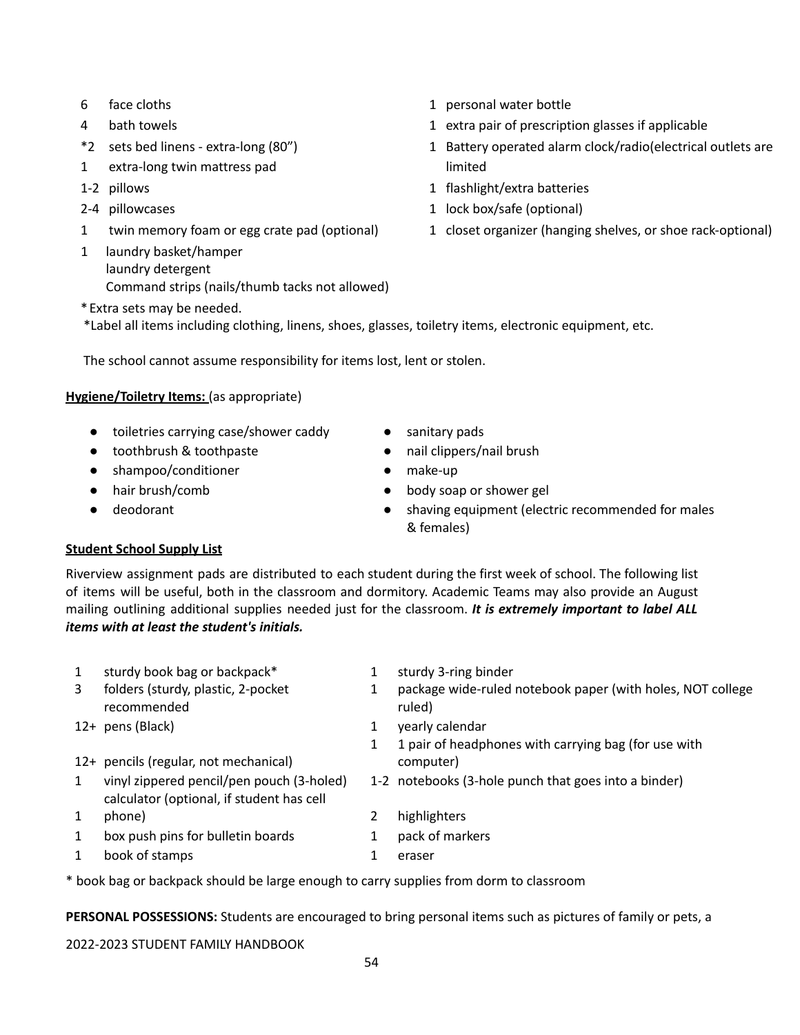- 6 face cloths
- 4 bath towels
- *2 sets bed linens - extra-long (80”)
- 1 extra-long twin mattress pad
- 1-2 pillows
- 2-4 pillowcases
- 1 twin memory foam or egg crate pad (optional)
- 1 laundry basket/hamper
  laundry detergent
  Command strips (nails/thumb tacks not allowed)
- 1 personal water bottle
- 1 extra pair of prescription glasses if applicable
- 1 Battery operated alarm clock/radio(electrical outlets are limited
- 1 flashlight/extra batteries
- 1 lock box/safe (optional)
- 1 closet organizer (hanging shelves, or shoe rack-optional)

* Extra sets may be needed.
*Label all items including clothing, linens, shoes, glasses, toiletry items, electronic equipment, etc.

The school cannot assume responsibility for items lost, lent or stolen.

**Hygiene/Toiletry Items:** (as appropriate)

- toiletries carrying case/shower caddy
- toothbrush & toothpaste
- shampoo/conditioner
- hair brush/comb
- deodorant
- sanitary pads
- nail clippers/nail brush
- make-up
- body soap or shower gel
- shaving equipment (electric recommended for males & females)

**Student School Supply List**

Riverview assignment pads are distributed to each student during the first week of school. The following list of items will be useful, both in the classroom and dormitory. Academic Teams may also provide an August mailing outlining additional supplies needed just for the classroom. ***It is extremely important to label ALL items with at least the student's initials.***

- 1 sturdy book bag or backpack*
- 3 folders (sturdy, plastic, 2-pocket recommended
- 12+ pens (Black)
- 12+ pencils (regular, not mechanical)
- 1 vinyl zippered pencil/pen pouch (3-holed)
- 1 calculator (optional, if student has cell phone)
- 1 box push pins for bulletin boards
- 1 book of stamps
- 1 sturdy 3-ring binder
- 1 package wide-ruled notebook paper (with holes, NOT college ruled)
- 1 yearly calendar
- 1 1 pair of headphones with carrying bag (for use with computer)
- 1-2 notebooks (3-hole punch that goes into a binder)
- 2 highlighters
- 1 pack of markers
- 1 eraser

* book bag or backpack should be large enough to carry supplies from dorm to classroom

**PERSONAL POSSESSIONS:** Students are encouraged to bring personal items such as pictures of family or pets, a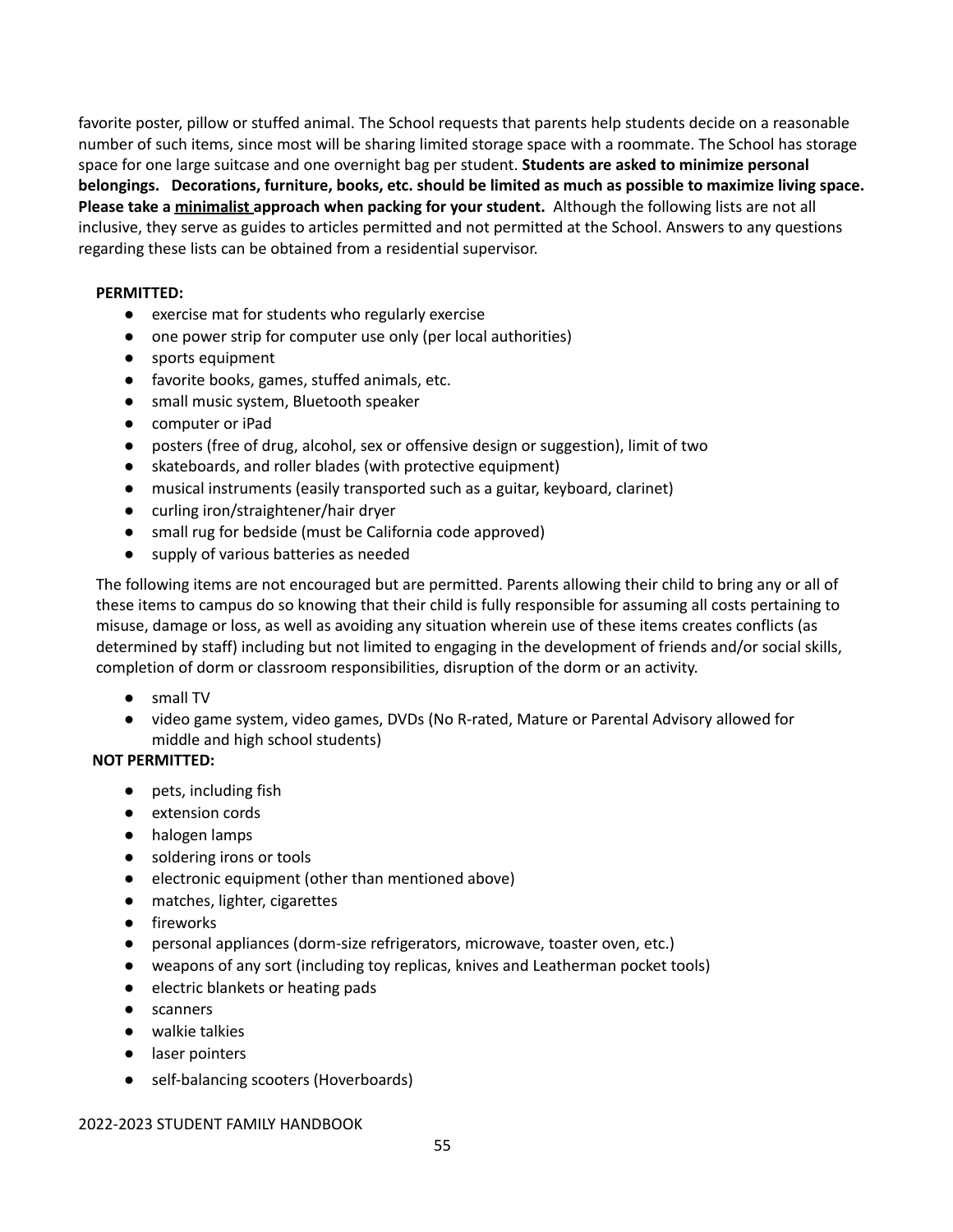favorite poster, pillow or stuffed animal. The School requests that parents help students decide on a reasonable number of such items, since most will be sharing limited storage space with a roommate. The School has storage space for one large suitcase and one overnight bag per student. **Students are asked to minimize personal belongings. Decorations, furniture, books, etc. should be limited as much as possible to maximize living space. Please take a <u>minimalist</u> approach when packing for your student.** Although the following lists are not all inclusive, they serve as guides to articles permitted and not permitted at the School. Answers to any questions regarding these lists can be obtained from a residential supervisor.

**PERMITTED:**

- exercise mat for students who regularly exercise
- one power strip for computer use only (per local authorities)
- sports equipment
- favorite books, games, stuffed animals, etc.
- small music system, Bluetooth speaker
- computer or iPad
- posters (free of drug, alcohol, sex or offensive design or suggestion), limit of two
- skateboards, and roller blades (with protective equipment)
- musical instruments (easily transported such as a guitar, keyboard, clarinet)
- curling iron/straightener/hair dryer
- small rug for bedside (must be California code approved)
- supply of various batteries as needed

The following items are not encouraged but are permitted. Parents allowing their child to bring any or all of these items to campus do so knowing that their child is fully responsible for assuming all costs pertaining to misuse, damage or loss, as well as avoiding any situation wherein use of these items creates conflicts (as determined by staff) including but not limited to engaging in the development of friends and/or social skills, completion of dorm or classroom responsibilities, disruption of the dorm or an activity.

- small TV
- video game system, video games, DVDs (No R-rated, Mature or Parental Advisory allowed for middle and high school students)

**NOT PERMITTED:**

- pets, including fish
- extension cords
- halogen lamps
- soldering irons or tools
- electronic equipment (other than mentioned above)
- matches, lighter, cigarettes
- fireworks
- personal appliances (dorm-size refrigerators, microwave, toaster oven, etc.)
- weapons of any sort (including toy replicas, knives and Leatherman pocket tools)
- electric blankets or heating pads
- scanners
- walkie talkies
- laser pointers
- self-balancing scooters (Hoverboards)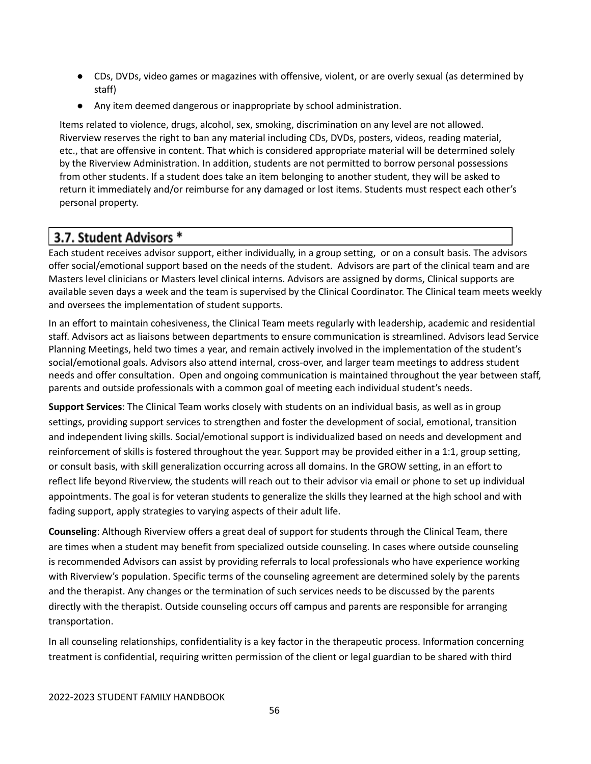- CDs, DVDs, video games or magazines with offensive, violent, or are overly sexual (as determined by staff)
- Any item deemed dangerous or inappropriate by school administration.

Items related to violence, drugs, alcohol, sex, smoking, discrimination on any level are not allowed. Riverview reserves the right to ban any material including CDs, DVDs, posters, videos, reading material, etc., that are offensive in content. That which is considered appropriate material will be determined solely by the Riverview Administration. In addition, students are not permitted to borrow personal possessions from other students. If a student does take an item belonging to another student, they will be asked to return it immediately and/or reimburse for any damaged or lost items. Students must respect each other's personal property.

## 3.7. Student Advisors *

Each student receives advisor support, either individually, in a group setting, or on a consult basis. The advisors offer social/emotional support based on the needs of the student. Advisors are part of the clinical team and are Masters level clinicians or Masters level clinical interns. Advisors are assigned by dorms, Clinical supports are available seven days a week and the team is supervised by the Clinical Coordinator. The Clinical team meets weekly and oversees the implementation of student supports.

In an effort to maintain cohesiveness, the Clinical Team meets regularly with leadership, academic and residential staff. Advisors act as liaisons between departments to ensure communication is streamlined. Advisors lead Service Planning Meetings, held two times a year, and remain actively involved in the implementation of the student's social/emotional goals. Advisors also attend internal, cross-over, and larger team meetings to address student needs and offer consultation. Open and ongoing communication is maintained throughout the year between staff, parents and outside professionals with a common goal of meeting each individual student's needs.

**Support Services**: The Clinical Team works closely with students on an individual basis, as well as in group settings, providing support services to strengthen and foster the development of social, emotional, transition and independent living skills. Social/emotional support is individualized based on needs and development and reinforcement of skills is fostered throughout the year. Support may be provided either in a 1:1, group setting, or consult basis, with skill generalization occurring across all domains. In the GROW setting, in an effort to reflect life beyond Riverview, the students will reach out to their advisor via email or phone to set up individual appointments. The goal is for veteran students to generalize the skills they learned at the high school and with fading support, apply strategies to varying aspects of their adult life.

**Counseling**: Although Riverview offers a great deal of support for students through the Clinical Team, there are times when a student may benefit from specialized outside counseling. In cases where outside counseling is recommended Advisors can assist by providing referrals to local professionals who have experience working with Riverview's population. Specific terms of the counseling agreement are determined solely by the parents and the therapist. Any changes or the termination of such services needs to be discussed by the parents directly with the therapist. Outside counseling occurs off campus and parents are responsible for arranging transportation.

In all counseling relationships, confidentiality is a key factor in the therapeutic process. Information concerning treatment is confidential, requiring written permission of the client or legal guardian to be shared with third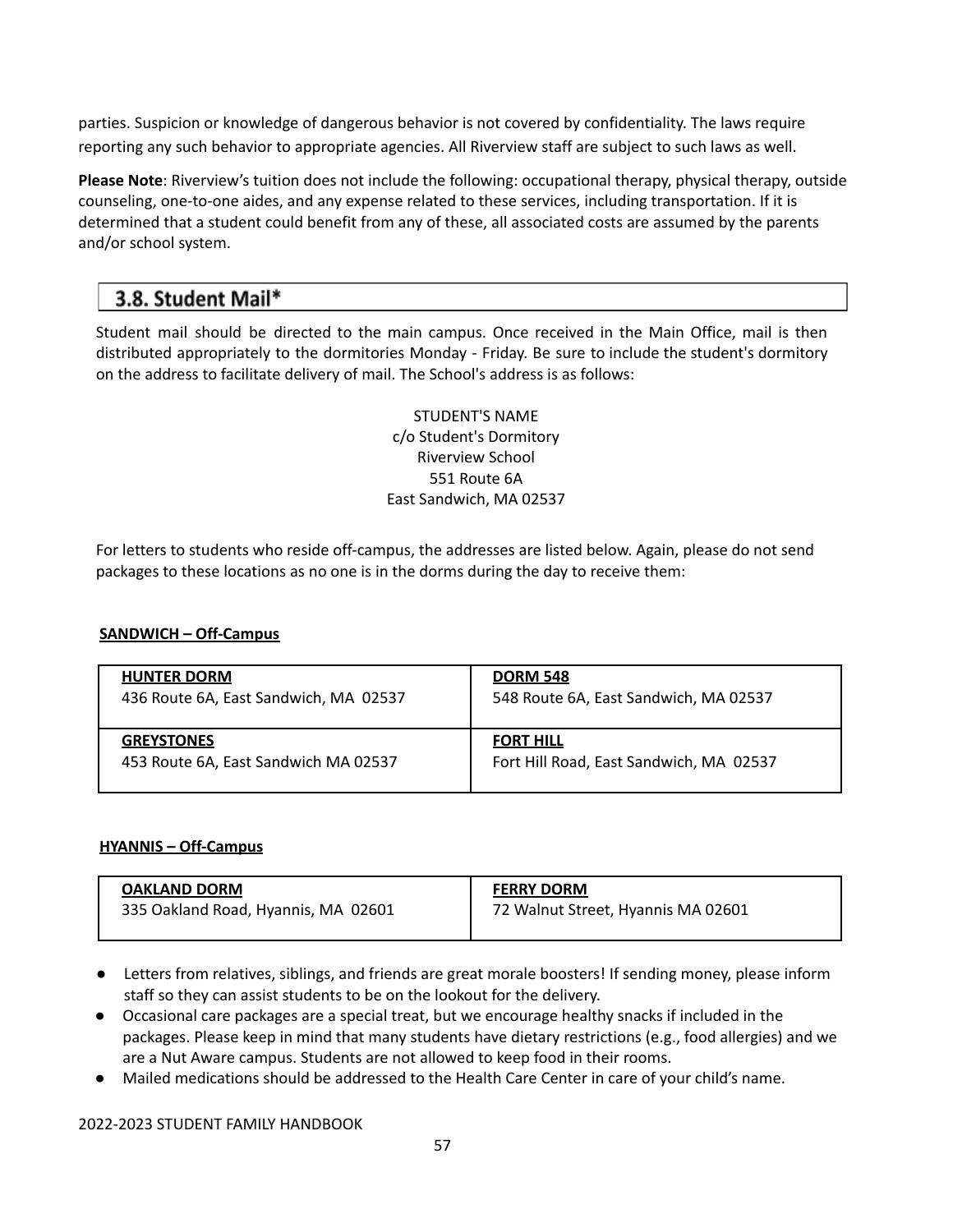parties. Suspicion or knowledge of dangerous behavior is not covered by confidentiality. The laws require reporting any such behavior to appropriate agencies. All Riverview staff are subject to such laws as well.

**Please Note**: Riverview's tuition does not include the following: occupational therapy, physical therapy, outside counseling, one-to-one aides, and any expense related to these services, including transportation. If it is determined that a student could benefit from any of these, all associated costs are assumed by the parents and/or school system.

## 3.8. Student Mail*

Student mail should be directed to the main campus. Once received in the Main Office, mail is then distributed appropriately to the dormitories Monday - Friday. Be sure to include the student's dormitory on the address to facilitate delivery of mail. The School's address is as follows:

STUDENT'S NAME
c/o Student's Dormitory
Riverview School
551 Route 6A
East Sandwich, MA 02537

For letters to students who reside off-campus, the addresses are listed below. Again, please do not send packages to these locations as no one is in the dorms during the day to receive them:

**SANDWICH – Off-Campus**

| | |
|---|---|
| **HUNTER DORM**<br>436 Route 6A, East Sandwich, MA 02537 | **DORM 548**<br>548 Route 6A, East Sandwich, MA 02537 |
| **GREYSTONES**<br>453 Route 6A, East Sandwich MA 02537 | **FORT HILL**<br>Fort Hill Road, East Sandwich, MA 02537 |

**HYANNIS – Off-Campus**

| | |
|---|---|
| **OAKLAND DORM**<br>335 Oakland Road, Hyannis, MA 02601 | **FERRY DORM**<br>72 Walnut Street, Hyannis MA 02601 |

- Letters from relatives, siblings, and friends are great morale boosters! If sending money, please inform staff so they can assist students to be on the lookout for the delivery.
- Occasional care packages are a special treat, but we encourage healthy snacks if included in the packages. Please keep in mind that many students have dietary restrictions (e.g., food allergies) and we are a Nut Aware campus. Students are not allowed to keep food in their rooms.
- Mailed medications should be addressed to the Health Care Center in care of your child's name.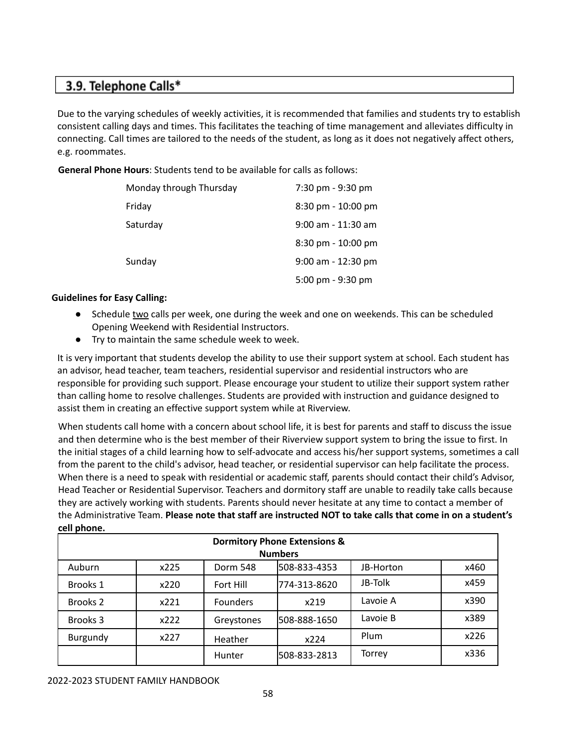## 3.9. Telephone Calls*

Due to the varying schedules of weekly activities, it is recommended that families and students try to establish consistent calling days and times. This facilitates the teaching of time management and alleviates difficulty in connecting. Call times are tailored to the needs of the student, as long as it does not negatively affect others, e.g. roommates.

**General Phone Hours**: Students tend to be available for calls as follows:

| | |
|---|---|
| Monday through Thursday | 7:30 pm - 9:30 pm |
| Friday | 8:30 pm - 10:00 pm |
| Saturday | 9:00 am - 11:30 am |
| | 8:30 pm - 10:00 pm |
| Sunday | 9:00 am - 12:30 pm |
| | 5:00 pm - 9:30 pm |

**Guidelines for Easy Calling:**

- Schedule two calls per week, one during the week and one on weekends. This can be scheduled Opening Weekend with Residential Instructors.
- Try to maintain the same schedule week to week.

It is very important that students develop the ability to use their support system at school. Each student has an advisor, head teacher, team teachers, residential supervisor and residential instructors who are responsible for providing such support. Please encourage your student to utilize their support system rather than calling home to resolve challenges. Students are provided with instruction and guidance designed to assist them in creating an effective support system while at Riverview.

When students call home with a concern about school life, it is best for parents and staff to discuss the issue and then determine who is the best member of their Riverview support system to bring the issue to first. In the initial stages of a child learning how to self-advocate and access his/her support systems, sometimes a call from the parent to the child's advisor, head teacher, or residential supervisor can help facilitate the process. When there is a need to speak with residential or academic staff, parents should contact their child's Advisor, Head Teacher or Residential Supervisor. Teachers and dormitory staff are unable to readily take calls because they are actively working with students. Parents should never hesitate at any time to contact a member of the Administrative Team. **Please note that staff are instructed NOT to take calls that come in on a student's cell phone.**

| **Dormitory Phone Extensions & Numbers** | | | | | |
|---|---|---|---|---|---|
| Auburn | x225 | Dorm 548 | 508-833-4353 | JB-Horton | x460 |
| Brooks 1 | x220 | Fort Hill | 774-313-8620 | JB-Tolk | x459 |
| Brooks 2 | x221 | Founders | x219 | Lavoie A | x390 |
| Brooks 3 | x222 | Greystones | 508-888-1650 | Lavoie B | x389 |
| Burgundy | x227 | Heather | x224 | Plum | x226 |
| | | Hunter | 508-833-2813 | Torrey | x336 |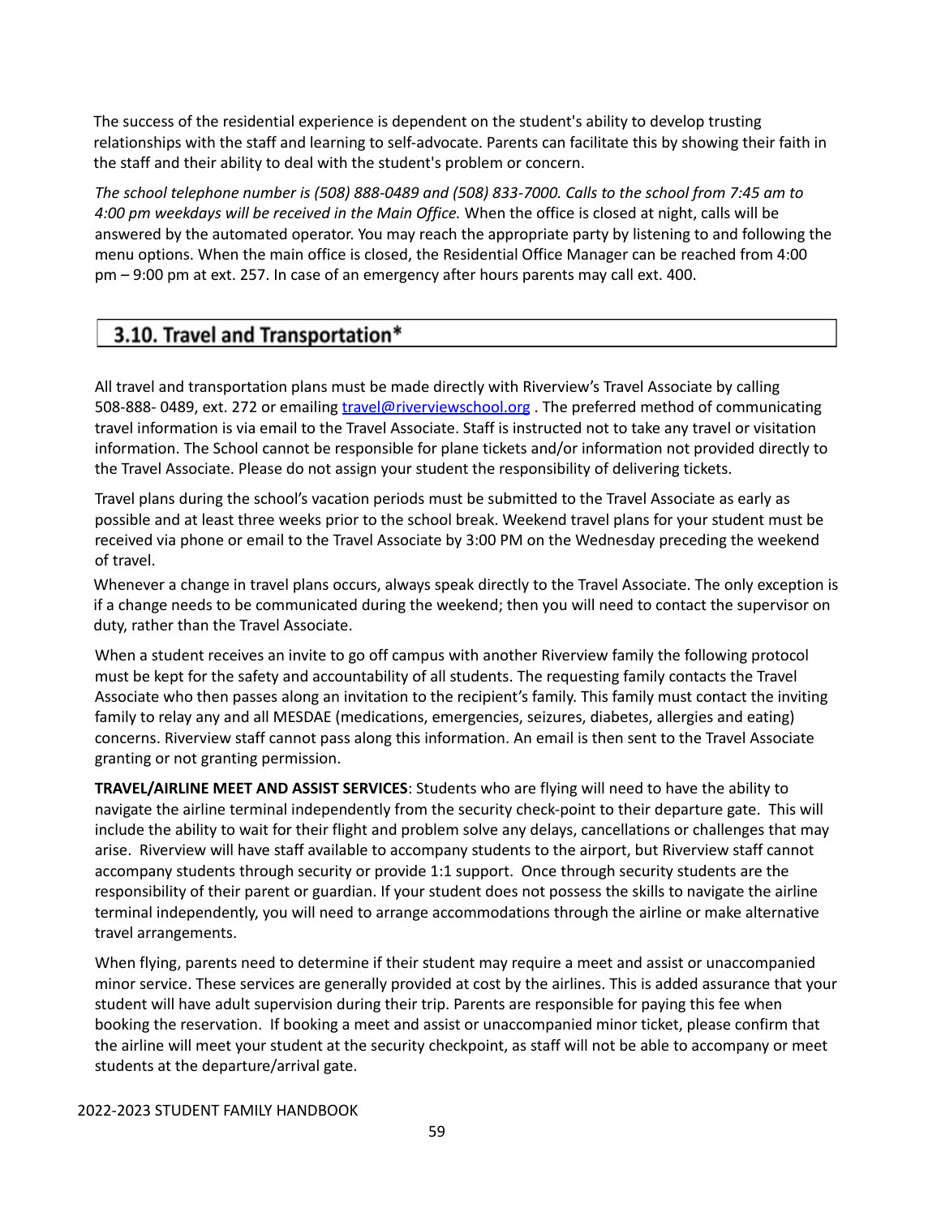The success of the residential experience is dependent on the student's ability to develop trusting relationships with the staff and learning to self-advocate. Parents can facilitate this by showing their faith in the staff and their ability to deal with the student's problem or concern.

*The school telephone number is (508) 888-0489 and (508) 833-7000. Calls to the school from 7:45 am to 4:00 pm weekdays will be received in the Main Office.* When the office is closed at night, calls will be answered by the automated operator. You may reach the appropriate party by listening to and following the menu options. When the main office is closed, the Residential Office Manager can be reached from 4:00 pm – 9:00 pm at ext. 257. In case of an emergency after hours parents may call ext. 400.

## 3.10. Travel and Transportation*

All travel and transportation plans must be made directly with Riverview's Travel Associate by calling 508-888- 0489, ext. 272 or emailing travel@riverviewschool.org . The preferred method of communicating travel information is via email to the Travel Associate. Staff is instructed not to take any travel or visitation information. The School cannot be responsible for plane tickets and/or information not provided directly to the Travel Associate. Please do not assign your student the responsibility of delivering tickets.

Travel plans during the school's vacation periods must be submitted to the Travel Associate as early as possible and at least three weeks prior to the school break. Weekend travel plans for your student must be received via phone or email to the Travel Associate by 3:00 PM on the Wednesday preceding the weekend of travel.

Whenever a change in travel plans occurs, always speak directly to the Travel Associate. The only exception is if a change needs to be communicated during the weekend; then you will need to contact the supervisor on duty, rather than the Travel Associate.

When a student receives an invite to go off campus with another Riverview family the following protocol must be kept for the safety and accountability of all students. The requesting family contacts the Travel Associate who then passes along an invitation to the recipient's family. This family must contact the inviting family to relay any and all MESDAE (medications, emergencies, seizures, diabetes, allergies and eating) concerns. Riverview staff cannot pass along this information. An email is then sent to the Travel Associate granting or not granting permission.

**TRAVEL/AIRLINE MEET AND ASSIST SERVICES**: Students who are flying will need to have the ability to navigate the airline terminal independently from the security check-point to their departure gate. This will include the ability to wait for their flight and problem solve any delays, cancellations or challenges that may arise. Riverview will have staff available to accompany students to the airport, but Riverview staff cannot accompany students through security or provide 1:1 support. Once through security students are the responsibility of their parent or guardian. If your student does not possess the skills to navigate the airline terminal independently, you will need to arrange accommodations through the airline or make alternative travel arrangements.

When flying, parents need to determine if their student may require a meet and assist or unaccompanied minor service. These services are generally provided at cost by the airlines. This is added assurance that your student will have adult supervision during their trip. Parents are responsible for paying this fee when booking the reservation. If booking a meet and assist or unaccompanied minor ticket, please confirm that the airline will meet your student at the security checkpoint, as staff will not be able to accompany or meet students at the departure/arrival gate.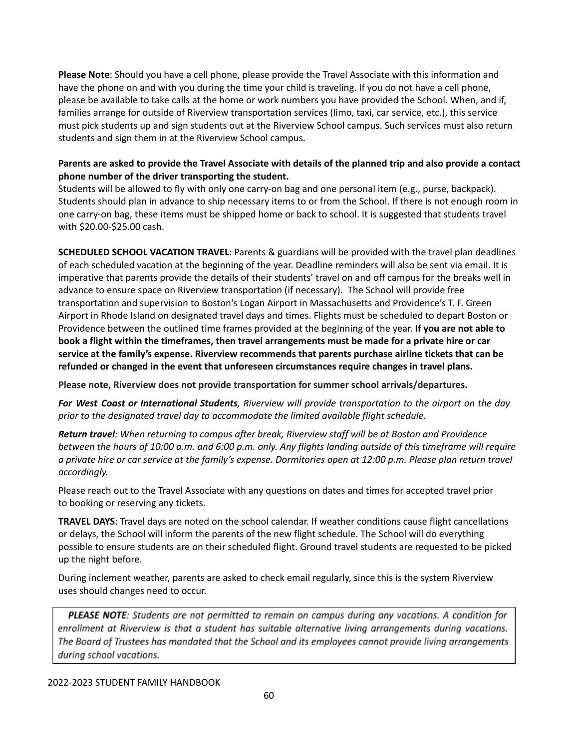**Please Note**: Should you have a cell phone, please provide the Travel Associate with this information and have the phone on and with you during the time your child is traveling. If you do not have a cell phone, please be available to take calls at the home or work numbers you have provided the School. When, and if, families arrange for outside of Riverview transportation services (limo, taxi, car service, etc.), this service must pick students up and sign students out at the Riverview School campus. Such services must also return students and sign them in at the Riverview School campus.

**Parents are asked to provide the Travel Associate with details of the planned trip and also provide a contact phone number of the driver transporting the student.**

Students will be allowed to fly with only one carry-on bag and one personal item (e.g., purse, backpack). Students should plan in advance to ship necessary items to or from the School. If there is not enough room in one carry-on bag, these items must be shipped home or back to school. It is suggested that students travel with $20.00-$25.00 cash.

**SCHEDULED SCHOOL VACATION TRAVEL**: Parents & guardians will be provided with the travel plan deadlines of each scheduled vacation at the beginning of the year. Deadline reminders will also be sent via email. It is imperative that parents provide the details of their students' travel on and off campus for the breaks well in advance to ensure space on Riverview transportation (if necessary). The School will provide free transportation and supervision to Boston's Logan Airport in Massachusetts and Providence's T. F. Green Airport in Rhode Island on designated travel days and times. Flights must be scheduled to depart Boston or Providence between the outlined time frames provided at the beginning of the year. **If you are not able to book a flight within the timeframes, then travel arrangements must be made for a private hire or car service at the family's expense. Riverview recommends that parents purchase airline tickets that can be refunded or changed in the event that unforeseen circumstances require changes in travel plans.**

**Please note, Riverview does not provide transportation for summer school arrivals/departures.**

***For West Coast or International Students**, Riverview will provide transportation to the airport on the day prior to the designated travel day to accommodate the limited available flight schedule.*

***Return travel**: When returning to campus after break, Riverview staff will be at Boston and Providence between the hours of 10:00 a.m. and 6:00 p.m. only. Any flights landing outside of this timeframe will require a private hire or car service at the family's expense. Dormitories open at 12:00 p.m. Please plan return travel accordingly.*

Please reach out to the Travel Associate with any questions on dates and times for accepted travel prior to booking or reserving any tickets.

**TRAVEL DAYS**: Travel days are noted on the school calendar. If weather conditions cause flight cancellations or delays, the School will inform the parents of the new flight schedule. The School will do everything possible to ensure students are on their scheduled flight. Ground travel students are requested to be picked up the night before.

During inclement weather, parents are asked to check email regularly, since this is the system Riverview uses should changes need to occur.

***PLEASE NOTE**: Students are not permitted to remain on campus during any vacations. A condition for enrollment at Riverview is that a student has suitable alternative living arrangements during vacations. The Board of Trustees has mandated that the School and its employees cannot provide living arrangements during school vacations.*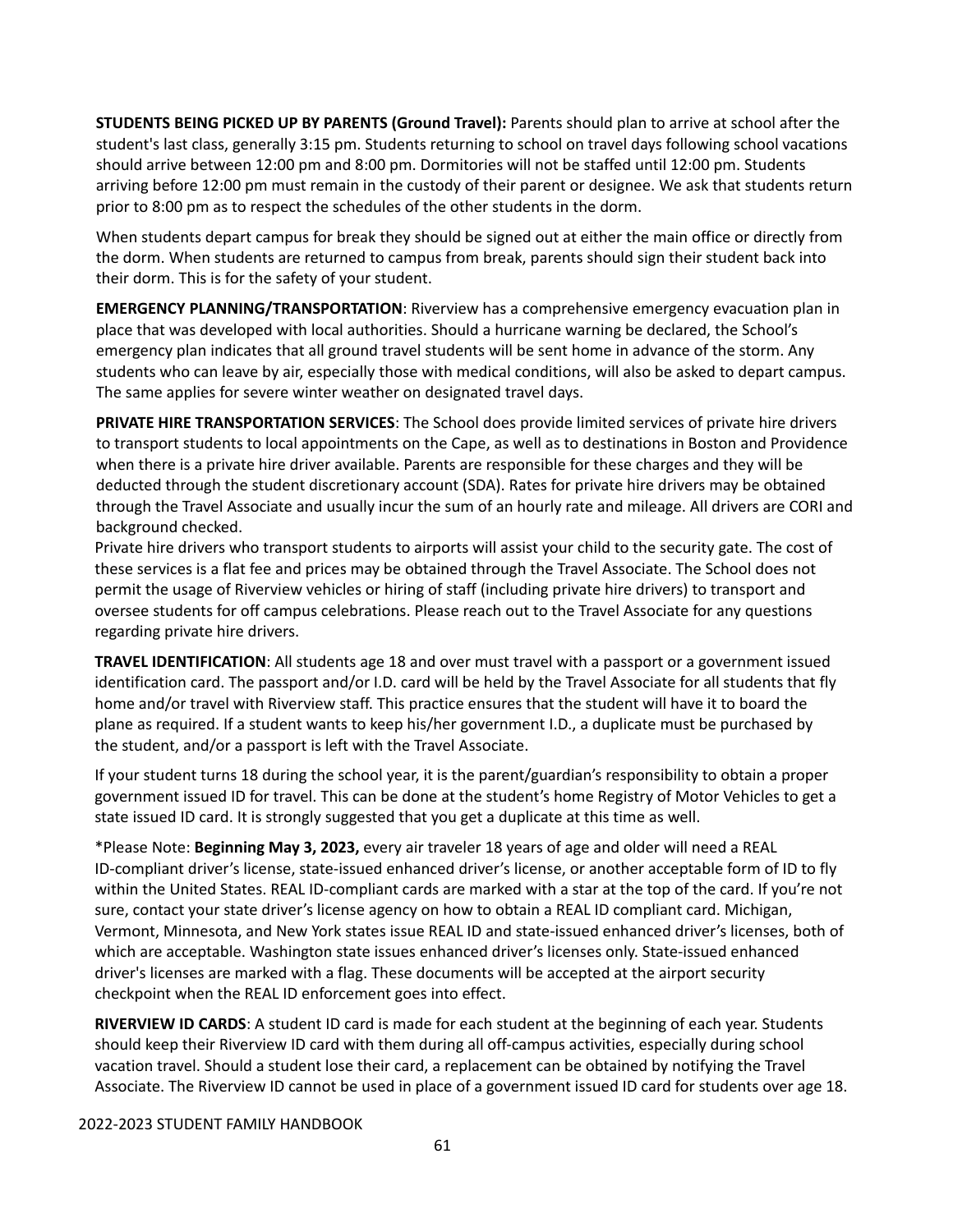**STUDENTS BEING PICKED UP BY PARENTS (Ground Travel):** Parents should plan to arrive at school after the student's last class, generally 3:15 pm. Students returning to school on travel days following school vacations should arrive between 12:00 pm and 8:00 pm. Dormitories will not be staffed until 12:00 pm. Students arriving before 12:00 pm must remain in the custody of their parent or designee. We ask that students return prior to 8:00 pm as to respect the schedules of the other students in the dorm.

When students depart campus for break they should be signed out at either the main office or directly from the dorm. When students are returned to campus from break, parents should sign their student back into their dorm. This is for the safety of your student.

**EMERGENCY PLANNING/TRANSPORTATION**: Riverview has a comprehensive emergency evacuation plan in place that was developed with local authorities. Should a hurricane warning be declared, the School's emergency plan indicates that all ground travel students will be sent home in advance of the storm. Any students who can leave by air, especially those with medical conditions, will also be asked to depart campus. The same applies for severe winter weather on designated travel days.

**PRIVATE HIRE TRANSPORTATION SERVICES**: The School does provide limited services of private hire drivers to transport students to local appointments on the Cape, as well as to destinations in Boston and Providence when there is a private hire driver available. Parents are responsible for these charges and they will be deducted through the student discretionary account (SDA). Rates for private hire drivers may be obtained through the Travel Associate and usually incur the sum of an hourly rate and mileage. All drivers are CORI and background checked.
Private hire drivers who transport students to airports will assist your child to the security gate. The cost of these services is a flat fee and prices may be obtained through the Travel Associate. The School does not permit the usage of Riverview vehicles or hiring of staff (including private hire drivers) to transport and oversee students for off campus celebrations. Please reach out to the Travel Associate for any questions regarding private hire drivers.

**TRAVEL IDENTIFICATION**: All students age 18 and over must travel with a passport or a government issued identification card. The passport and/or I.D. card will be held by the Travel Associate for all students that fly home and/or travel with Riverview staff. This practice ensures that the student will have it to board the plane as required. If a student wants to keep his/her government I.D., a duplicate must be purchased by the student, and/or a passport is left with the Travel Associate.

If your student turns 18 during the school year, it is the parent/guardian's responsibility to obtain a proper government issued ID for travel. This can be done at the student's home Registry of Motor Vehicles to get a state issued ID card. It is strongly suggested that you get a duplicate at this time as well.

*Please Note: **Beginning May 3, 2023,** every air traveler 18 years of age and older will need a REAL ID-compliant driver's license, state-issued enhanced driver's license, or another acceptable form of ID to fly within the United States. REAL ID-compliant cards are marked with a star at the top of the card. If you're not sure, contact your state driver's license agency on how to obtain a REAL ID compliant card. Michigan, Vermont, Minnesota, and New York states issue REAL ID and state-issued enhanced driver's licenses, both of which are acceptable. Washington state issues enhanced driver's licenses only. State-issued enhanced driver's licenses are marked with a flag. These documents will be accepted at the airport security checkpoint when the REAL ID enforcement goes into effect.

**RIVERVIEW ID CARDS**: A student ID card is made for each student at the beginning of each year. Students should keep their Riverview ID card with them during all off-campus activities, especially during school vacation travel. Should a student lose their card, a replacement can be obtained by notifying the Travel Associate. The Riverview ID cannot be used in place of a government issued ID card for students over age 18.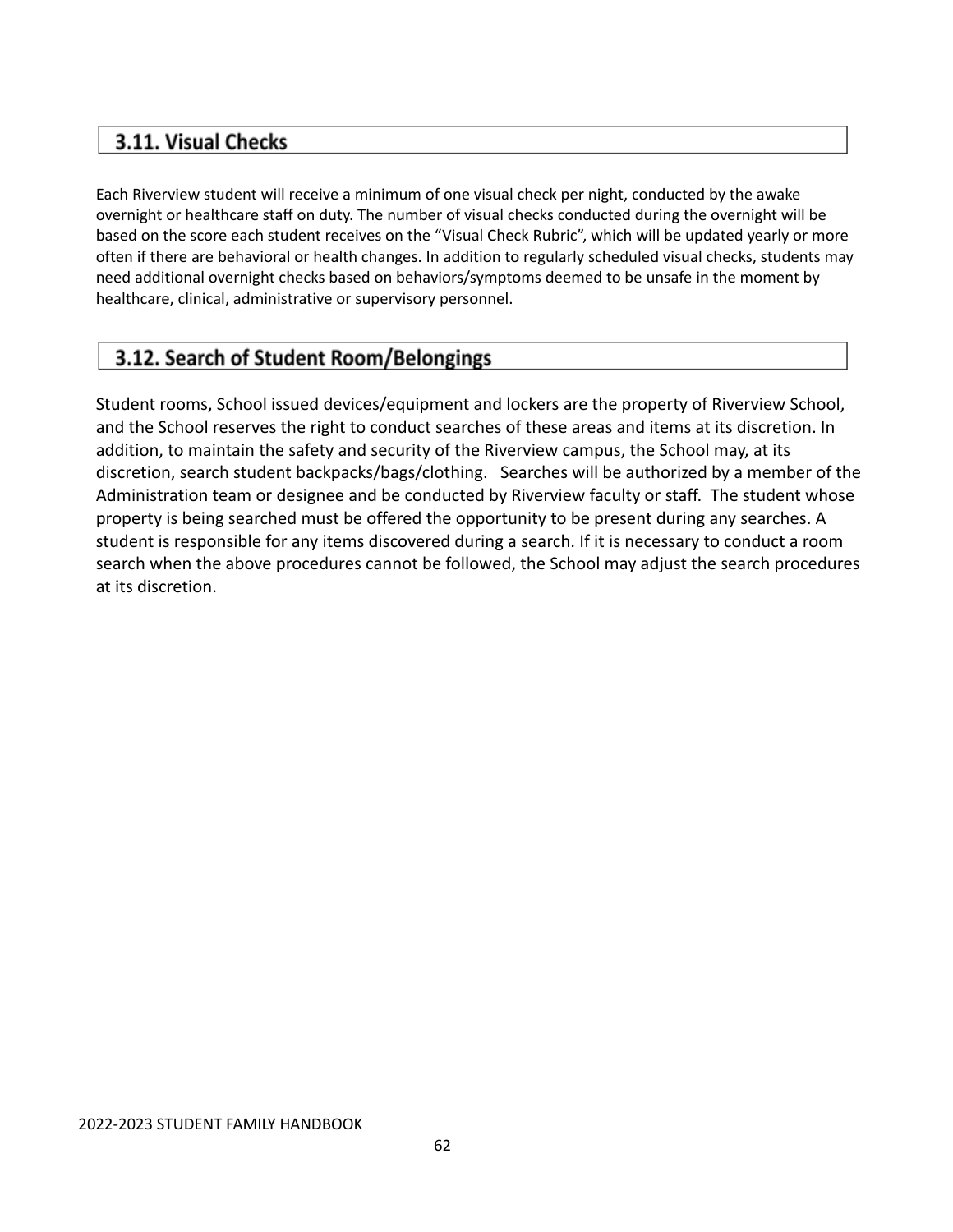## 3.11. Visual Checks

Each Riverview student will receive a minimum of one visual check per night, conducted by the awake overnight or healthcare staff on duty. The number of visual checks conducted during the overnight will be based on the score each student receives on the "Visual Check Rubric", which will be updated yearly or more often if there are behavioral or health changes. In addition to regularly scheduled visual checks, students may need additional overnight checks based on behaviors/symptoms deemed to be unsafe in the moment by healthcare, clinical, administrative or supervisory personnel.

## 3.12. Search of Student Room/Belongings

Student rooms, School issued devices/equipment and lockers are the property of Riverview School, and the School reserves the right to conduct searches of these areas and items at its discretion. In addition, to maintain the safety and security of the Riverview campus, the School may, at its discretion, search student backpacks/bags/clothing. Searches will be authorized by a member of the Administration team or designee and be conducted by Riverview faculty or staff. The student whose property is being searched must be offered the opportunity to be present during any searches. A student is responsible for any items discovered during a search. If it is necessary to conduct a room search when the above procedures cannot be followed, the School may adjust the search procedures at its discretion.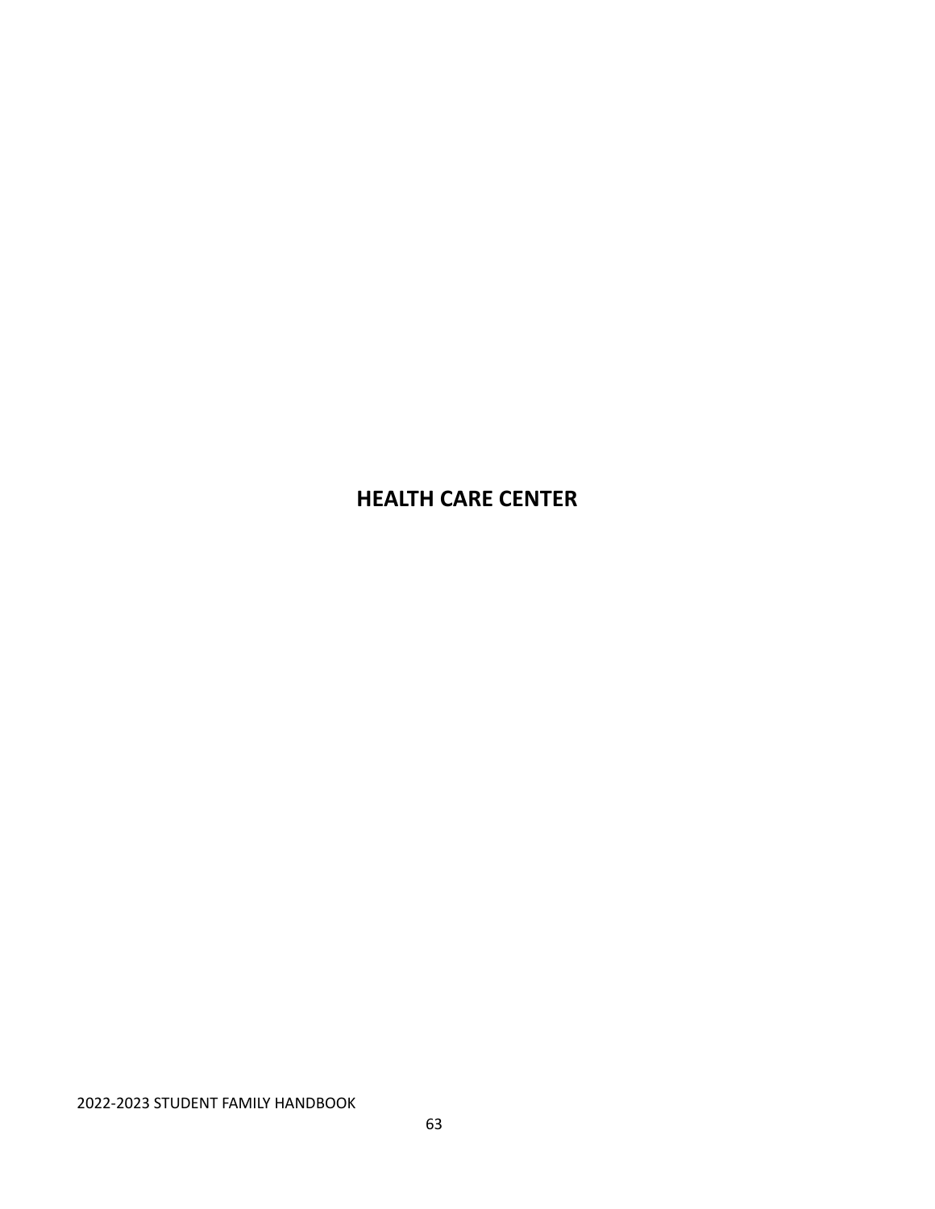# HEALTH CARE CENTER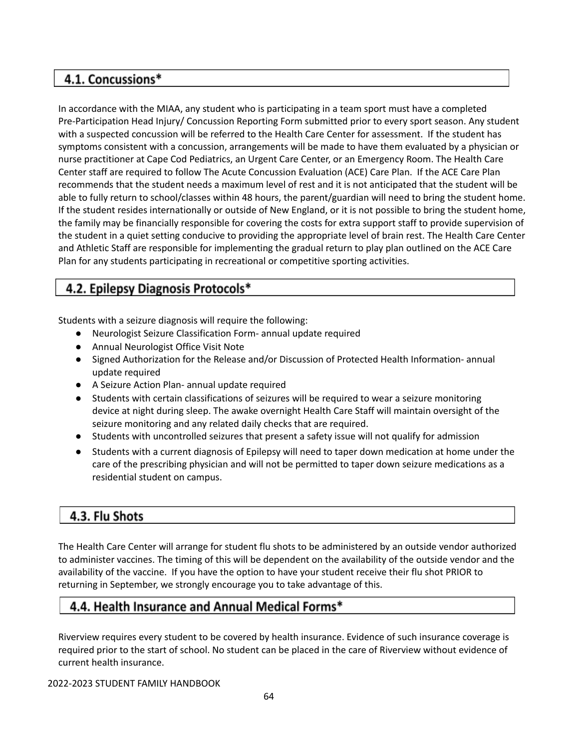## 4.1. Concussions*

In accordance with the MIAA, any student who is participating in a team sport must have a completed Pre-Participation Head Injury/ Concussion Reporting Form submitted prior to every sport season. Any student with a suspected concussion will be referred to the Health Care Center for assessment. If the student has symptoms consistent with a concussion, arrangements will be made to have them evaluated by a physician or nurse practitioner at Cape Cod Pediatrics, an Urgent Care Center, or an Emergency Room. The Health Care Center staff are required to follow The Acute Concussion Evaluation (ACE) Care Plan. If the ACE Care Plan recommends that the student needs a maximum level of rest and it is not anticipated that the student will be able to fully return to school/classes within 48 hours, the parent/guardian will need to bring the student home. If the student resides internationally or outside of New England, or it is not possible to bring the student home, the family may be financially responsible for covering the costs for extra support staff to provide supervision of the student in a quiet setting conducive to providing the appropriate level of brain rest. The Health Care Center and Athletic Staff are responsible for implementing the gradual return to play plan outlined on the ACE Care Plan for any students participating in recreational or competitive sporting activities.

## 4.2. Epilepsy Diagnosis Protocols*

Students with a seizure diagnosis will require the following:

- Neurologist Seizure Classification Form- annual update required
- Annual Neurologist Office Visit Note
- Signed Authorization for the Release and/or Discussion of Protected Health Information- annual update required
- A Seizure Action Plan- annual update required
- Students with certain classifications of seizures will be required to wear a seizure monitoring device at night during sleep. The awake overnight Health Care Staff will maintain oversight of the seizure monitoring and any related daily checks that are required.
- Students with uncontrolled seizures that present a safety issue will not qualify for admission
- Students with a current diagnosis of Epilepsy will need to taper down medication at home under the care of the prescribing physician and will not be permitted to taper down seizure medications as a residential student on campus.

## 4.3. Flu Shots

The Health Care Center will arrange for student flu shots to be administered by an outside vendor authorized to administer vaccines. The timing of this will be dependent on the availability of the outside vendor and the availability of the vaccine. If you have the option to have your student receive their flu shot PRIOR to returning in September, we strongly encourage you to take advantage of this.

## 4.4. Health Insurance and Annual Medical Forms*

Riverview requires every student to be covered by health insurance. Evidence of such insurance coverage is required prior to the start of school. No student can be placed in the care of Riverview without evidence of current health insurance.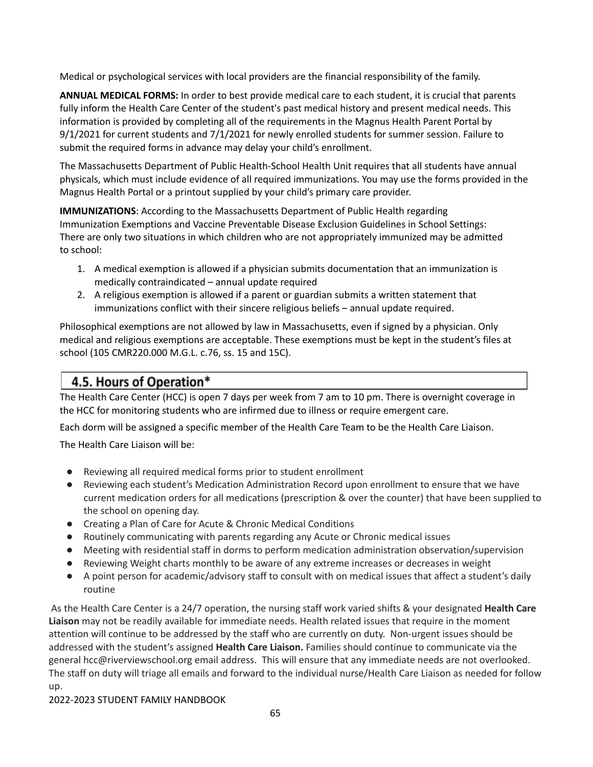Medical or psychological services with local providers are the financial responsibility of the family.

**ANNUAL MEDICAL FORMS:** In order to best provide medical care to each student, it is crucial that parents fully inform the Health Care Center of the student's past medical history and present medical needs. This information is provided by completing all of the requirements in the Magnus Health Parent Portal by 9/1/2021 for current students and 7/1/2021 for newly enrolled students for summer session. Failure to submit the required forms in advance may delay your child's enrollment.

The Massachusetts Department of Public Health-School Health Unit requires that all students have annual physicals, which must include evidence of all required immunizations. You may use the forms provided in the Magnus Health Portal or a printout supplied by your child's primary care provider.

**IMMUNIZATIONS**: According to the Massachusetts Department of Public Health regarding Immunization Exemptions and Vaccine Preventable Disease Exclusion Guidelines in School Settings: There are only two situations in which children who are not appropriately immunized may be admitted to school:

1. A medical exemption is allowed if a physician submits documentation that an immunization is medically contraindicated – annual update required
2. A religious exemption is allowed if a parent or guardian submits a written statement that immunizations conflict with their sincere religious beliefs – annual update required.

Philosophical exemptions are not allowed by law in Massachusetts, even if signed by a physician. Only medical and religious exemptions are acceptable. These exemptions must be kept in the student's files at school (105 CMR220.000 M.G.L. c.76, ss. 15 and 15C).

## 4.5. Hours of Operation*

The Health Care Center (HCC) is open 7 days per week from 7 am to 10 pm. There is overnight coverage in the HCC for monitoring students who are infirmed due to illness or require emergent care.

Each dorm will be assigned a specific member of the Health Care Team to be the Health Care Liaison.

The Health Care Liaison will be:

- Reviewing all required medical forms prior to student enrollment
- Reviewing each student's Medication Administration Record upon enrollment to ensure that we have current medication orders for all medications (prescription & over the counter) that have been supplied to the school on opening day.
- Creating a Plan of Care for Acute & Chronic Medical Conditions
- Routinely communicating with parents regarding any Acute or Chronic medical issues
- Meeting with residential staff in dorms to perform medication administration observation/supervision
- Reviewing Weight charts monthly to be aware of any extreme increases or decreases in weight
- A point person for academic/advisory staff to consult with on medical issues that affect a student's daily routine

As the Health Care Center is a 24/7 operation, the nursing staff work varied shifts & your designated **Health Care Liaison** may not be readily available for immediate needs. Health related issues that require in the moment attention will continue to be addressed by the staff who are currently on duty. Non-urgent issues should be addressed with the student's assigned **Health Care Liaison.** Families should continue to communicate via the general hcc@riverviewschool.org email address. This will ensure that any immediate needs are not overlooked. The staff on duty will triage all emails and forward to the individual nurse/Health Care Liaison as needed for follow up.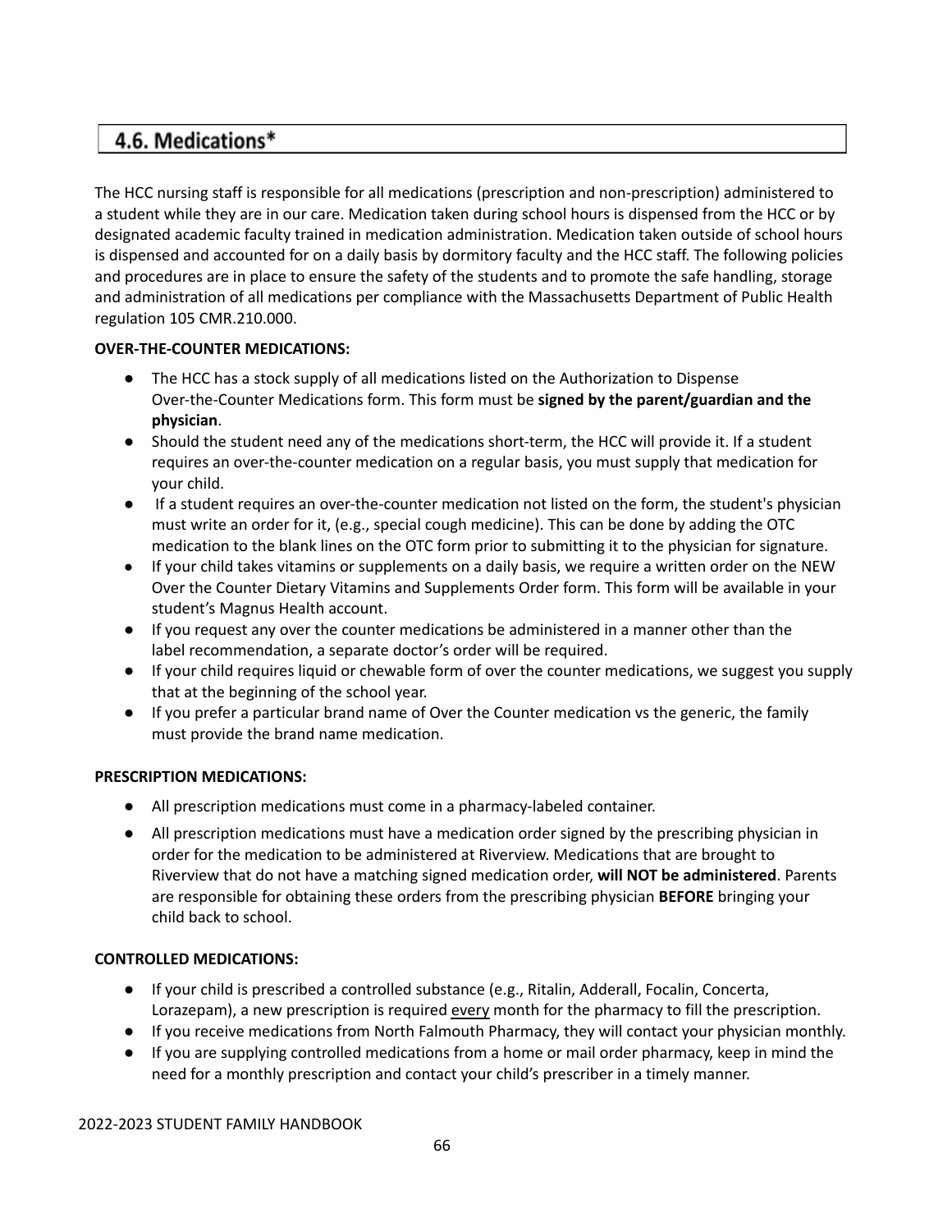## 4.6. Medications*

The HCC nursing staff is responsible for all medications (prescription and non-prescription) administered to a student while they are in our care. Medication taken during school hours is dispensed from the HCC or by designated academic faculty trained in medication administration. Medication taken outside of school hours is dispensed and accounted for on a daily basis by dormitory faculty and the HCC staff. The following policies and procedures are in place to ensure the safety of the students and to promote the safe handling, storage and administration of all medications per compliance with the Massachusetts Department of Public Health regulation 105 CMR.210.000.

**OVER-THE-COUNTER MEDICATIONS:**

- The HCC has a stock supply of all medications listed on the Authorization to Dispense Over-the-Counter Medications form. This form must be **signed by the parent/guardian and the physician**.
- Should the student need any of the medications short-term, the HCC will provide it. If a student requires an over-the-counter medication on a regular basis, you must supply that medication for your child.
- If a student requires an over-the-counter medication not listed on the form, the student's physician must write an order for it, (e.g., special cough medicine). This can be done by adding the OTC medication to the blank lines on the OTC form prior to submitting it to the physician for signature.
- If your child takes vitamins or supplements on a daily basis, we require a written order on the NEW Over the Counter Dietary Vitamins and Supplements Order form. This form will be available in your student's Magnus Health account.
- If you request any over the counter medications be administered in a manner other than the label recommendation, a separate doctor's order will be required.
- If your child requires liquid or chewable form of over the counter medications, we suggest you supply that at the beginning of the school year.
- If you prefer a particular brand name of Over the Counter medication vs the generic, the family must provide the brand name medication.

**PRESCRIPTION MEDICATIONS:**

- All prescription medications must come in a pharmacy-labeled container.
- All prescription medications must have a medication order signed by the prescribing physician in order for the medication to be administered at Riverview. Medications that are brought to Riverview that do not have a matching signed medication order, **will NOT be administered**. Parents are responsible for obtaining these orders from the prescribing physician **BEFORE** bringing your child back to school.

**CONTROLLED MEDICATIONS:**

- If your child is prescribed a controlled substance (e.g., Ritalin, Adderall, Focalin, Concerta, Lorazepam), a new prescription is required <u>every</u> month for the pharmacy to fill the prescription.
- If you receive medications from North Falmouth Pharmacy, they will contact your physician monthly.
- If you are supplying controlled medications from a home or mail order pharmacy, keep in mind the need for a monthly prescription and contact your child's prescriber in a timely manner.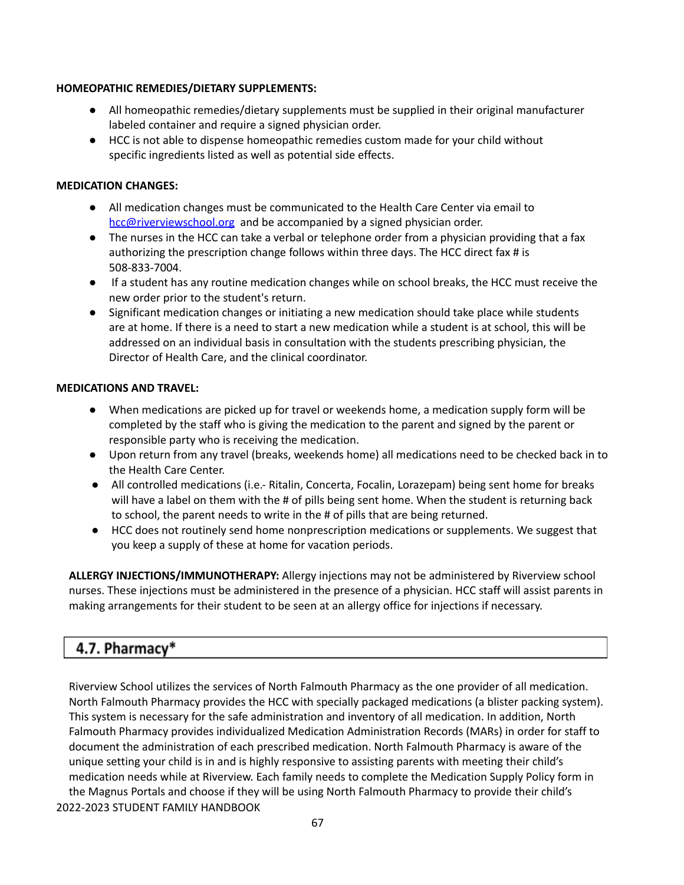**HOMEOPATHIC REMEDIES/DIETARY SUPPLEMENTS:**

- All homeopathic remedies/dietary supplements must be supplied in their original manufacturer labeled container and require a signed physician order.
- HCC is not able to dispense homeopathic remedies custom made for your child without specific ingredients listed as well as potential side effects.

**MEDICATION CHANGES:**

- All medication changes must be communicated to the Health Care Center via email to hcc@riverviewschool.org and be accompanied by a signed physician order.
- The nurses in the HCC can take a verbal or telephone order from a physician providing that a fax authorizing the prescription change follows within three days. The HCC direct fax # is 508-833-7004.
- If a student has any routine medication changes while on school breaks, the HCC must receive the new order prior to the student's return.
- Significant medication changes or initiating a new medication should take place while students are at home. If there is a need to start a new medication while a student is at school, this will be addressed on an individual basis in consultation with the students prescribing physician, the Director of Health Care, and the clinical coordinator.

**MEDICATIONS AND TRAVEL:**

- When medications are picked up for travel or weekends home, a medication supply form will be completed by the staff who is giving the medication to the parent and signed by the parent or responsible party who is receiving the medication.
- Upon return from any travel (breaks, weekends home) all medications need to be checked back in to the Health Care Center.
- All controlled medications (i.e.- Ritalin, Concerta, Focalin, Lorazepam) being sent home for breaks will have a label on them with the # of pills being sent home. When the student is returning back to school, the parent needs to write in the # of pills that are being returned.
- HCC does not routinely send home nonprescription medications or supplements. We suggest that you keep a supply of these at home for vacation periods.

**ALLERGY INJECTIONS/IMMUNOTHERAPY:** Allergy injections may not be administered by Riverview school nurses. These injections must be administered in the presence of a physician. HCC staff will assist parents in making arrangements for their student to be seen at an allergy office for injections if necessary.

## 4.7. Pharmacy*

Riverview School utilizes the services of North Falmouth Pharmacy as the one provider of all medication. North Falmouth Pharmacy provides the HCC with specially packaged medications (a blister packing system). This system is necessary for the safe administration and inventory of all medication. In addition, North Falmouth Pharmacy provides individualized Medication Administration Records (MARs) in order for staff to document the administration of each prescribed medication. North Falmouth Pharmacy is aware of the unique setting your child is in and is highly responsive to assisting parents with meeting their child's medication needs while at Riverview. Each family needs to complete the Medication Supply Policy form in the Magnus Portals and choose if they will be using North Falmouth Pharmacy to provide their child's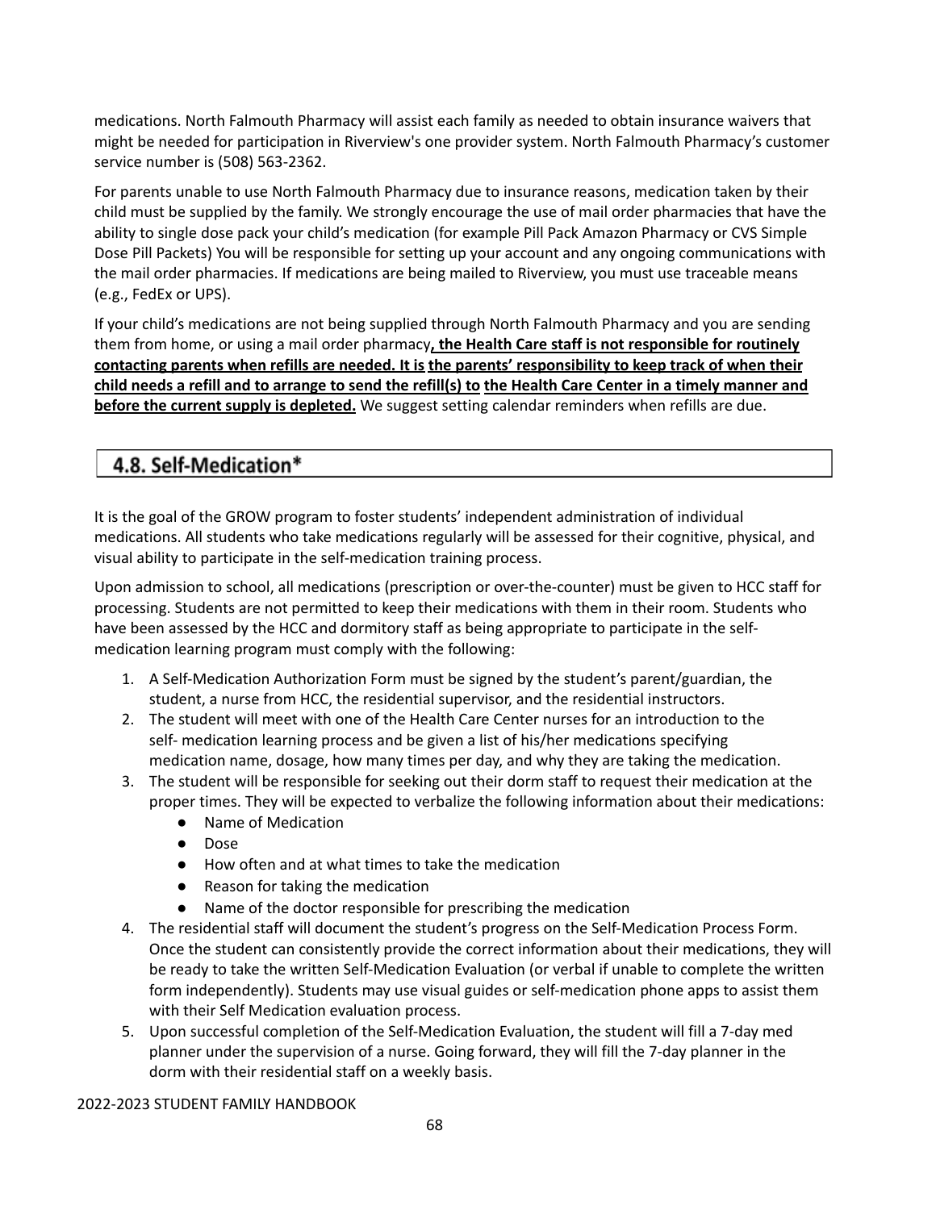medications. North Falmouth Pharmacy will assist each family as needed to obtain insurance waivers that might be needed for participation in Riverview's one provider system. North Falmouth Pharmacy's customer service number is (508) 563-2362.

For parents unable to use North Falmouth Pharmacy due to insurance reasons, medication taken by their child must be supplied by the family. We strongly encourage the use of mail order pharmacies that have the ability to single dose pack your child's medication (for example Pill Pack Amazon Pharmacy or CVS Simple Dose Pill Packets) You will be responsible for setting up your account and any ongoing communications with the mail order pharmacies. If medications are being mailed to Riverview, you must use traceable means (e.g., FedEx or UPS).

If your child's medications are not being supplied through North Falmouth Pharmacy and you are sending them from home, or using a mail order pharmacy**, the Health Care staff is not responsible for routinely contacting parents when refills are needed. It is the parents' responsibility to keep track of when their child needs a refill and to arrange to send the refill(s) to the Health Care Center in a timely manner and before the current supply is depleted.** We suggest setting calendar reminders when refills are due.

## 4.8. Self-Medication*

It is the goal of the GROW program to foster students' independent administration of individual medications. All students who take medications regularly will be assessed for their cognitive, physical, and visual ability to participate in the self-medication training process.

Upon admission to school, all medications (prescription or over-the-counter) must be given to HCC staff for processing. Students are not permitted to keep their medications with them in their room. Students who have been assessed by the HCC and dormitory staff as being appropriate to participate in the self-medication learning program must comply with the following:

1. A Self-Medication Authorization Form must be signed by the student's parent/guardian, the student, a nurse from HCC, the residential supervisor, and the residential instructors.
2. The student will meet with one of the Health Care Center nurses for an introduction to the self- medication learning process and be given a list of his/her medications specifying medication name, dosage, how many times per day, and why they are taking the medication.
3. The student will be responsible for seeking out their dorm staff to request their medication at the proper times. They will be expected to verbalize the following information about their medications:
    - Name of Medication
    - Dose
    - How often and at what times to take the medication
    - Reason for taking the medication
    - Name of the doctor responsible for prescribing the medication
4. The residential staff will document the student's progress on the Self-Medication Process Form. Once the student can consistently provide the correct information about their medications, they will be ready to take the written Self-Medication Evaluation (or verbal if unable to complete the written form independently). Students may use visual guides or self-medication phone apps to assist them with their Self Medication evaluation process.
5. Upon successful completion of the Self-Medication Evaluation, the student will fill a 7-day med planner under the supervision of a nurse. Going forward, they will fill the 7-day planner in the dorm with their residential staff on a weekly basis.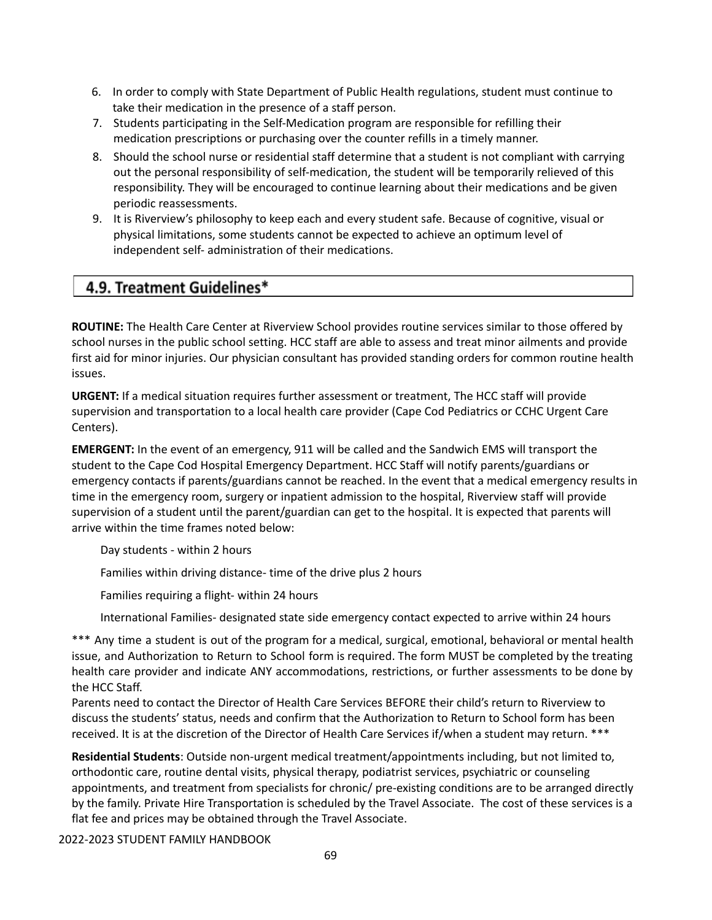6. In order to comply with State Department of Public Health regulations, student must continue to take their medication in the presence of a staff person.
7. Students participating in the Self-Medication program are responsible for refilling their medication prescriptions or purchasing over the counter refills in a timely manner.
8. Should the school nurse or residential staff determine that a student is not compliant with carrying out the personal responsibility of self-medication, the student will be temporarily relieved of this responsibility. They will be encouraged to continue learning about their medications and be given periodic reassessments.
9. It is Riverview's philosophy to keep each and every student safe. Because of cognitive, visual or physical limitations, some students cannot be expected to achieve an optimum level of independent self- administration of their medications.

## 4.9. Treatment Guidelines*

**ROUTINE:** The Health Care Center at Riverview School provides routine services similar to those offered by school nurses in the public school setting. HCC staff are able to assess and treat minor ailments and provide first aid for minor injuries. Our physician consultant has provided standing orders for common routine health issues.

**URGENT:** If a medical situation requires further assessment or treatment, The HCC staff will provide supervision and transportation to a local health care provider (Cape Cod Pediatrics or CCHC Urgent Care Centers).

**EMERGENT:** In the event of an emergency, 911 will be called and the Sandwich EMS will transport the student to the Cape Cod Hospital Emergency Department. HCC Staff will notify parents/guardians or emergency contacts if parents/guardians cannot be reached. In the event that a medical emergency results in time in the emergency room, surgery or inpatient admission to the hospital, Riverview staff will provide supervision of a student until the parent/guardian can get to the hospital. It is expected that parents will arrive within the time frames noted below:

Day students - within 2 hours

Families within driving distance- time of the drive plus 2 hours

Families requiring a flight- within 24 hours

International Families- designated state side emergency contact expected to arrive within 24 hours

*** Any time a student is out of the program for a medical, surgical, emotional, behavioral or mental health issue, and Authorization to Return to School form is required. The form MUST be completed by the treating health care provider and indicate ANY accommodations, restrictions, or further assessments to be done by the HCC Staff.
Parents need to contact the Director of Health Care Services BEFORE their child's return to Riverview to discuss the students' status, needs and confirm that the Authorization to Return to School form has been received. It is at the discretion of the Director of Health Care Services if/when a student may return. ***

**Residential Students**: Outside non-urgent medical treatment/appointments including, but not limited to, orthodontic care, routine dental visits, physical therapy, podiatrist services, psychiatric or counseling appointments, and treatment from specialists for chronic/ pre-existing conditions are to be arranged directly by the family. Private Hire Transportation is scheduled by the Travel Associate. The cost of these services is a flat fee and prices may be obtained through the Travel Associate.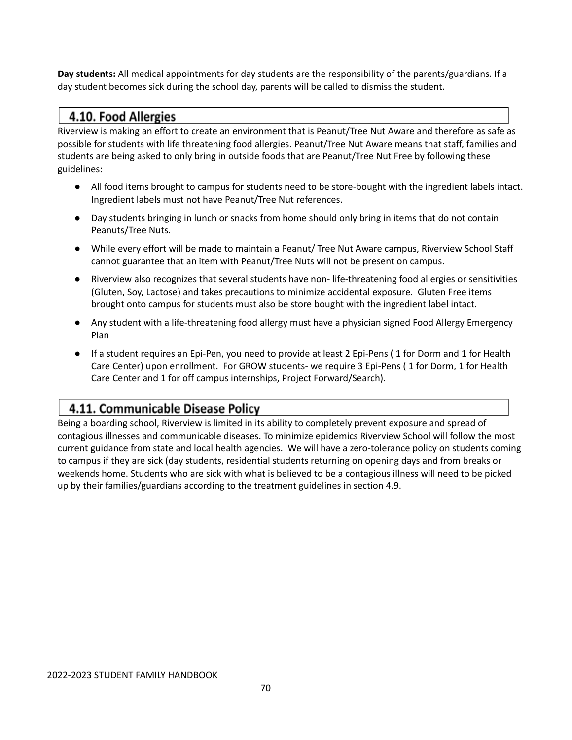**Day students:** All medical appointments for day students are the responsibility of the parents/guardians. If a day student becomes sick during the school day, parents will be called to dismiss the student.

## 4.10. Food Allergies

Riverview is making an effort to create an environment that is Peanut/Tree Nut Aware and therefore as safe as possible for students with life threatening food allergies. Peanut/Tree Nut Aware means that staff, families and students are being asked to only bring in outside foods that are Peanut/Tree Nut Free by following these guidelines:

- All food items brought to campus for students need to be store-bought with the ingredient labels intact. Ingredient labels must not have Peanut/Tree Nut references.
- Day students bringing in lunch or snacks from home should only bring in items that do not contain Peanuts/Tree Nuts.
- While every effort will be made to maintain a Peanut/ Tree Nut Aware campus, Riverview School Staff cannot guarantee that an item with Peanut/Tree Nuts will not be present on campus.
- Riverview also recognizes that several students have non- life-threatening food allergies or sensitivities (Gluten, Soy, Lactose) and takes precautions to minimize accidental exposure. Gluten Free items brought onto campus for students must also be store bought with the ingredient label intact.
- Any student with a life-threatening food allergy must have a physician signed Food Allergy Emergency Plan
- If a student requires an Epi-Pen, you need to provide at least 2 Epi-Pens ( 1 for Dorm and 1 for Health Care Center) upon enrollment. For GROW students- we require 3 Epi-Pens ( 1 for Dorm, 1 for Health Care Center and 1 for off campus internships, Project Forward/Search).

## 4.11. Communicable Disease Policy

Being a boarding school, Riverview is limited in its ability to completely prevent exposure and spread of contagious illnesses and communicable diseases. To minimize epidemics Riverview School will follow the most current guidance from state and local health agencies. We will have a zero-tolerance policy on students coming to campus if they are sick (day students, residential students returning on opening days and from breaks or weekends home. Students who are sick with what is believed to be a contagious illness will need to be picked up by their families/guardians according to the treatment guidelines in section 4.9.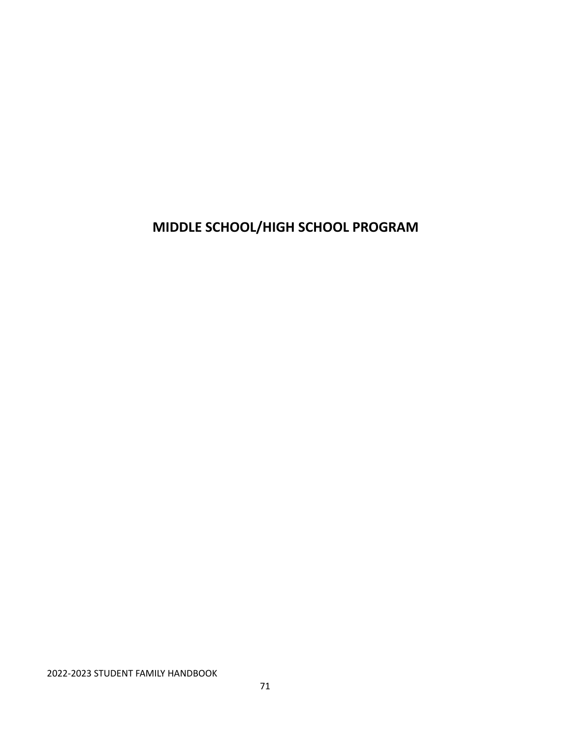# MIDDLE SCHOOL/HIGH SCHOOL PROGRAM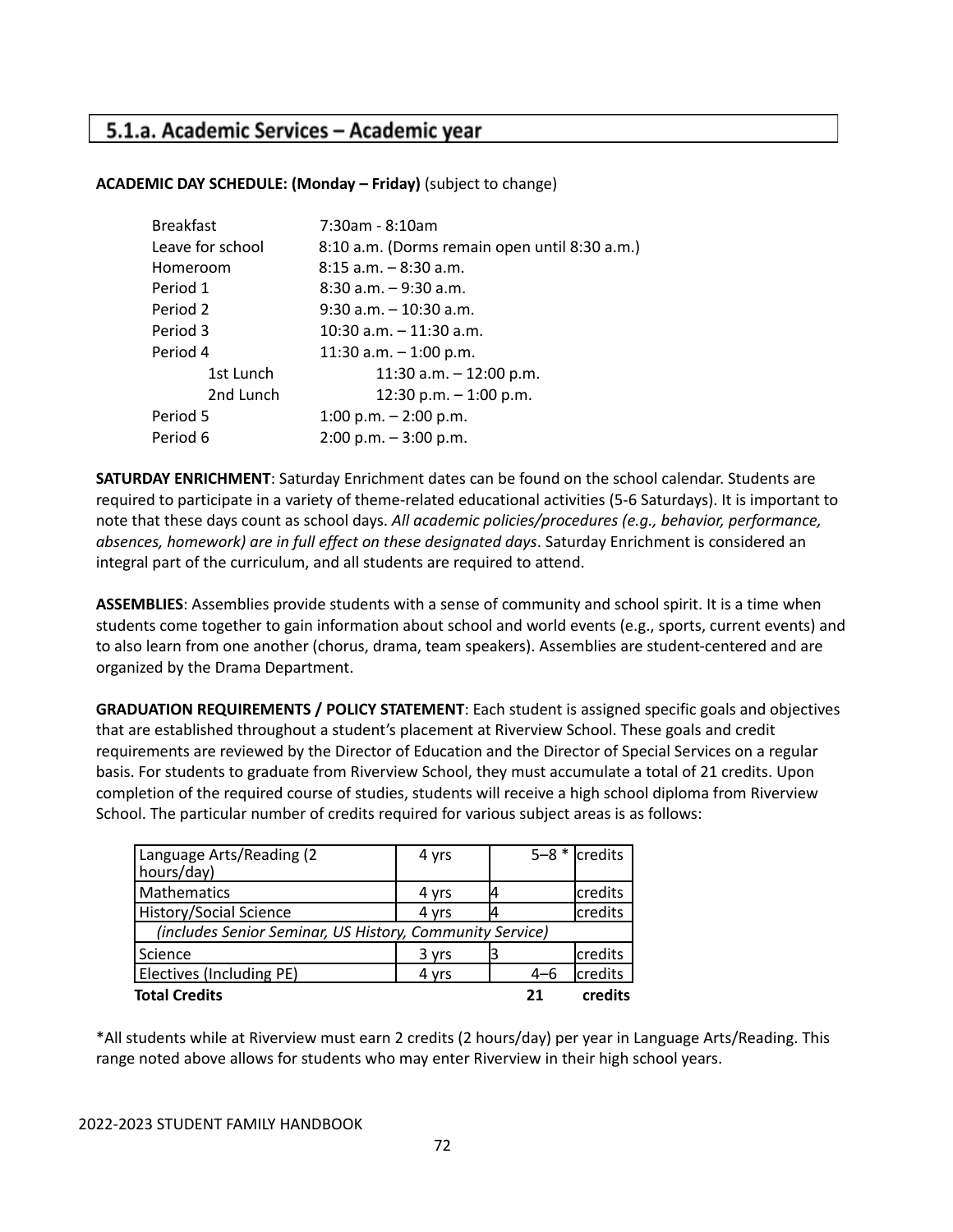## 5.1.a. Academic Services – Academic year

**ACADEMIC DAY SCHEDULE: (Monday – Friday)** (subject to change)

| | |
|---|---|
| Breakfast | 7:30am - 8:10am |
| Leave for school | 8:10 a.m. (Dorms remain open until 8:30 a.m.) |
| Homeroom | 8:15 a.m. – 8:30 a.m. |
| Period 1 | 8:30 a.m. – 9:30 a.m. |
| Period 2 | 9:30 a.m. – 10:30 a.m. |
| Period 3 | 10:30 a.m. – 11:30 a.m. |
| Period 4 | 11:30 a.m. – 1:00 p.m. |
| 1st Lunch | 11:30 a.m. – 12:00 p.m. |
| 2nd Lunch | 12:30 p.m. – 1:00 p.m. |
| Period 5 | 1:00 p.m. – 2:00 p.m. |
| Period 6 | 2:00 p.m. – 3:00 p.m. |

**SATURDAY ENRICHMENT**: Saturday Enrichment dates can be found on the school calendar. Students are required to participate in a variety of theme-related educational activities (5-6 Saturdays). It is important to note that these days count as school days. *All academic policies/procedures (e.g., behavior, performance, absences, homework) are in full effect on these designated days*. Saturday Enrichment is considered an integral part of the curriculum, and all students are required to attend.

**ASSEMBLIES**: Assemblies provide students with a sense of community and school spirit. It is a time when students come together to gain information about school and world events (e.g., sports, current events) and to also learn from one another (chorus, drama, team speakers). Assemblies are student-centered and are organized by the Drama Department.

**GRADUATION REQUIREMENTS / POLICY STATEMENT**: Each student is assigned specific goals and objectives that are established throughout a student's placement at Riverview School. These goals and credit requirements are reviewed by the Director of Education and the Director of Special Services on a regular basis. For students to graduate from Riverview School, they must accumulate a total of 21 credits. Upon completion of the required course of studies, students will receive a high school diploma from Riverview School. The particular number of credits required for various subject areas is as follows:

| | | | |
|---|---|---|---|
| Language Arts/Reading (2 hours/day) | 4 yrs | 5–8 * | credits |
| Mathematics | 4 yrs | 4 | credits |
| History/Social Science | 4 yrs | 4 | credits |
| *(includes Senior Seminar, US History, Community Service)* | | | |
| Science | 3 yrs | 3 | credits |
| Electives (Including PE) | 4 yrs | 4–6 | credits |
| **Total Credits** | | **21** | **credits** |

*All students while at Riverview must earn 2 credits (2 hours/day) per year in Language Arts/Reading. This range noted above allows for students who may enter Riverview in their high school years.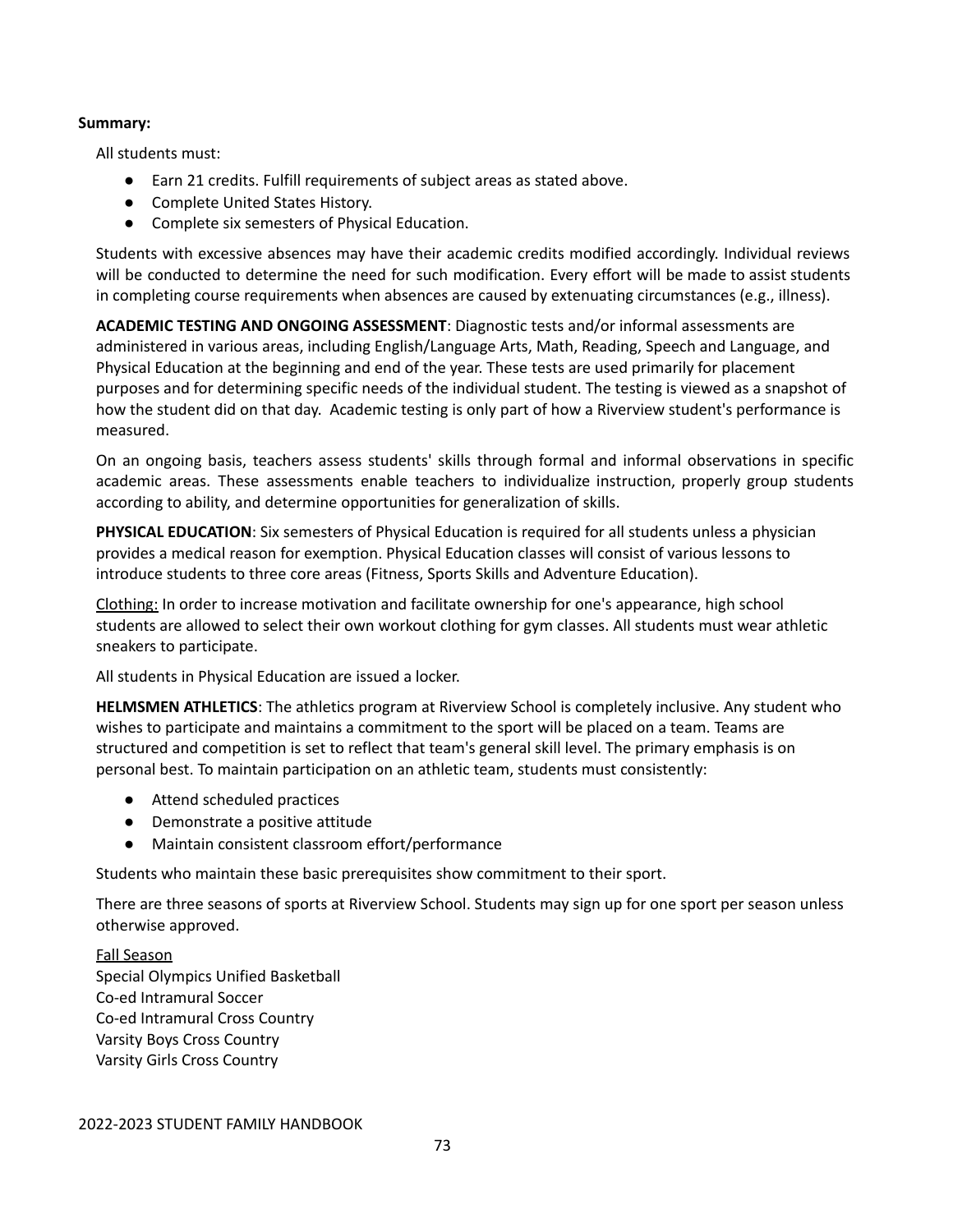**Summary:**

All students must:

- Earn 21 credits. Fulfill requirements of subject areas as stated above.
- Complete United States History.
- Complete six semesters of Physical Education.

Students with excessive absences may have their academic credits modified accordingly. Individual reviews will be conducted to determine the need for such modification. Every effort will be made to assist students in completing course requirements when absences are caused by extenuating circumstances (e.g., illness).

**ACADEMIC TESTING AND ONGOING ASSESSMENT**: Diagnostic tests and/or informal assessments are administered in various areas, including English/Language Arts, Math, Reading, Speech and Language, and Physical Education at the beginning and end of the year. These tests are used primarily for placement purposes and for determining specific needs of the individual student. The testing is viewed as a snapshot of how the student did on that day. Academic testing is only part of how a Riverview student's performance is measured.

On an ongoing basis, teachers assess students' skills through formal and informal observations in specific academic areas. These assessments enable teachers to individualize instruction, properly group students according to ability, and determine opportunities for generalization of skills.

**PHYSICAL EDUCATION**: Six semesters of Physical Education is required for all students unless a physician provides a medical reason for exemption. Physical Education classes will consist of various lessons to introduce students to three core areas (Fitness, Sports Skills and Adventure Education).

<u>Clothing:</u> In order to increase motivation and facilitate ownership for one's appearance, high school students are allowed to select their own workout clothing for gym classes. All students must wear athletic sneakers to participate.

All students in Physical Education are issued a locker.

**HELMSMEN ATHLETICS**: The athletics program at Riverview School is completely inclusive. Any student who wishes to participate and maintains a commitment to the sport will be placed on a team. Teams are structured and competition is set to reflect that team's general skill level. The primary emphasis is on personal best. To maintain participation on an athletic team, students must consistently:

- Attend scheduled practices
- Demonstrate a positive attitude
- Maintain consistent classroom effort/performance

Students who maintain these basic prerequisites show commitment to their sport.

There are three seasons of sports at Riverview School. Students may sign up for one sport per season unless otherwise approved.

<u>Fall Season</u>
Special Olympics Unified Basketball
Co-ed Intramural Soccer
Co-ed Intramural Cross Country
Varsity Boys Cross Country
Varsity Girls Cross Country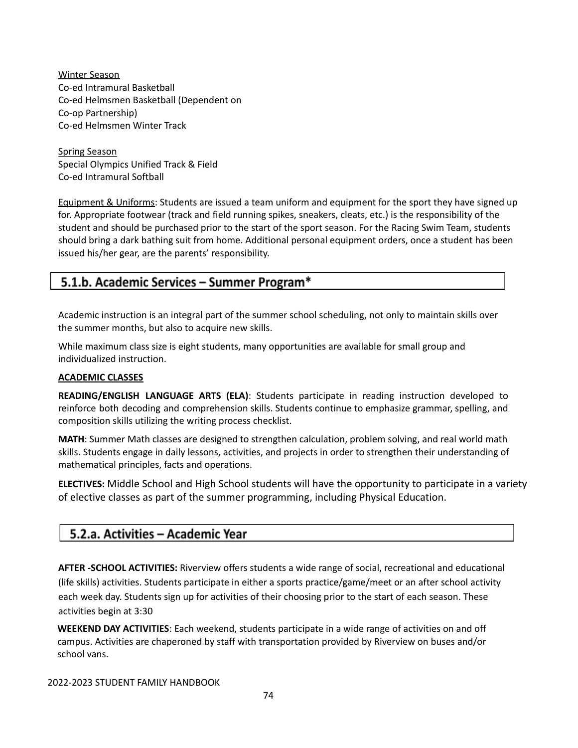Winter Season
Co-ed Intramural Basketball
Co-ed Helmsmen Basketball (Dependent on Co-op Partnership)
Co-ed Helmsmen Winter Track

Spring Season
Special Olympics Unified Track & Field
Co-ed Intramural Softball

Equipment & Uniforms: Students are issued a team uniform and equipment for the sport they have signed up for. Appropriate footwear (track and field running spikes, sneakers, cleats, etc.) is the responsibility of the student and should be purchased prior to the start of the sport season. For the Racing Swim Team, students should bring a dark bathing suit from home. Additional personal equipment orders, once a student has been issued his/her gear, are the parents' responsibility.

## 5.1.b. Academic Services – Summer Program*

Academic instruction is an integral part of the summer school scheduling, not only to maintain skills over the summer months, but also to acquire new skills.

While maximum class size is eight students, many opportunities are available for small group and individualized instruction.

**ACADEMIC CLASSES**

**READING/ENGLISH LANGUAGE ARTS (ELA)**: Students participate in reading instruction developed to reinforce both decoding and comprehension skills. Students continue to emphasize grammar, spelling, and composition skills utilizing the writing process checklist.

**MATH**: Summer Math classes are designed to strengthen calculation, problem solving, and real world math skills. Students engage in daily lessons, activities, and projects in order to strengthen their understanding of mathematical principles, facts and operations.

**ELECTIVES:** Middle School and High School students will have the opportunity to participate in a variety of elective classes as part of the summer programming, including Physical Education.

## 5.2.a. Activities – Academic Year

**AFTER -SCHOOL ACTIVITIES:** Riverview offers students a wide range of social, recreational and educational (life skills) activities. Students participate in either a sports practice/game/meet or an after school activity each week day. Students sign up for activities of their choosing prior to the start of each season. These activities begin at 3:30

**WEEKEND DAY ACTIVITIES**: Each weekend, students participate in a wide range of activities on and off campus. Activities are chaperoned by staff with transportation provided by Riverview on buses and/or school vans.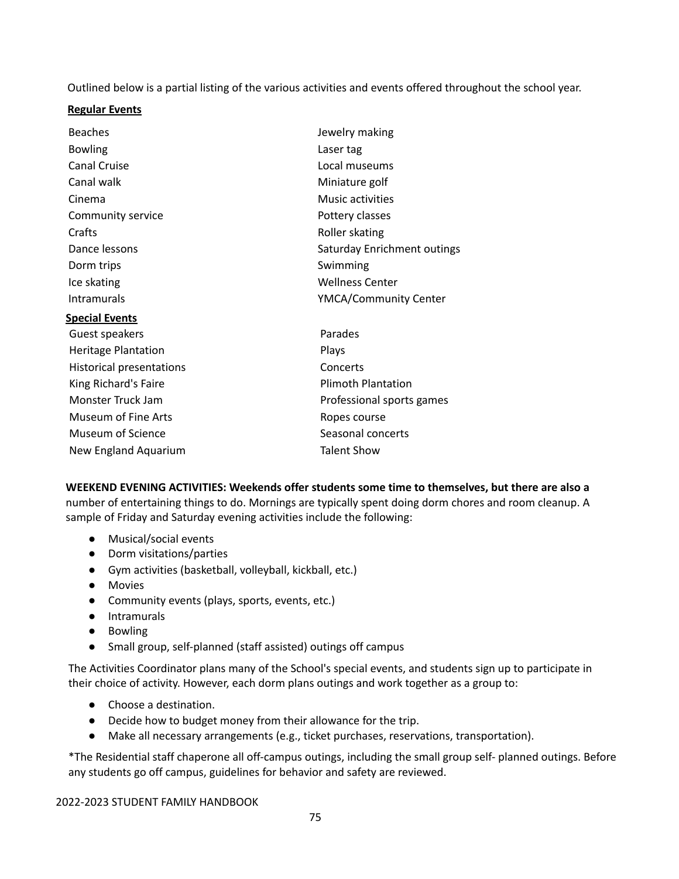Outlined below is a partial listing of the various activities and events offered throughout the school year.

**Regular Events**

| | |
|---|---|
| Beaches | Jewelry making |
| Bowling | Laser tag |
| Canal Cruise | Local museums |
| Canal walk | Miniature golf |
| Cinema | Music activities |
| Community service | Pottery classes |
| Crafts | Roller skating |
| Dance lessons | Saturday Enrichment outings |
| Dorm trips | Swimming |
| Ice skating | Wellness Center |
| Intramurals | YMCA/Community Center |

**Special Events**

| | |
|---|---|
| Guest speakers | Parades |
| Heritage Plantation | Plays |
| Historical presentations | Concerts |
| King Richard's Faire | Plimoth Plantation |
| Monster Truck Jam | Professional sports games |
| Museum of Fine Arts | Ropes course |
| Museum of Science | Seasonal concerts |
| New England Aquarium | Talent Show |

**WEEKEND EVENING ACTIVITIES: Weekends offer students some time to themselves, but there are also a** number of entertaining things to do. Mornings are typically spent doing dorm chores and room cleanup. A sample of Friday and Saturday evening activities include the following:

- Musical/social events
- Dorm visitations/parties
- Gym activities (basketball, volleyball, kickball, etc.)
- Movies
- Community events (plays, sports, events, etc.)
- Intramurals
- Bowling
- Small group, self-planned (staff assisted) outings off campus

The Activities Coordinator plans many of the School's special events, and students sign up to participate in their choice of activity. However, each dorm plans outings and work together as a group to:

- Choose a destination.
- Decide how to budget money from their allowance for the trip.
- Make all necessary arrangements (e.g., ticket purchases, reservations, transportation).

*The Residential staff chaperone all off-campus outings, including the small group self- planned outings. Before any students go off campus, guidelines for behavior and safety are reviewed.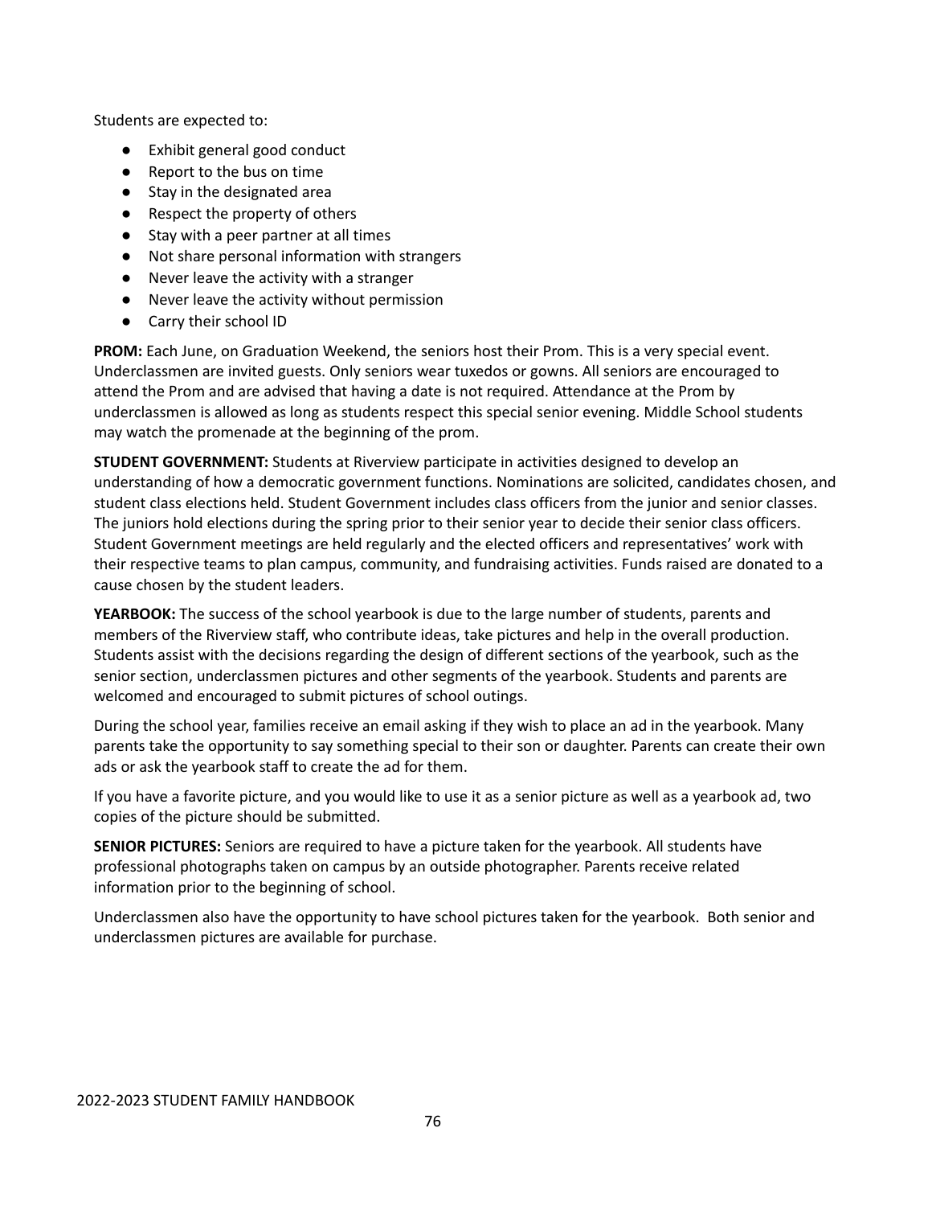Students are expected to:

- Exhibit general good conduct
- Report to the bus on time
- Stay in the designated area
- Respect the property of others
- Stay with a peer partner at all times
- Not share personal information with strangers
- Never leave the activity with a stranger
- Never leave the activity without permission
- Carry their school ID

**PROM:** Each June, on Graduation Weekend, the seniors host their Prom. This is a very special event. Underclassmen are invited guests. Only seniors wear tuxedos or gowns. All seniors are encouraged to attend the Prom and are advised that having a date is not required. Attendance at the Prom by underclassmen is allowed as long as students respect this special senior evening. Middle School students may watch the promenade at the beginning of the prom.

**STUDENT GOVERNMENT:** Students at Riverview participate in activities designed to develop an understanding of how a democratic government functions. Nominations are solicited, candidates chosen, and student class elections held. Student Government includes class officers from the junior and senior classes. The juniors hold elections during the spring prior to their senior year to decide their senior class officers. Student Government meetings are held regularly and the elected officers and representatives' work with their respective teams to plan campus, community, and fundraising activities. Funds raised are donated to a cause chosen by the student leaders.

**YEARBOOK:** The success of the school yearbook is due to the large number of students, parents and members of the Riverview staff, who contribute ideas, take pictures and help in the overall production. Students assist with the decisions regarding the design of different sections of the yearbook, such as the senior section, underclassmen pictures and other segments of the yearbook. Students and parents are welcomed and encouraged to submit pictures of school outings.

During the school year, families receive an email asking if they wish to place an ad in the yearbook. Many parents take the opportunity to say something special to their son or daughter. Parents can create their own ads or ask the yearbook staff to create the ad for them.

If you have a favorite picture, and you would like to use it as a senior picture as well as a yearbook ad, two copies of the picture should be submitted.

**SENIOR PICTURES:** Seniors are required to have a picture taken for the yearbook. All students have professional photographs taken on campus by an outside photographer. Parents receive related information prior to the beginning of school.

Underclassmen also have the opportunity to have school pictures taken for the yearbook. Both senior and underclassmen pictures are available for purchase.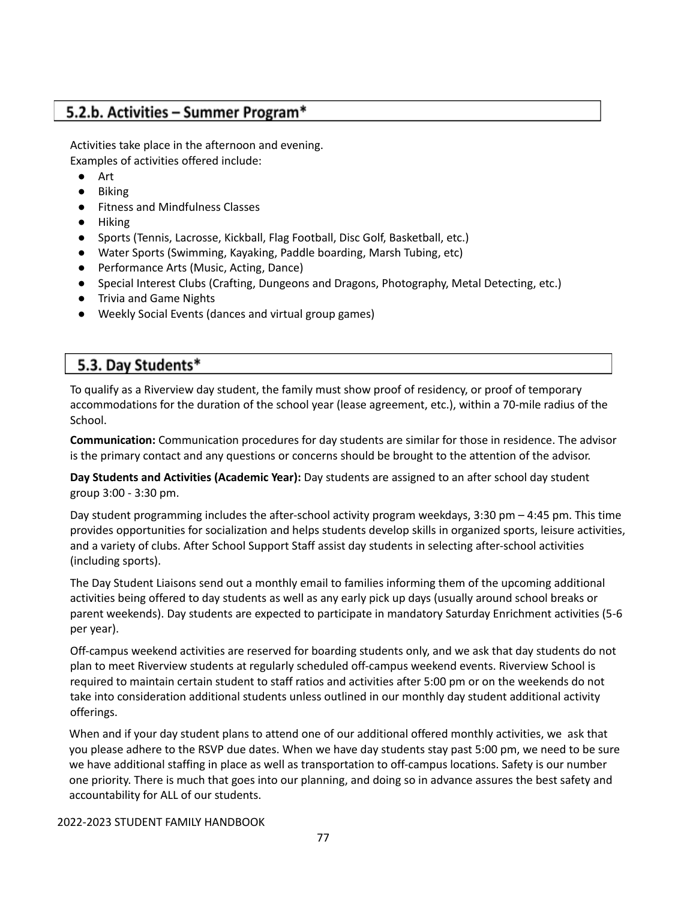## 5.2.b. Activities – Summer Program*

Activities take place in the afternoon and evening.
Examples of activities offered include:

- Art
- Biking
- Fitness and Mindfulness Classes
- Hiking
- Sports (Tennis, Lacrosse, Kickball, Flag Football, Disc Golf, Basketball, etc.)
- Water Sports (Swimming, Kayaking, Paddle boarding, Marsh Tubing, etc)
- Performance Arts (Music, Acting, Dance)
- Special Interest Clubs (Crafting, Dungeons and Dragons, Photography, Metal Detecting, etc.)
- Trivia and Game Nights
- Weekly Social Events (dances and virtual group games)

## 5.3. Day Students*

To qualify as a Riverview day student, the family must show proof of residency, or proof of temporary accommodations for the duration of the school year (lease agreement, etc.), within a 70-mile radius of the School.

**Communication:** Communication procedures for day students are similar for those in residence. The advisor is the primary contact and any questions or concerns should be brought to the attention of the advisor.

**Day Students and Activities (Academic Year):** Day students are assigned to an after school day student group 3:00 - 3:30 pm.

Day student programming includes the after-school activity program weekdays, 3:30 pm – 4:45 pm. This time provides opportunities for socialization and helps students develop skills in organized sports, leisure activities, and a variety of clubs. After School Support Staff assist day students in selecting after-school activities (including sports).

The Day Student Liaisons send out a monthly email to families informing them of the upcoming additional activities being offered to day students as well as any early pick up days (usually around school breaks or parent weekends). Day students are expected to participate in mandatory Saturday Enrichment activities (5-6 per year).

Off-campus weekend activities are reserved for boarding students only, and we ask that day students do not plan to meet Riverview students at regularly scheduled off-campus weekend events. Riverview School is required to maintain certain student to staff ratios and activities after 5:00 pm or on the weekends do not take into consideration additional students unless outlined in our monthly day student additional activity offerings.

When and if your day student plans to attend one of our additional offered monthly activities, we ask that you please adhere to the RSVP due dates. When we have day students stay past 5:00 pm, we need to be sure we have additional staffing in place as well as transportation to off-campus locations. Safety is our number one priority. There is much that goes into our planning, and doing so in advance assures the best safety and accountability for ALL of our students.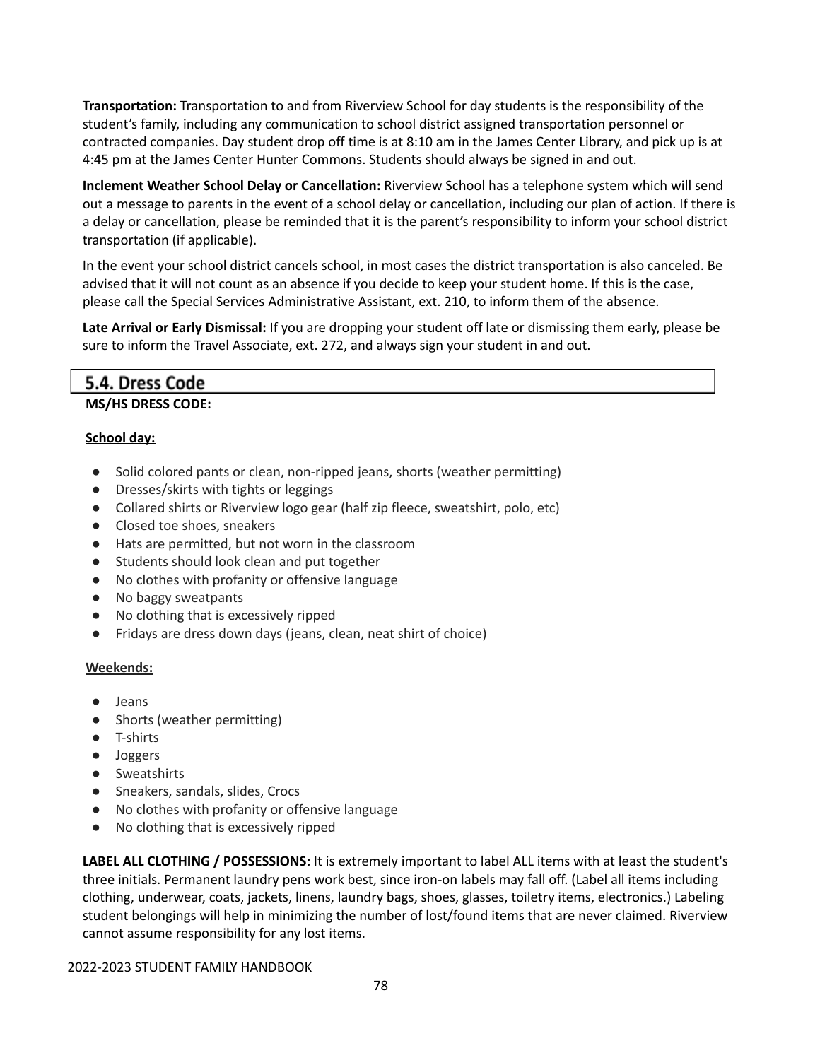**Transportation:** Transportation to and from Riverview School for day students is the responsibility of the student's family, including any communication to school district assigned transportation personnel or contracted companies. Day student drop off time is at 8:10 am in the James Center Library, and pick up is at 4:45 pm at the James Center Hunter Commons. Students should always be signed in and out.

**Inclement Weather School Delay or Cancellation:** Riverview School has a telephone system which will send out a message to parents in the event of a school delay or cancellation, including our plan of action. If there is a delay or cancellation, please be reminded that it is the parent's responsibility to inform your school district transportation (if applicable).

In the event your school district cancels school, in most cases the district transportation is also canceled. Be advised that it will not count as an absence if you decide to keep your student home. If this is the case, please call the Special Services Administrative Assistant, ext. 210, to inform them of the absence.

**Late Arrival or Early Dismissal:** If you are dropping your student off late or dismissing them early, please be sure to inform the Travel Associate, ext. 272, and always sign your student in and out.

## 5.4. Dress Code

**MS/HS DRESS CODE:**

**School day:**

- Solid colored pants or clean, non-ripped jeans, shorts (weather permitting)
- Dresses/skirts with tights or leggings
- Collared shirts or Riverview logo gear (half zip fleece, sweatshirt, polo, etc)
- Closed toe shoes, sneakers
- Hats are permitted, but not worn in the classroom
- Students should look clean and put together
- No clothes with profanity or offensive language
- No baggy sweatpants
- No clothing that is excessively ripped
- Fridays are dress down days (jeans, clean, neat shirt of choice)

**Weekends:**

- Jeans
- Shorts (weather permitting)
- T-shirts
- Joggers
- Sweatshirts
- Sneakers, sandals, slides, Crocs
- No clothes with profanity or offensive language
- No clothing that is excessively ripped

**LABEL ALL CLOTHING / POSSESSIONS:** It is extremely important to label ALL items with at least the student's three initials. Permanent laundry pens work best, since iron-on labels may fall off. (Label all items including clothing, underwear, coats, jackets, linens, laundry bags, shoes, glasses, toiletry items, electronics.) Labeling student belongings will help in minimizing the number of lost/found items that are never claimed. Riverview cannot assume responsibility for any lost items.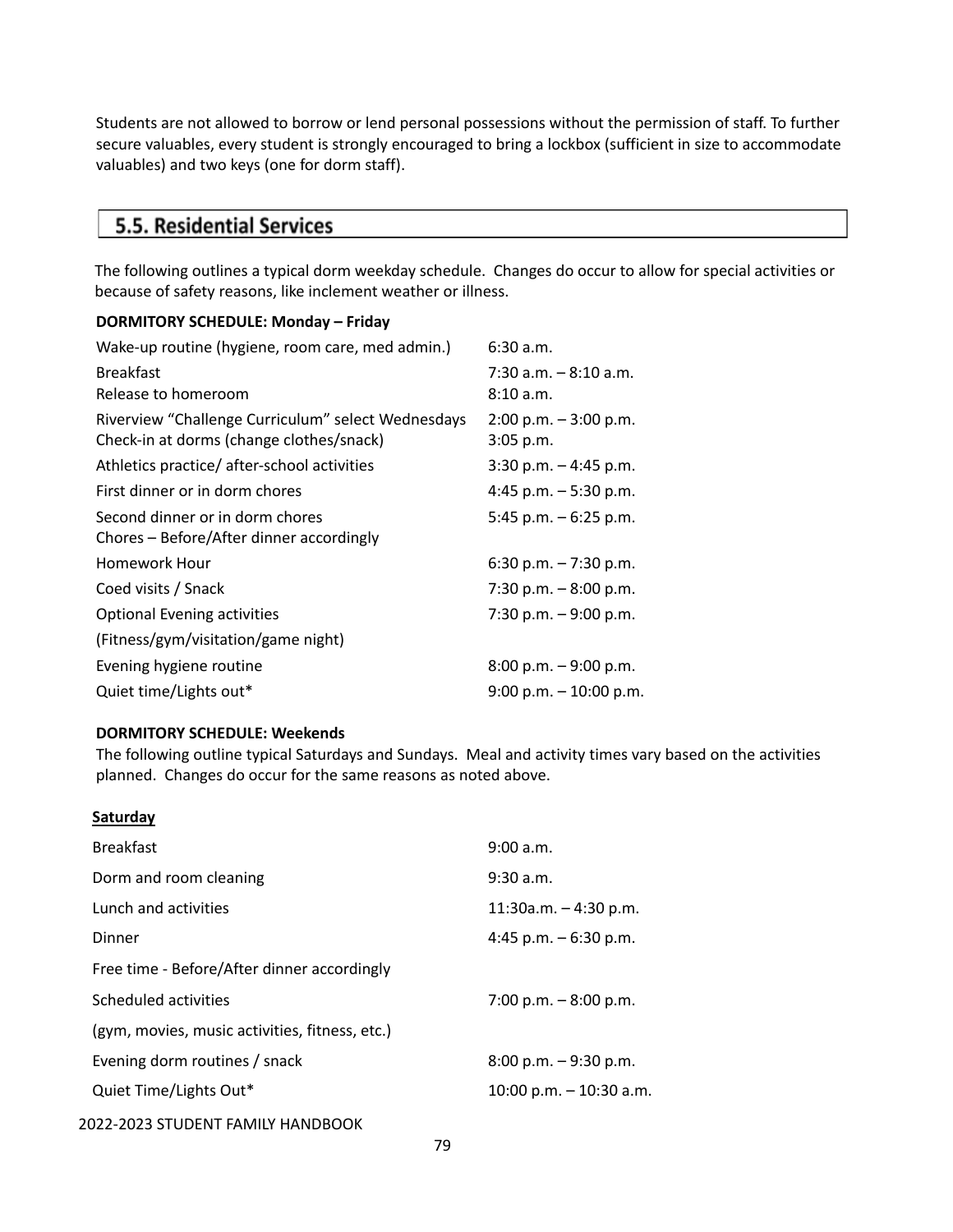Students are not allowed to borrow or lend personal possessions without the permission of staff. To further secure valuables, every student is strongly encouraged to bring a lockbox (sufficient in size to accommodate valuables) and two keys (one for dorm staff).

## 5.5. Residential Services

The following outlines a typical dorm weekday schedule. Changes do occur to allow for special activities or because of safety reasons, like inclement weather or illness.

**DORMITORY SCHEDULE: Monday – Friday**

| | |
|---|---|
| Wake-up routine (hygiene, room care, med admin.) | 6:30 a.m. |
| Breakfast | 7:30 a.m. – 8:10 a.m. |
| Release to homeroom | 8:10 a.m. |
| Riverview “Challenge Curriculum” select Wednesdays | 2:00 p.m. – 3:00 p.m. |
| Check-in at dorms (change clothes/snack) | 3:05 p.m. |
| Athletics practice/ after-school activities | 3:30 p.m. – 4:45 p.m. |
| First dinner or in dorm chores | 4:45 p.m. – 5:30 p.m. |
| Second dinner or in dorm chores<br>Chores – Before/After dinner accordingly | 5:45 p.m. – 6:25 p.m. |
| Homework Hour | 6:30 p.m. – 7:30 p.m. |
| Coed visits / Snack | 7:30 p.m. – 8:00 p.m. |
| Optional Evening activities<br>(Fitness/gym/visitation/game night) | 7:30 p.m. – 9:00 p.m. |
| Evening hygiene routine | 8:00 p.m. – 9:00 p.m. |
| Quiet time/Lights out* | 9:00 p.m. – 10:00 p.m. |

**DORMITORY SCHEDULE: Weekends**

The following outline typical Saturdays and Sundays. Meal and activity times vary based on the activities planned. Changes do occur for the same reasons as noted above.

**Saturday**

| | |
|---|---|
| Breakfast | 9:00 a.m. |
| Dorm and room cleaning | 9:30 a.m. |
| Lunch and activities | 11:30a.m. – 4:30 p.m. |
| Dinner | 4:45 p.m. – 6:30 p.m. |
| Free time - Before/After dinner accordingly | |
| Scheduled activities<br>(gym, movies, music activities, fitness, etc.) | 7:00 p.m. – 8:00 p.m. |
| Evening dorm routines / snack | 8:00 p.m. – 9:30 p.m. |
| Quiet Time/Lights Out* | 10:00 p.m. – 10:30 a.m. |

2022-2023 STUDENT FAMILY HANDBOOK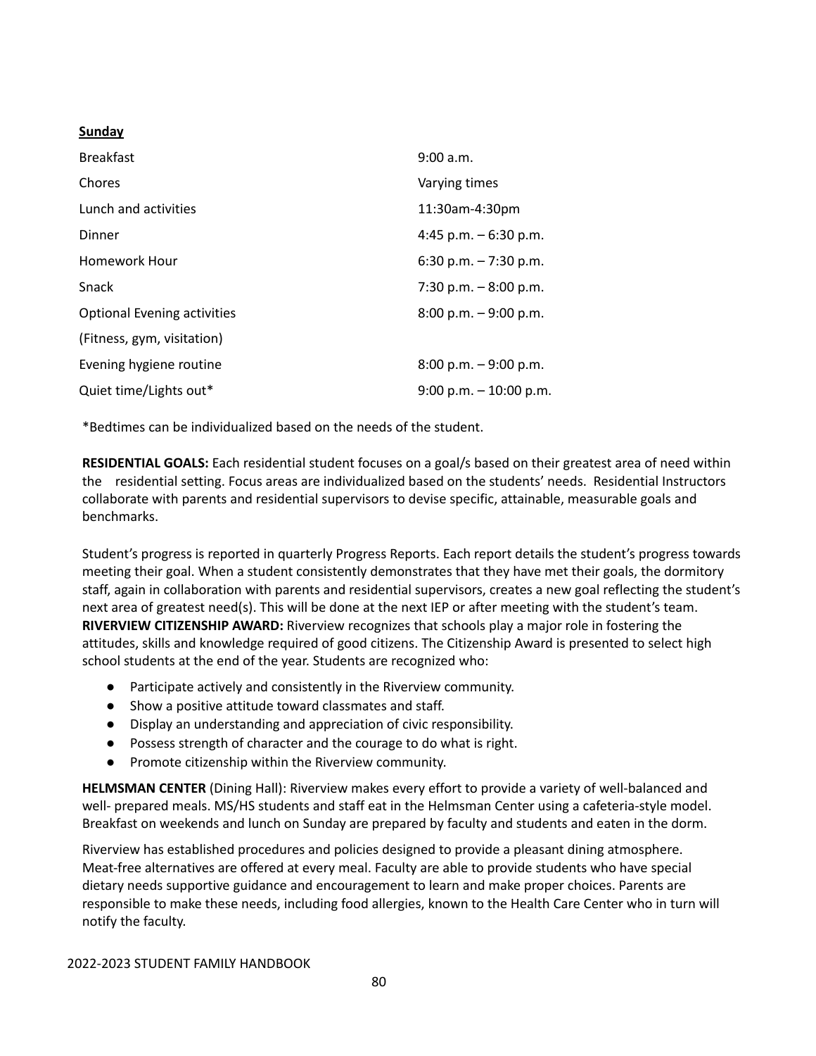**Sunday**

| | |
|---|---|
| Breakfast | 9:00 a.m. |
| Chores | Varying times |
| Lunch and activities | 11:30am-4:30pm |
| Dinner | 4:45 p.m. – 6:30 p.m. |
| Homework Hour | 6:30 p.m. – 7:30 p.m. |
| Snack | 7:30 p.m. – 8:00 p.m. |
| Optional Evening activities (Fitness, gym, visitation) | 8:00 p.m. – 9:00 p.m. |
| Evening hygiene routine | 8:00 p.m. – 9:00 p.m. |
| Quiet time/Lights out* | 9:00 p.m. – 10:00 p.m. |

*Bedtimes can be individualized based on the needs of the student.

**RESIDENTIAL GOALS:** Each residential student focuses on a goal/s based on their greatest area of need within the residential setting. Focus areas are individualized based on the students' needs. Residential Instructors collaborate with parents and residential supervisors to devise specific, attainable, measurable goals and benchmarks.

Student's progress is reported in quarterly Progress Reports. Each report details the student's progress towards meeting their goal. When a student consistently demonstrates that they have met their goals, the dormitory staff, again in collaboration with parents and residential supervisors, creates a new goal reflecting the student's next area of greatest need(s). This will be done at the next IEP or after meeting with the student's team.

**RIVERVIEW CITIZENSHIP AWARD:** Riverview recognizes that schools play a major role in fostering the attitudes, skills and knowledge required of good citizens. The Citizenship Award is presented to select high school students at the end of the year. Students are recognized who:

- Participate actively and consistently in the Riverview community.
- Show a positive attitude toward classmates and staff.
- Display an understanding and appreciation of civic responsibility.
- Possess strength of character and the courage to do what is right.
- Promote citizenship within the Riverview community.

**HELMSMAN CENTER** (Dining Hall): Riverview makes every effort to provide a variety of well-balanced and well- prepared meals. MS/HS students and staff eat in the Helmsman Center using a cafeteria-style model. Breakfast on weekends and lunch on Sunday are prepared by faculty and students and eaten in the dorm.

Riverview has established procedures and policies designed to provide a pleasant dining atmosphere. Meat-free alternatives are offered at every meal. Faculty are able to provide students who have special dietary needs supportive guidance and encouragement to learn and make proper choices. Parents are responsible to make these needs, including food allergies, known to the Health Care Center who in turn will notify the faculty.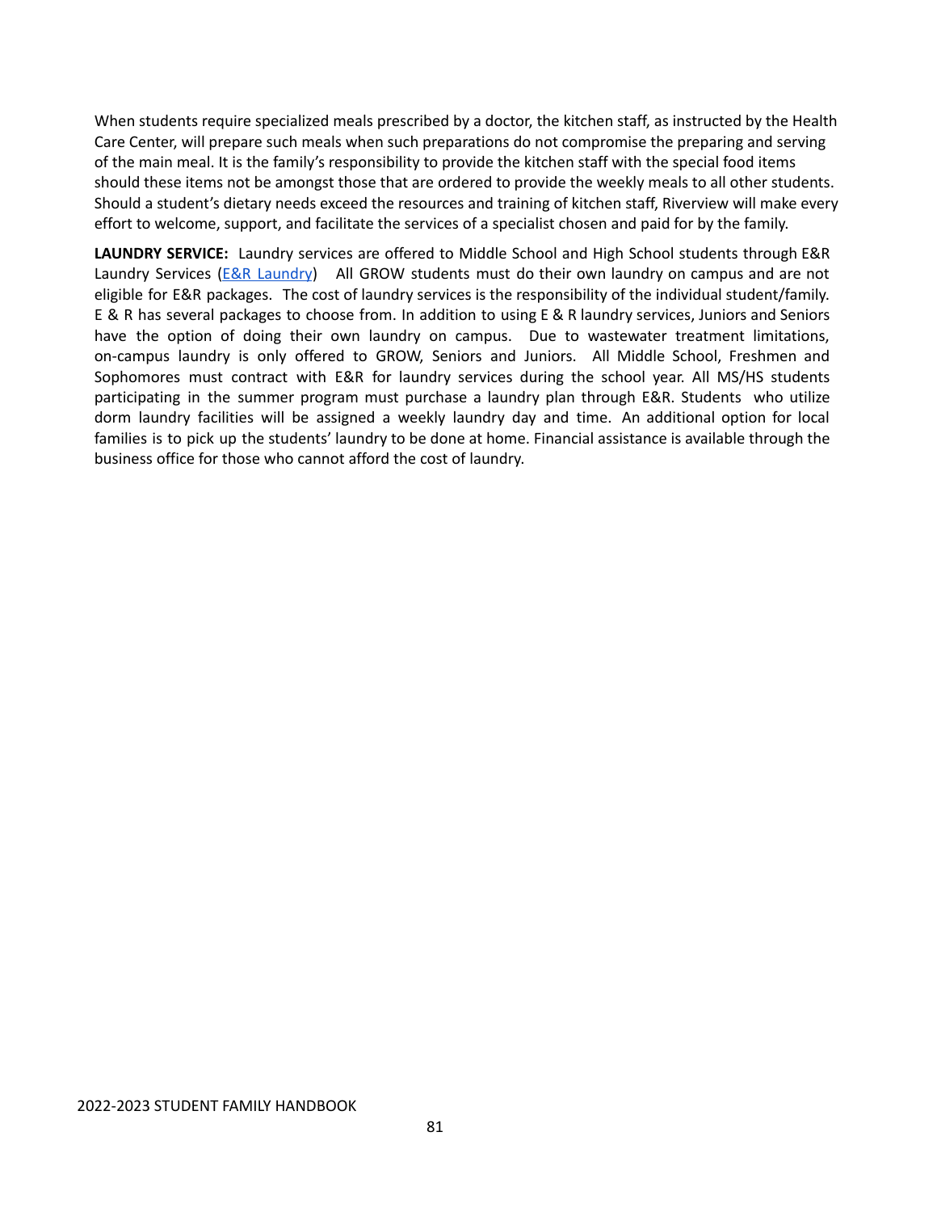When students require specialized meals prescribed by a doctor, the kitchen staff, as instructed by the Health Care Center, will prepare such meals when such preparations do not compromise the preparing and serving of the main meal. It is the family's responsibility to provide the kitchen staff with the special food items should these items not be amongst those that are ordered to provide the weekly meals to all other students. Should a student's dietary needs exceed the resources and training of kitchen staff, Riverview will make every effort to welcome, support, and facilitate the services of a specialist chosen and paid for by the family.

**LAUNDRY SERVICE:** Laundry services are offered to Middle School and High School students through E&R Laundry Services (E&R Laundry) All GROW students must do their own laundry on campus and are not eligible for E&R packages. The cost of laundry services is the responsibility of the individual student/family. E & R has several packages to choose from. In addition to using E & R laundry services, Juniors and Seniors have the option of doing their own laundry on campus. Due to wastewater treatment limitations, on-campus laundry is only offered to GROW, Seniors and Juniors. All Middle School, Freshmen and Sophomores must contract with E&R for laundry services during the school year. All MS/HS students participating in the summer program must purchase a laundry plan through E&R. Students who utilize dorm laundry facilities will be assigned a weekly laundry day and time. An additional option for local families is to pick up the students' laundry to be done at home. Financial assistance is available through the business office for those who cannot afford the cost of laundry.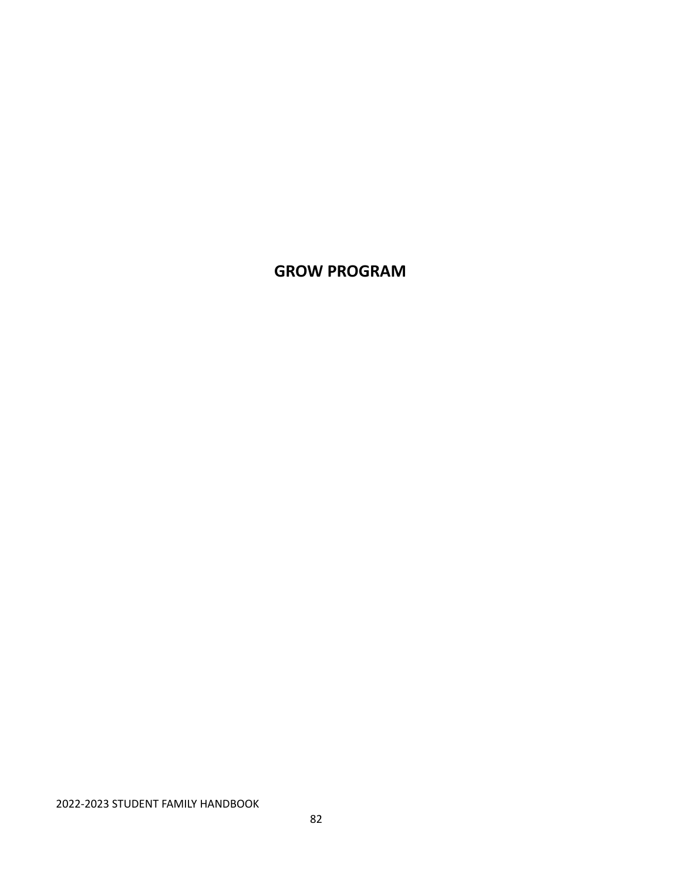# GROW PROGRAM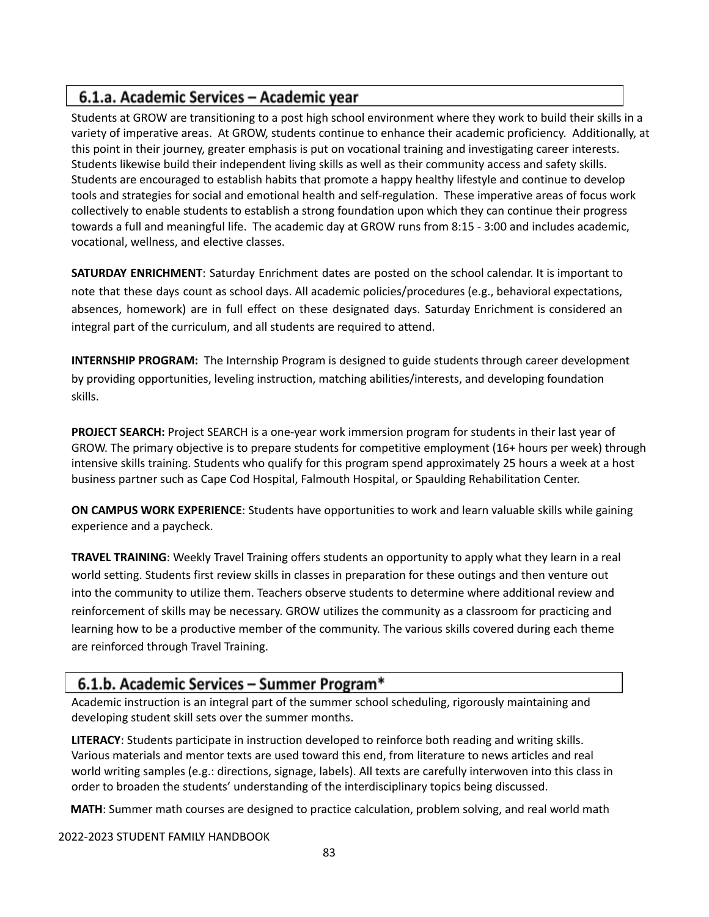## 6.1.a. Academic Services – Academic year

Students at GROW are transitioning to a post high school environment where they work to build their skills in a variety of imperative areas. At GROW, students continue to enhance their academic proficiency. Additionally, at this point in their journey, greater emphasis is put on vocational training and investigating career interests. Students likewise build their independent living skills as well as their community access and safety skills. Students are encouraged to establish habits that promote a happy healthy lifestyle and continue to develop tools and strategies for social and emotional health and self-regulation. These imperative areas of focus work collectively to enable students to establish a strong foundation upon which they can continue their progress towards a full and meaningful life. The academic day at GROW runs from 8:15 - 3:00 and includes academic, vocational, wellness, and elective classes.

**SATURDAY ENRICHMENT**: Saturday Enrichment dates are posted on the school calendar. It is important to note that these days count as school days. All academic policies/procedures (e.g., behavioral expectations, absences, homework) are in full effect on these designated days. Saturday Enrichment is considered an integral part of the curriculum, and all students are required to attend.

**INTERNSHIP PROGRAM:** The Internship Program is designed to guide students through career development by providing opportunities, leveling instruction, matching abilities/interests, and developing foundation skills.

**PROJECT SEARCH:** Project SEARCH is a one-year work immersion program for students in their last year of GROW. The primary objective is to prepare students for competitive employment (16+ hours per week) through intensive skills training. Students who qualify for this program spend approximately 25 hours a week at a host business partner such as Cape Cod Hospital, Falmouth Hospital, or Spaulding Rehabilitation Center.

**ON CAMPUS WORK EXPERIENCE**: Students have opportunities to work and learn valuable skills while gaining experience and a paycheck.

**TRAVEL TRAINING**: Weekly Travel Training offers students an opportunity to apply what they learn in a real world setting. Students first review skills in classes in preparation for these outings and then venture out into the community to utilize them. Teachers observe students to determine where additional review and reinforcement of skills may be necessary. GROW utilizes the community as a classroom for practicing and learning how to be a productive member of the community. The various skills covered during each theme are reinforced through Travel Training.

## 6.1.b. Academic Services – Summer Program*

Academic instruction is an integral part of the summer school scheduling, rigorously maintaining and developing student skill sets over the summer months.

**LITERACY**: Students participate in instruction developed to reinforce both reading and writing skills. Various materials and mentor texts are used toward this end, from literature to news articles and real world writing samples (e.g.: directions, signage, labels). All texts are carefully interwoven into this class in order to broaden the students' understanding of the interdisciplinary topics being discussed.

**MATH**: Summer math courses are designed to practice calculation, problem solving, and real world math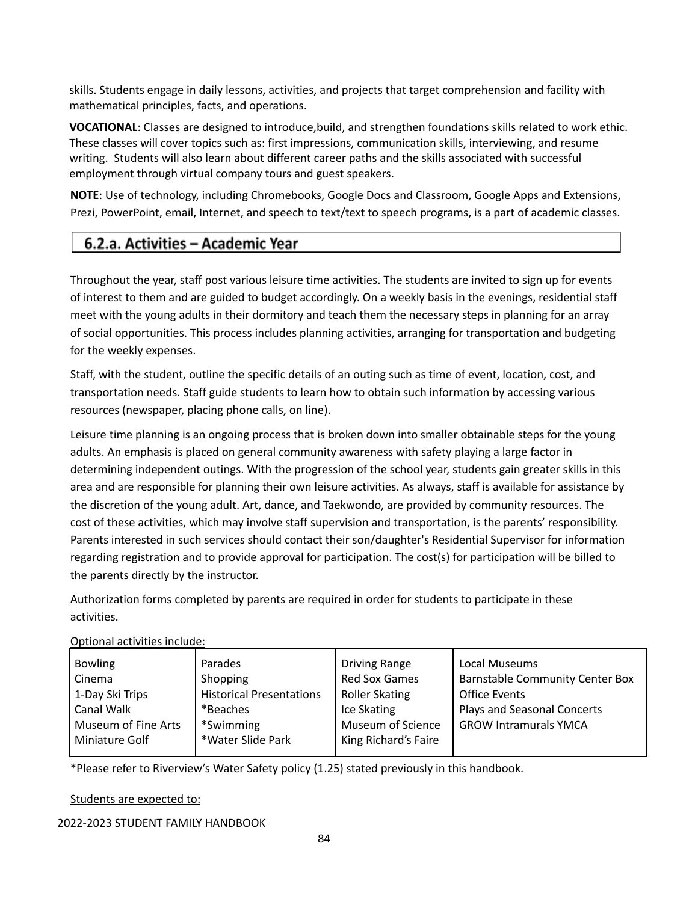skills. Students engage in daily lessons, activities, and projects that target comprehension and facility with mathematical principles, facts, and operations.

**VOCATIONAL**: Classes are designed to introduce,build, and strengthen foundations skills related to work ethic. These classes will cover topics such as: first impressions, communication skills, interviewing, and resume writing. Students will also learn about different career paths and the skills associated with successful employment through virtual company tours and guest speakers.

**NOTE**: Use of technology, including Chromebooks, Google Docs and Classroom, Google Apps and Extensions, Prezi, PowerPoint, email, Internet, and speech to text/text to speech programs, is a part of academic classes.

## 6.2.a. Activities – Academic Year

Throughout the year, staff post various leisure time activities. The students are invited to sign up for events of interest to them and are guided to budget accordingly. On a weekly basis in the evenings, residential staff meet with the young adults in their dormitory and teach them the necessary steps in planning for an array of social opportunities. This process includes planning activities, arranging for transportation and budgeting for the weekly expenses.

Staff, with the student, outline the specific details of an outing such as time of event, location, cost, and transportation needs. Staff guide students to learn how to obtain such information by accessing various resources (newspaper, placing phone calls, on line).

Leisure time planning is an ongoing process that is broken down into smaller obtainable steps for the young adults. An emphasis is placed on general community awareness with safety playing a large factor in determining independent outings. With the progression of the school year, students gain greater skills in this area and are responsible for planning their own leisure activities. As always, staff is available for assistance by the discretion of the young adult. Art, dance, and Taekwondo, are provided by community resources. The cost of these activities, which may involve staff supervision and transportation, is the parents' responsibility. Parents interested in such services should contact their son/daughter's Residential Supervisor for information regarding registration and to provide approval for participation. The cost(s) for participation will be billed to the parents directly by the instructor.

Authorization forms completed by parents are required in order for students to participate in these activities.

Optional activities include:

| | | | |
|---|---|---|---|
| Bowling | Parades | Driving Range | Local Museums |
| Cinema | Shopping | Red Sox Games | Barnstable Community Center Box Office Events |
| 1-Day Ski Trips | Historical Presentations | Roller Skating | Plays and Seasonal Concerts |
| Canal Walk | *Beaches | Ice Skating | GROW Intramurals YMCA |
| Museum of Fine Arts | *Swimming | Museum of Science | |
| Miniature Golf | *Water Slide Park | King Richard's Faire | |

*Please refer to Riverview's Water Safety policy (1.25) stated previously in this handbook.

Students are expected to: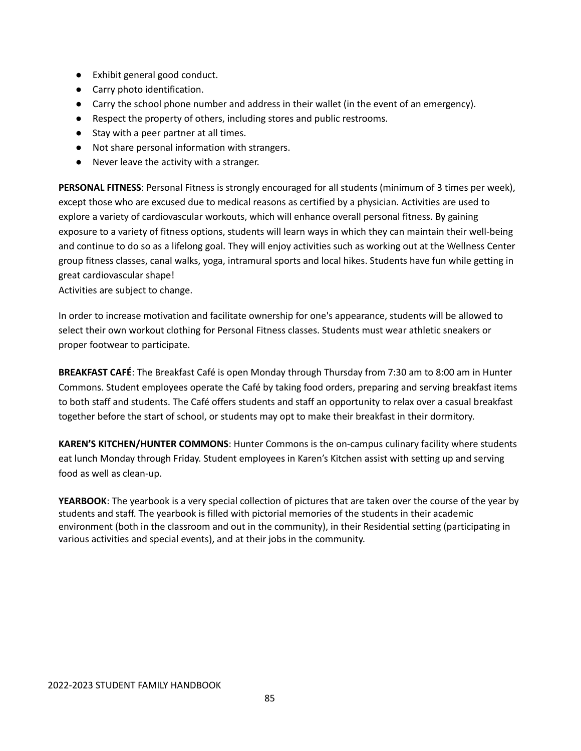- Exhibit general good conduct.
- Carry photo identification.
- Carry the school phone number and address in their wallet (in the event of an emergency).
- Respect the property of others, including stores and public restrooms.
- Stay with a peer partner at all times.
- Not share personal information with strangers.
- Never leave the activity with a stranger.

**PERSONAL FITNESS**: Personal Fitness is strongly encouraged for all students (minimum of 3 times per week), except those who are excused due to medical reasons as certified by a physician. Activities are used to explore a variety of cardiovascular workouts, which will enhance overall personal fitness. By gaining exposure to a variety of fitness options, students will learn ways in which they can maintain their well-being and continue to do so as a lifelong goal. They will enjoy activities such as working out at the Wellness Center group fitness classes, canal walks, yoga, intramural sports and local hikes. Students have fun while getting in great cardiovascular shape!
Activities are subject to change.

In order to increase motivation and facilitate ownership for one's appearance, students will be allowed to select their own workout clothing for Personal Fitness classes. Students must wear athletic sneakers or proper footwear to participate.

**BREAKFAST CAFÉ**: The Breakfast Café is open Monday through Thursday from 7:30 am to 8:00 am in Hunter Commons. Student employees operate the Café by taking food orders, preparing and serving breakfast items to both staff and students. The Café offers students and staff an opportunity to relax over a casual breakfast together before the start of school, or students may opt to make their breakfast in their dormitory.

**KAREN'S KITCHEN/HUNTER COMMONS**: Hunter Commons is the on-campus culinary facility where students eat lunch Monday through Friday. Student employees in Karen's Kitchen assist with setting up and serving food as well as clean-up.

**YEARBOOK**: The yearbook is a very special collection of pictures that are taken over the course of the year by students and staff. The yearbook is filled with pictorial memories of the students in their academic environment (both in the classroom and out in the community), in their Residential setting (participating in various activities and special events), and at their jobs in the community.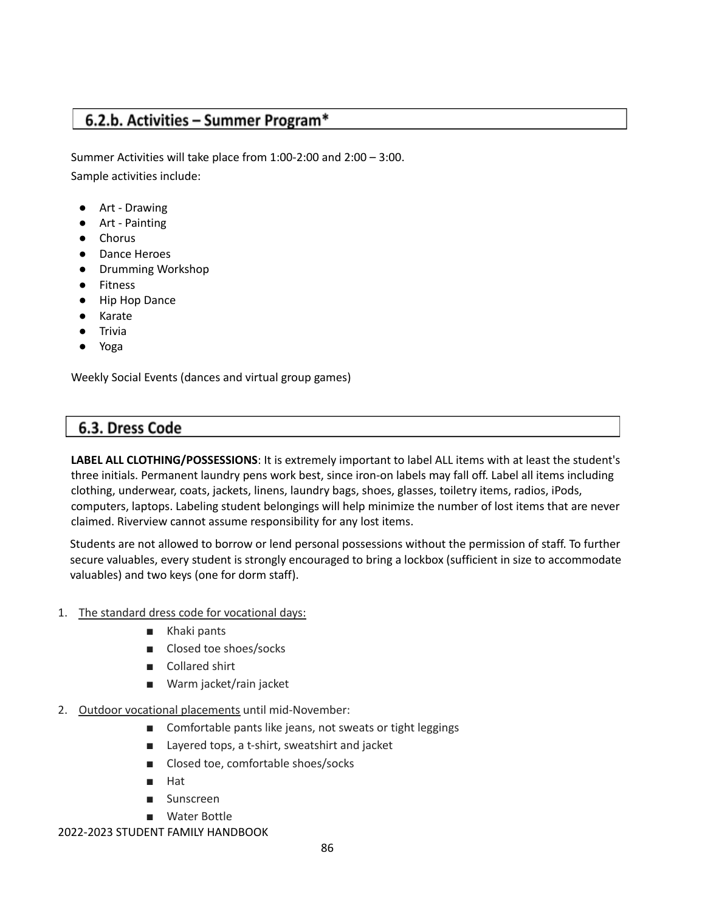## 6.2.b. Activities – Summer Program*

Summer Activities will take place from 1:00-2:00 and 2:00 – 3:00.
Sample activities include:

- Art - Drawing
- Art - Painting
- Chorus
- Dance Heroes
- Drumming Workshop
- Fitness
- Hip Hop Dance
- Karate
- Trivia
- Yoga

Weekly Social Events (dances and virtual group games)

## 6.3. Dress Code

**LABEL ALL CLOTHING/POSSESSIONS**: It is extremely important to label ALL items with at least the student's three initials. Permanent laundry pens work best, since iron-on labels may fall off. Label all items including clothing, underwear, coats, jackets, linens, laundry bags, shoes, glasses, toiletry items, radios, iPods, computers, laptops. Labeling student belongings will help minimize the number of lost items that are never claimed. Riverview cannot assume responsibility for any lost items.

Students are not allowed to borrow or lend personal possessions without the permission of staff. To further secure valuables, every student is strongly encouraged to bring a lockbox (sufficient in size to accommodate valuables) and two keys (one for dorm staff).

1. The standard dress code for vocational days:
   - Khaki pants
   - Closed toe shoes/socks
   - Collared shirt
   - Warm jacket/rain jacket
2. Outdoor vocational placements until mid-November:
   - Comfortable pants like jeans, not sweats or tight leggings
   - Layered tops, a t-shirt, sweatshirt and jacket
   - Closed toe, comfortable shoes/socks
   - Hat
   - Sunscreen
   - Water Bottle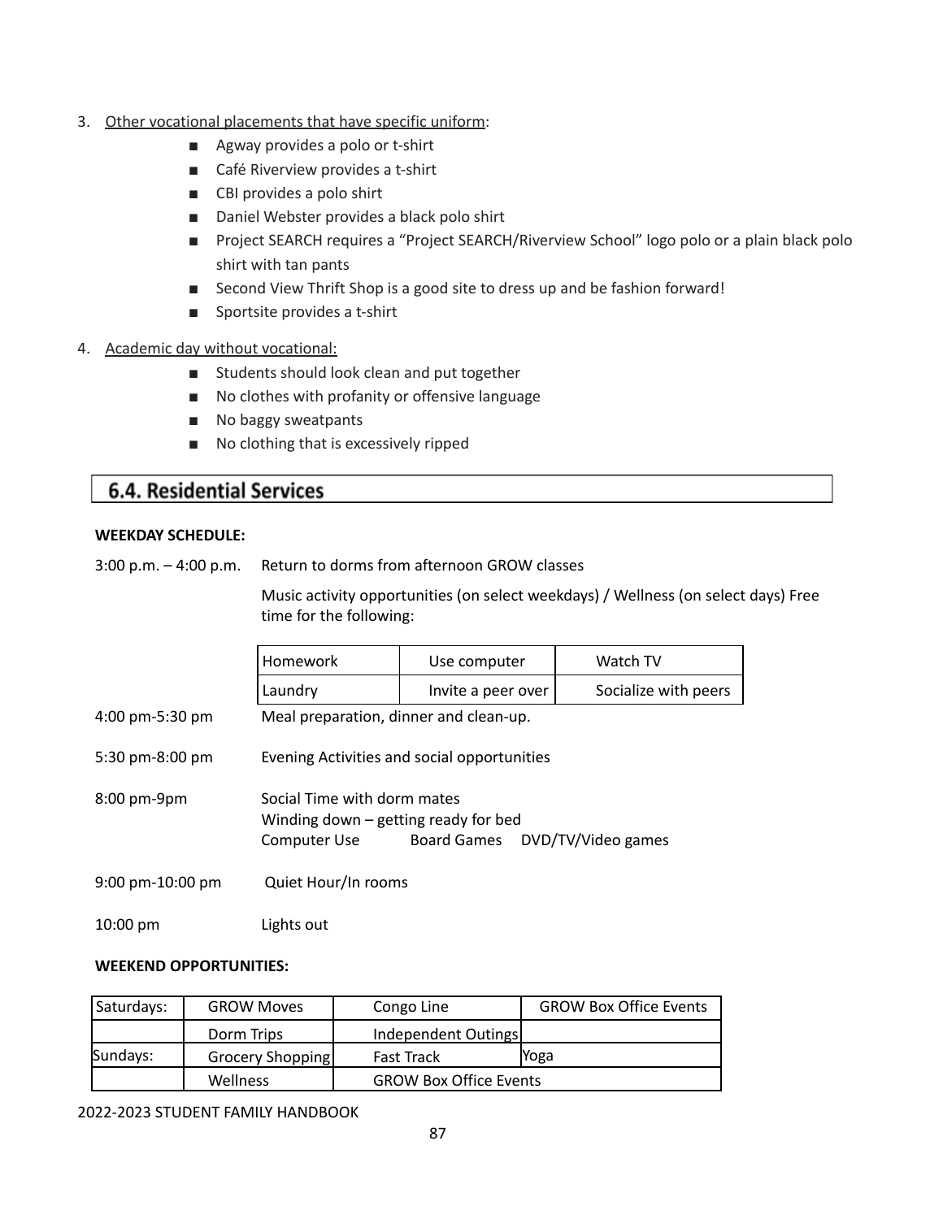3. Other vocational placements that have specific uniform:
    - Agway provides a polo or t-shirt
    - Café Riverview provides a t-shirt
    - CBI provides a polo shirt
    - Daniel Webster provides a black polo shirt
    - Project SEARCH requires a "Project SEARCH/Riverview School" logo polo or a plain black polo shirt with tan pants
    - Second View Thrift Shop is a good site to dress up and be fashion forward!
    - Sportsite provides a t-shirt
4. Academic day without vocational:
    - Students should look clean and put together
    - No clothes with profanity or offensive language
    - No baggy sweatpants
    - No clothing that is excessively ripped

## 6.4. Residential Services

**WEEKDAY SCHEDULE:**

3:00 p.m. – 4:00 p.m. Return to dorms from afternoon GROW classes

Music activity opportunities (on select weekdays) / Wellness (on select days) Free time for the following:

| Homework | Use computer | Watch TV |
|---|---|---|
| Laundry | Invite a peer over | Socialize with peers |

4:00 pm-5:30 pm Meal preparation, dinner and clean-up.

5:30 pm-8:00 pm Evening Activities and social opportunities

8:00 pm-9pm Social Time with dorm mates
Winding down – getting ready for bed
Computer Use Board Games DVD/TV/Video games

9:00 pm-10:00 pm Quiet Hour/In rooms

10:00 pm Lights out

**WEEKEND OPPORTUNITIES:**

| Saturdays: | GROW Moves | Congo Line | GROW Box Office Events |
|---|---|---|---|
| | Dorm Trips | Independent Outings | |
| Sundays: | Grocery Shopping | Fast Track | Yoga |
| | Wellness | GROW Box Office Events | |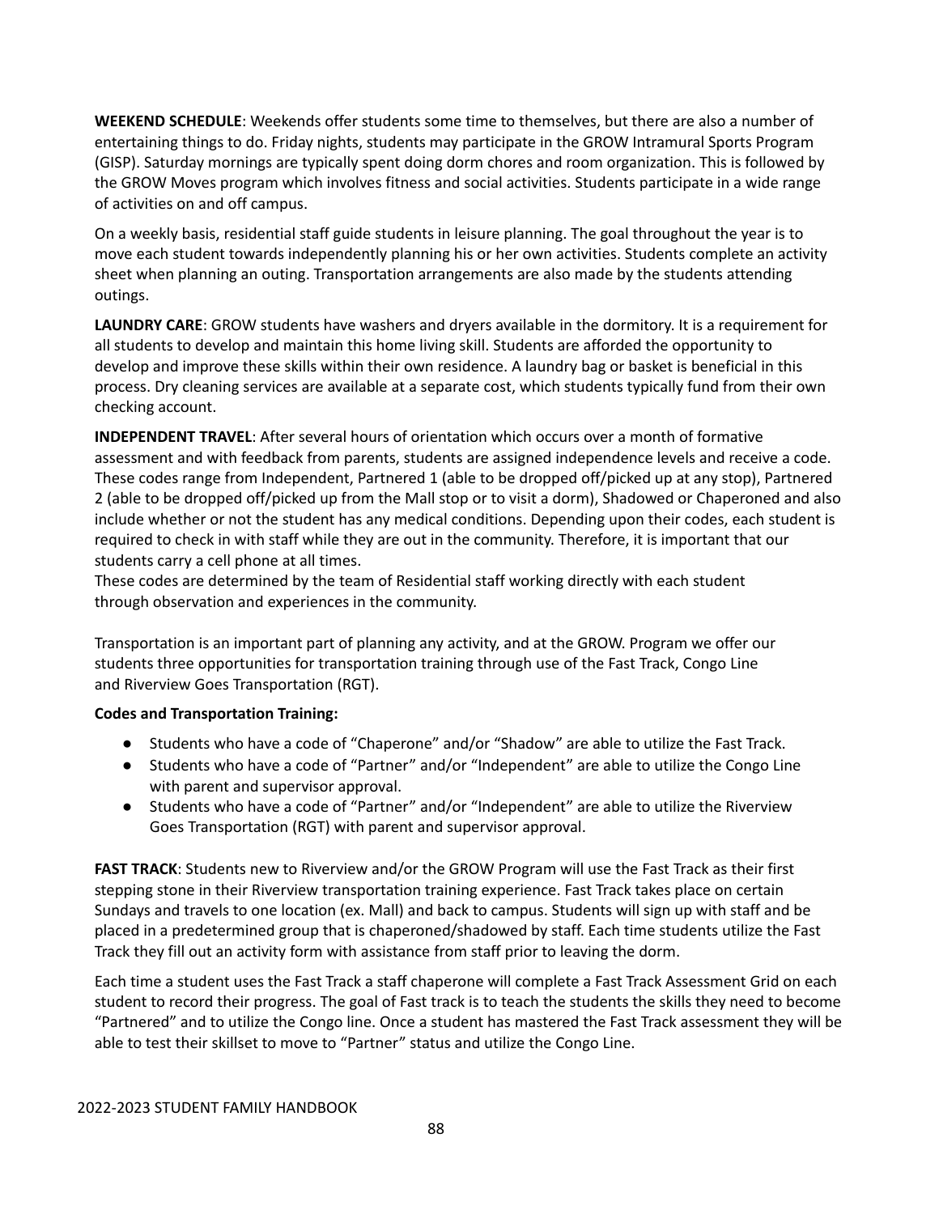**WEEKEND SCHEDULE**: Weekends offer students some time to themselves, but there are also a number of entertaining things to do. Friday nights, students may participate in the GROW Intramural Sports Program (GISP). Saturday mornings are typically spent doing dorm chores and room organization. This is followed by the GROW Moves program which involves fitness and social activities. Students participate in a wide range of activities on and off campus.

On a weekly basis, residential staff guide students in leisure planning. The goal throughout the year is to move each student towards independently planning his or her own activities. Students complete an activity sheet when planning an outing. Transportation arrangements are also made by the students attending outings.

**LAUNDRY CARE**: GROW students have washers and dryers available in the dormitory. It is a requirement for all students to develop and maintain this home living skill. Students are afforded the opportunity to develop and improve these skills within their own residence. A laundry bag or basket is beneficial in this process. Dry cleaning services are available at a separate cost, which students typically fund from their own checking account.

**INDEPENDENT TRAVEL**: After several hours of orientation which occurs over a month of formative assessment and with feedback from parents, students are assigned independence levels and receive a code. These codes range from Independent, Partnered 1 (able to be dropped off/picked up at any stop), Partnered 2 (able to be dropped off/picked up from the Mall stop or to visit a dorm), Shadowed or Chaperoned and also include whether or not the student has any medical conditions. Depending upon their codes, each student is required to check in with staff while they are out in the community. Therefore, it is important that our students carry a cell phone at all times.
These codes are determined by the team of Residential staff working directly with each student through observation and experiences in the community.

Transportation is an important part of planning any activity, and at the GROW. Program we offer our students three opportunities for transportation training through use of the Fast Track, Congo Line and Riverview Goes Transportation (RGT).

**Codes and Transportation Training:**

- Students who have a code of "Chaperone" and/or "Shadow" are able to utilize the Fast Track.
- Students who have a code of "Partner" and/or "Independent" are able to utilize the Congo Line with parent and supervisor approval.
- Students who have a code of "Partner" and/or "Independent" are able to utilize the Riverview Goes Transportation (RGT) with parent and supervisor approval.

**FAST TRACK**: Students new to Riverview and/or the GROW Program will use the Fast Track as their first stepping stone in their Riverview transportation training experience. Fast Track takes place on certain Sundays and travels to one location (ex. Mall) and back to campus. Students will sign up with staff and be placed in a predetermined group that is chaperoned/shadowed by staff. Each time students utilize the Fast Track they fill out an activity form with assistance from staff prior to leaving the dorm.

Each time a student uses the Fast Track a staff chaperone will complete a Fast Track Assessment Grid on each student to record their progress. The goal of Fast track is to teach the students the skills they need to become "Partnered" and to utilize the Congo line. Once a student has mastered the Fast Track assessment they will be able to test their skillset to move to "Partner" status and utilize the Congo Line.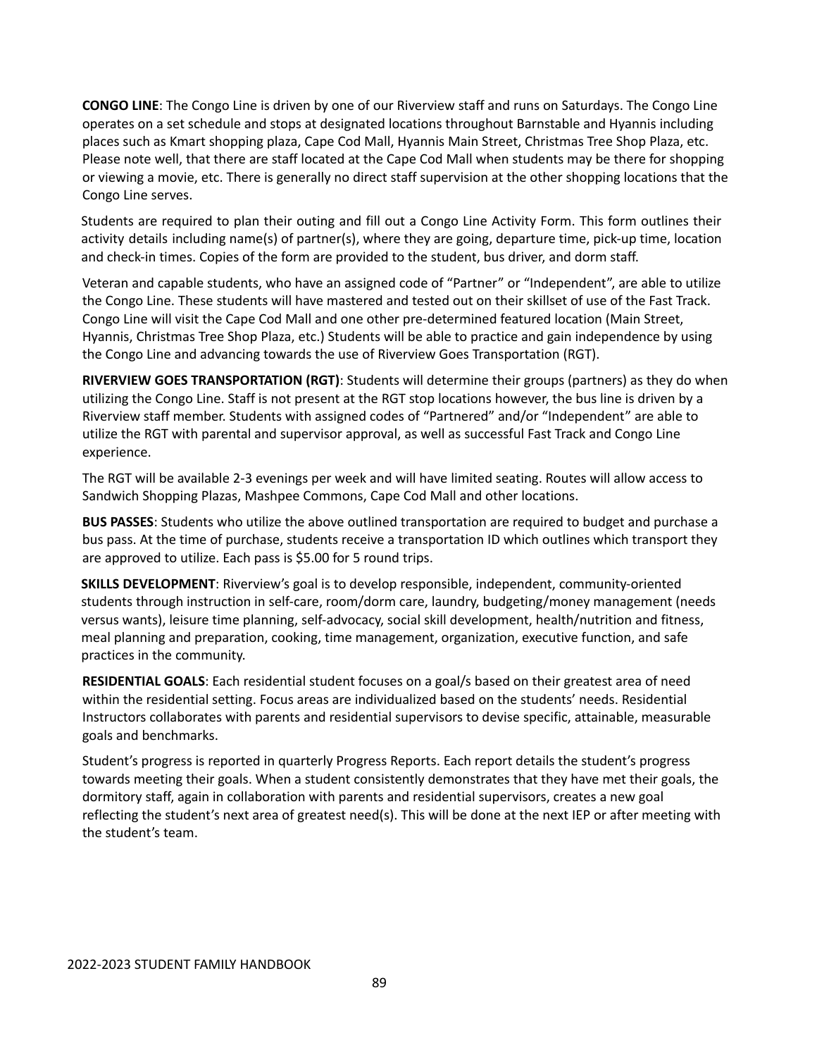**CONGO LINE**: The Congo Line is driven by one of our Riverview staff and runs on Saturdays. The Congo Line operates on a set schedule and stops at designated locations throughout Barnstable and Hyannis including places such as Kmart shopping plaza, Cape Cod Mall, Hyannis Main Street, Christmas Tree Shop Plaza, etc. Please note well, that there are staff located at the Cape Cod Mall when students may be there for shopping or viewing a movie, etc. There is generally no direct staff supervision at the other shopping locations that the Congo Line serves.

Students are required to plan their outing and fill out a Congo Line Activity Form. This form outlines their activity details including name(s) of partner(s), where they are going, departure time, pick-up time, location and check-in times. Copies of the form are provided to the student, bus driver, and dorm staff.

Veteran and capable students, who have an assigned code of "Partner" or "Independent", are able to utilize the Congo Line. These students will have mastered and tested out on their skillset of use of the Fast Track. Congo Line will visit the Cape Cod Mall and one other pre-determined featured location (Main Street, Hyannis, Christmas Tree Shop Plaza, etc.) Students will be able to practice and gain independence by using the Congo Line and advancing towards the use of Riverview Goes Transportation (RGT).

**RIVERVIEW GOES TRANSPORTATION (RGT)**: Students will determine their groups (partners) as they do when utilizing the Congo Line. Staff is not present at the RGT stop locations however, the bus line is driven by a Riverview staff member. Students with assigned codes of "Partnered" and/or "Independent" are able to utilize the RGT with parental and supervisor approval, as well as successful Fast Track and Congo Line experience.

The RGT will be available 2-3 evenings per week and will have limited seating. Routes will allow access to Sandwich Shopping Plazas, Mashpee Commons, Cape Cod Mall and other locations.

**BUS PASSES**: Students who utilize the above outlined transportation are required to budget and purchase a bus pass. At the time of purchase, students receive a transportation ID which outlines which transport they are approved to utilize. Each pass is $5.00 for 5 round trips.

**SKILLS DEVELOPMENT**: Riverview's goal is to develop responsible, independent, community-oriented students through instruction in self-care, room/dorm care, laundry, budgeting/money management (needs versus wants), leisure time planning, self-advocacy, social skill development, health/nutrition and fitness, meal planning and preparation, cooking, time management, organization, executive function, and safe practices in the community.

**RESIDENTIAL GOALS**: Each residential student focuses on a goal/s based on their greatest area of need within the residential setting. Focus areas are individualized based on the students' needs. Residential Instructors collaborates with parents and residential supervisors to devise specific, attainable, measurable goals and benchmarks.

Student's progress is reported in quarterly Progress Reports. Each report details the student's progress towards meeting their goals. When a student consistently demonstrates that they have met their goals, the dormitory staff, again in collaboration with parents and residential supervisors, creates a new goal reflecting the student's next area of greatest need(s). This will be done at the next IEP or after meeting with the student's team.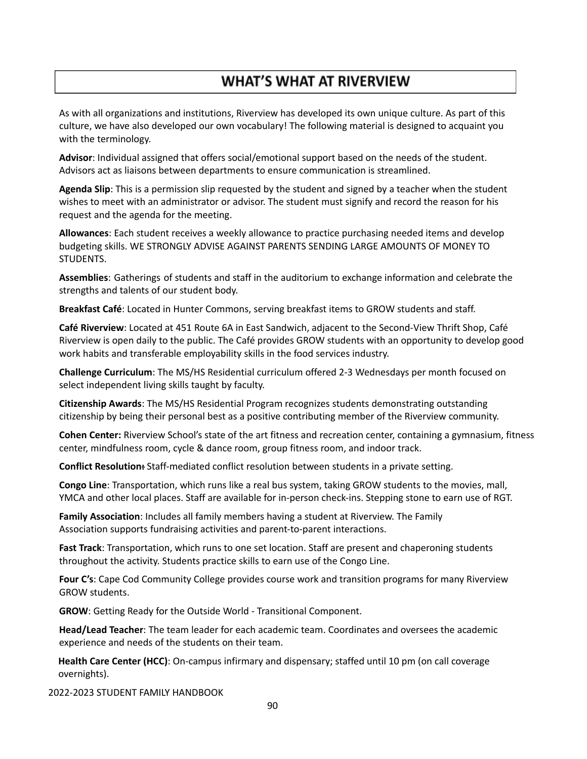# WHAT'S WHAT AT RIVERVIEW

As with all organizations and institutions, Riverview has developed its own unique culture. As part of this culture, we have also developed our own vocabulary! The following material is designed to acquaint you with the terminology.

**Advisor**: Individual assigned that offers social/emotional support based on the needs of the student. Advisors act as liaisons between departments to ensure communication is streamlined.

**Agenda Slip**: This is a permission slip requested by the student and signed by a teacher when the student wishes to meet with an administrator or advisor. The student must signify and record the reason for his request and the agenda for the meeting.

**Allowances**: Each student receives a weekly allowance to practice purchasing needed items and develop budgeting skills. WE STRONGLY ADVISE AGAINST PARENTS SENDING LARGE AMOUNTS OF MONEY TO STUDENTS.

**Assemblies**: Gatherings of students and staff in the auditorium to exchange information and celebrate the strengths and talents of our student body.

**Breakfast Café**: Located in Hunter Commons, serving breakfast items to GROW students and staff.

**Café Riverview**: Located at 451 Route 6A in East Sandwich, adjacent to the Second-View Thrift Shop, Café Riverview is open daily to the public. The Café provides GROW students with an opportunity to develop good work habits and transferable employability skills in the food services industry.

**Challenge Curriculum**: The MS/HS Residential curriculum offered 2-3 Wednesdays per month focused on select independent living skills taught by faculty.

**Citizenship Awards**: The MS/HS Residential Program recognizes students demonstrating outstanding citizenship by being their personal best as a positive contributing member of the Riverview community.

**Cohen Center:** Riverview School's state of the art fitness and recreation center, containing a gymnasium, fitness center, mindfulness room, cycle & dance room, group fitness room, and indoor track.

**Conflict Resolution:** Staff-mediated conflict resolution between students in a private setting.

**Congo Line**: Transportation, which runs like a real bus system, taking GROW students to the movies, mall, YMCA and other local places. Staff are available for in-person check-ins. Stepping stone to earn use of RGT.

**Family Association**: Includes all family members having a student at Riverview. The Family Association supports fundraising activities and parent-to-parent interactions.

**Fast Track**: Transportation, which runs to one set location. Staff are present and chaperoning students throughout the activity. Students practice skills to earn use of the Congo Line.

**Four C's**: Cape Cod Community College provides course work and transition programs for many Riverview GROW students.

**GROW**: Getting Ready for the Outside World - Transitional Component.

**Head/Lead Teacher**: The team leader for each academic team. Coordinates and oversees the academic experience and needs of the students on their team.

**Health Care Center (HCC)**: On-campus infirmary and dispensary; staffed until 10 pm (on call coverage overnights).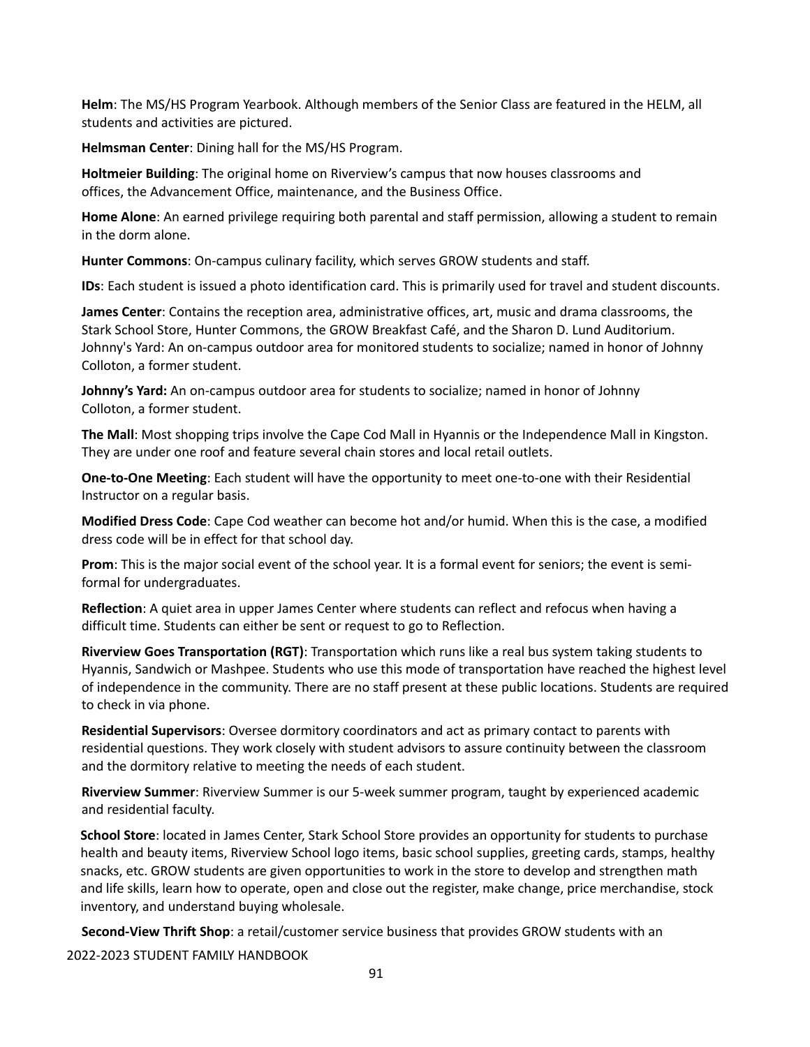**Helm**: The MS/HS Program Yearbook. Although members of the Senior Class are featured in the HELM, all students and activities are pictured.

**Helmsman Center**: Dining hall for the MS/HS Program.

**Holtmeier Building**: The original home on Riverview's campus that now houses classrooms and offices, the Advancement Office, maintenance, and the Business Office.

**Home Alone**: An earned privilege requiring both parental and staff permission, allowing a student to remain in the dorm alone.

**Hunter Commons**: On-campus culinary facility, which serves GROW students and staff.

**IDs**: Each student is issued a photo identification card. This is primarily used for travel and student discounts.

**James Center**: Contains the reception area, administrative offices, art, music and drama classrooms, the Stark School Store, Hunter Commons, the GROW Breakfast Café, and the Sharon D. Lund Auditorium. Johnny's Yard: An on-campus outdoor area for monitored students to socialize; named in honor of Johnny Colloton, a former student.

**Johnny's Yard:** An on-campus outdoor area for students to socialize; named in honor of Johnny Colloton, a former student.

**The Mall**: Most shopping trips involve the Cape Cod Mall in Hyannis or the Independence Mall in Kingston. They are under one roof and feature several chain stores and local retail outlets.

**One-to-One Meeting**: Each student will have the opportunity to meet one-to-one with their Residential Instructor on a regular basis.

**Modified Dress Code**: Cape Cod weather can become hot and/or humid. When this is the case, a modified dress code will be in effect for that school day.

**Prom**: This is the major social event of the school year. It is a formal event for seniors; the event is semi-formal for undergraduates.

**Reflection**: A quiet area in upper James Center where students can reflect and refocus when having a difficult time. Students can either be sent or request to go to Reflection.

**Riverview Goes Transportation (RGT)**: Transportation which runs like a real bus system taking students to Hyannis, Sandwich or Mashpee. Students who use this mode of transportation have reached the highest level of independence in the community. There are no staff present at these public locations. Students are required to check in via phone.

**Residential Supervisors**: Oversee dormitory coordinators and act as primary contact to parents with residential questions. They work closely with student advisors to assure continuity between the classroom and the dormitory relative to meeting the needs of each student.

**Riverview Summer**: Riverview Summer is our 5-week summer program, taught by experienced academic and residential faculty.

**School Store**: located in James Center, Stark School Store provides an opportunity for students to purchase health and beauty items, Riverview School logo items, basic school supplies, greeting cards, stamps, healthy snacks, etc. GROW students are given opportunities to work in the store to develop and strengthen math and life skills, learn how to operate, open and close out the register, make change, price merchandise, stock inventory, and understand buying wholesale.

**Second-View Thrift Shop**: a retail/customer service business that provides GROW students with an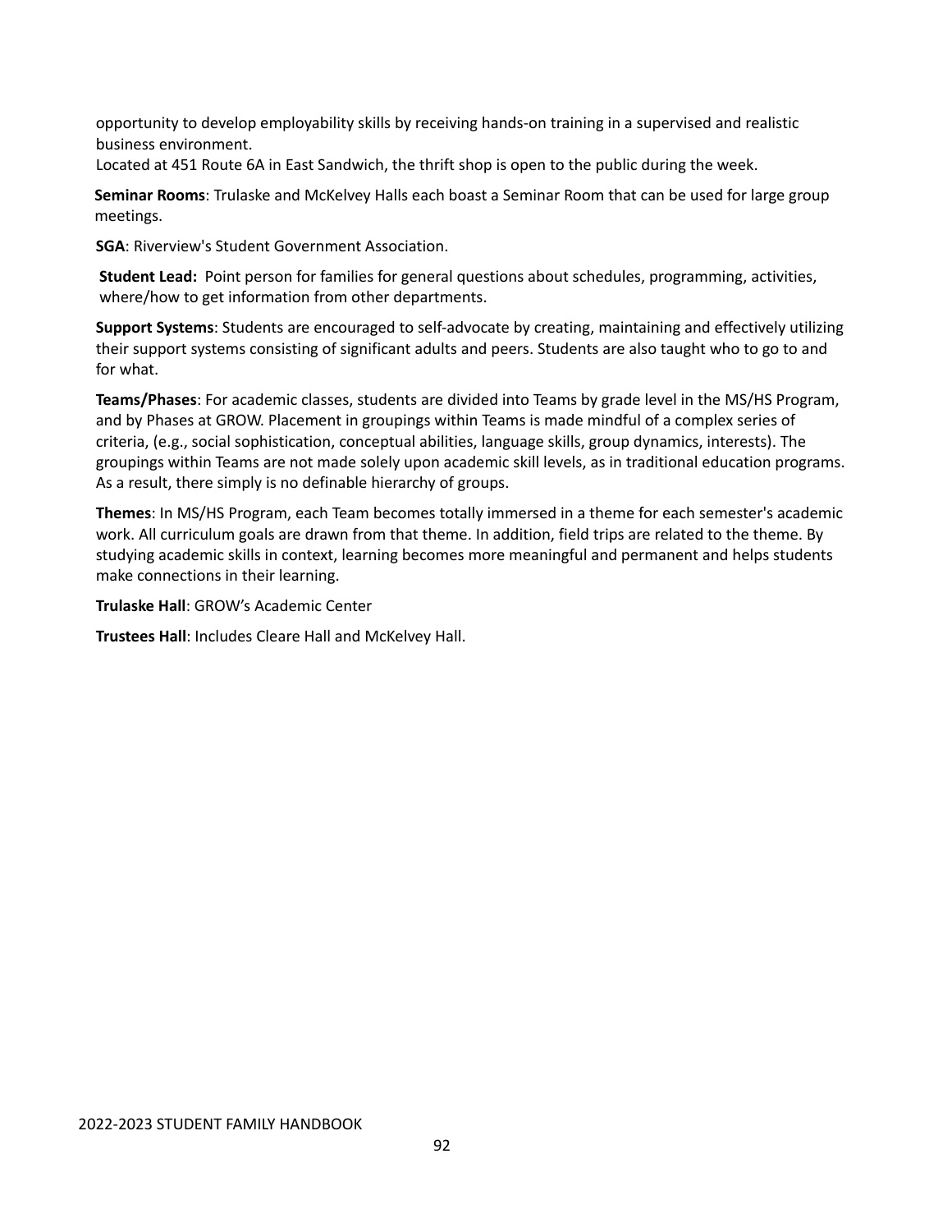opportunity to develop employability skills by receiving hands-on training in a supervised and realistic business environment.
Located at 451 Route 6A in East Sandwich, the thrift shop is open to the public during the week.

**Seminar Rooms**: Trulaske and McKelvey Halls each boast a Seminar Room that can be used for large group meetings.

**SGA**: Riverview's Student Government Association.

**Student Lead:** Point person for families for general questions about schedules, programming, activities, where/how to get information from other departments.

**Support Systems**: Students are encouraged to self-advocate by creating, maintaining and effectively utilizing their support systems consisting of significant adults and peers. Students are also taught who to go to and for what.

**Teams/Phases**: For academic classes, students are divided into Teams by grade level in the MS/HS Program, and by Phases at GROW. Placement in groupings within Teams is made mindful of a complex series of criteria, (e.g., social sophistication, conceptual abilities, language skills, group dynamics, interests). The groupings within Teams are not made solely upon academic skill levels, as in traditional education programs. As a result, there simply is no definable hierarchy of groups.

**Themes**: In MS/HS Program, each Team becomes totally immersed in a theme for each semester's academic work. All curriculum goals are drawn from that theme. In addition, field trips are related to the theme. By studying academic skills in context, learning becomes more meaningful and permanent and helps students make connections in their learning.

**Trulaske Hall**: GROW's Academic Center

**Trustees Hall**: Includes Cleare Hall and McKelvey Hall.